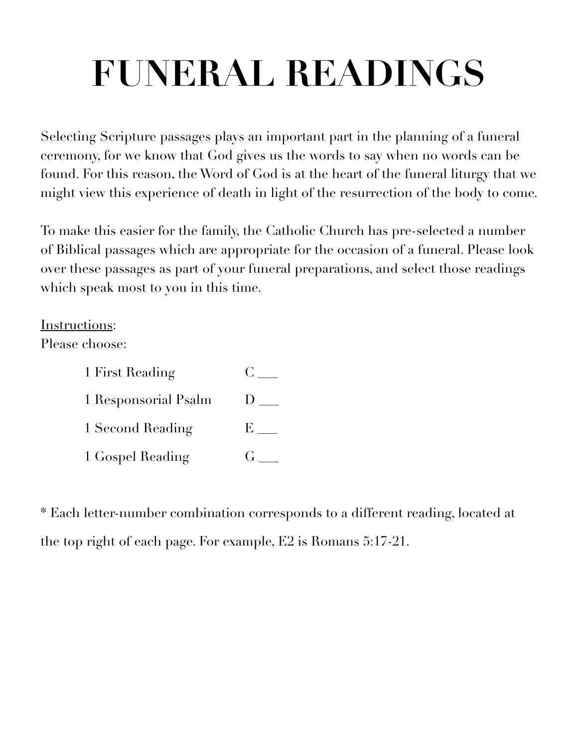# FUNERAL READINGS

Selecting Scripture passages plays an important part in the planning of a funeral ceremony, for we know that God gives us the words to say when no words can be found. For this reason, the Word of God is at the heart of the funeral liturgy that we might view this experience of death in light of the resurrection of the body to come.

To make this easier for the family, the Catholic Church has pre-selected a number of Biblical passages which are appropriate for the occasion of a funeral. Please look over these passages as part of your funeral preparations, and select those readings which speak most to you in this time.

<u>Instructions</u>:

Please choose:

| | |
|---|---|
| 1 First Reading | C ___ |
| 1 Responsorial Psalm | D ___ |
| 1 Second Reading | E ___ |
| 1 Gospel Reading | G ___ |

* Each letter-number combination corresponds to a different reading, located at the top right of each page. For example, E2 is Romans 5:17-21.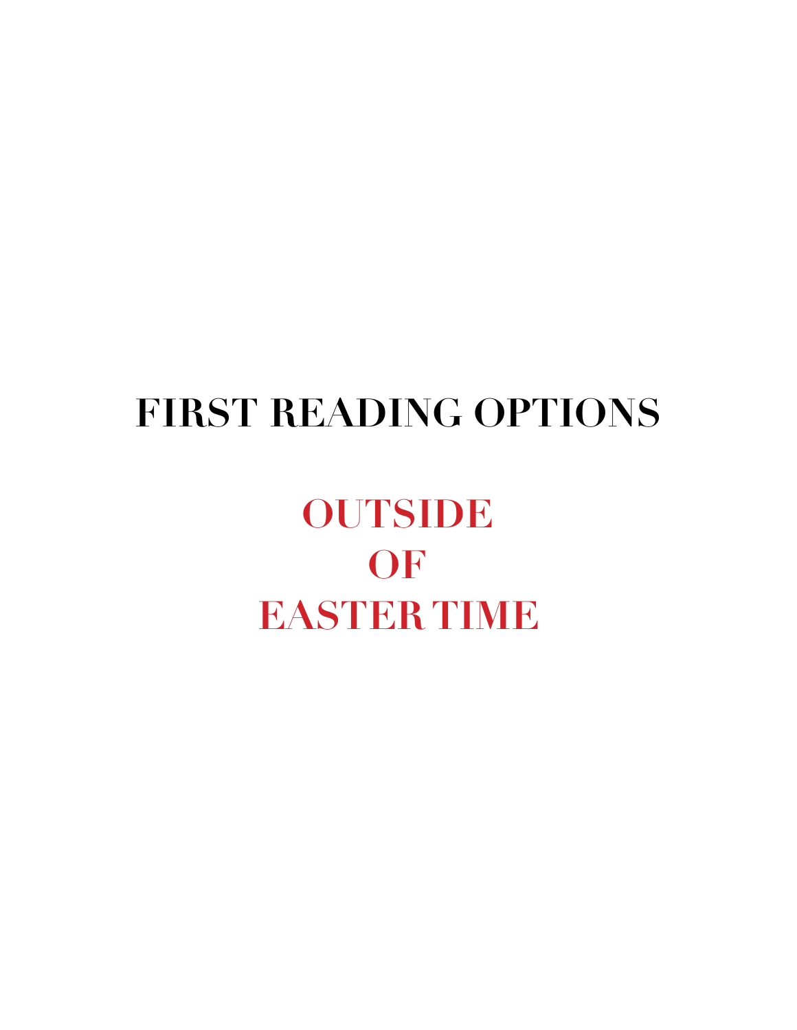# FIRST READING OPTIONS

## OUTSIDE
## OF
## EASTER TIME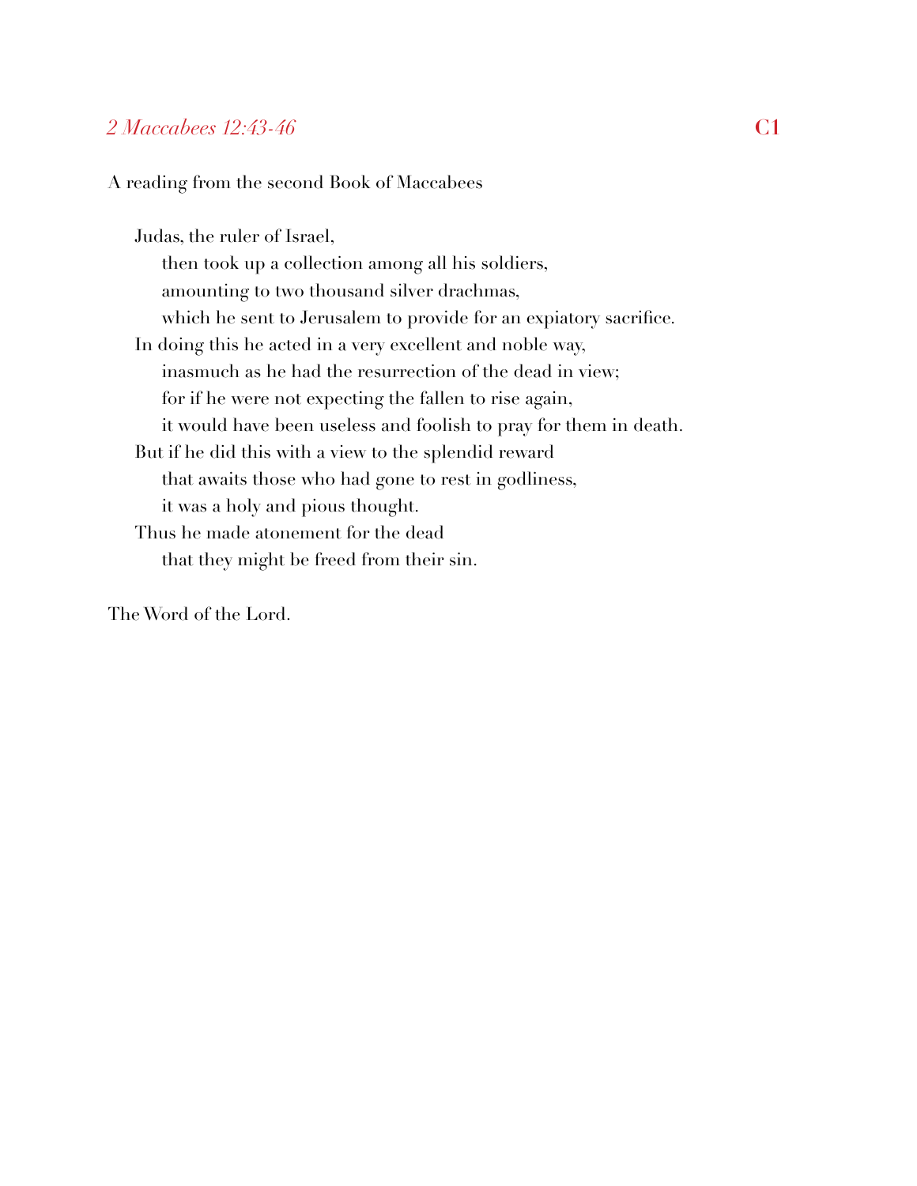*2 Maccabees 12:43-46* **C1**

A reading from the second Book of Maccabees

Judas, the ruler of Israel,
then took up a collection among all his soldiers,
amounting to two thousand silver drachmas,
which he sent to Jerusalem to provide for an expiatory sacrifice.
In doing this he acted in a very excellent and noble way,
inasmuch as he had the resurrection of the dead in view;
for if he were not expecting the fallen to rise again,
it would have been useless and foolish to pray for them in death.
But if he did this with a view to the splendid reward
that awaits those who had gone to rest in godliness,
it was a holy and pious thought.
Thus he made atonement for the dead
that they might be freed from their sin.

The Word of the Lord.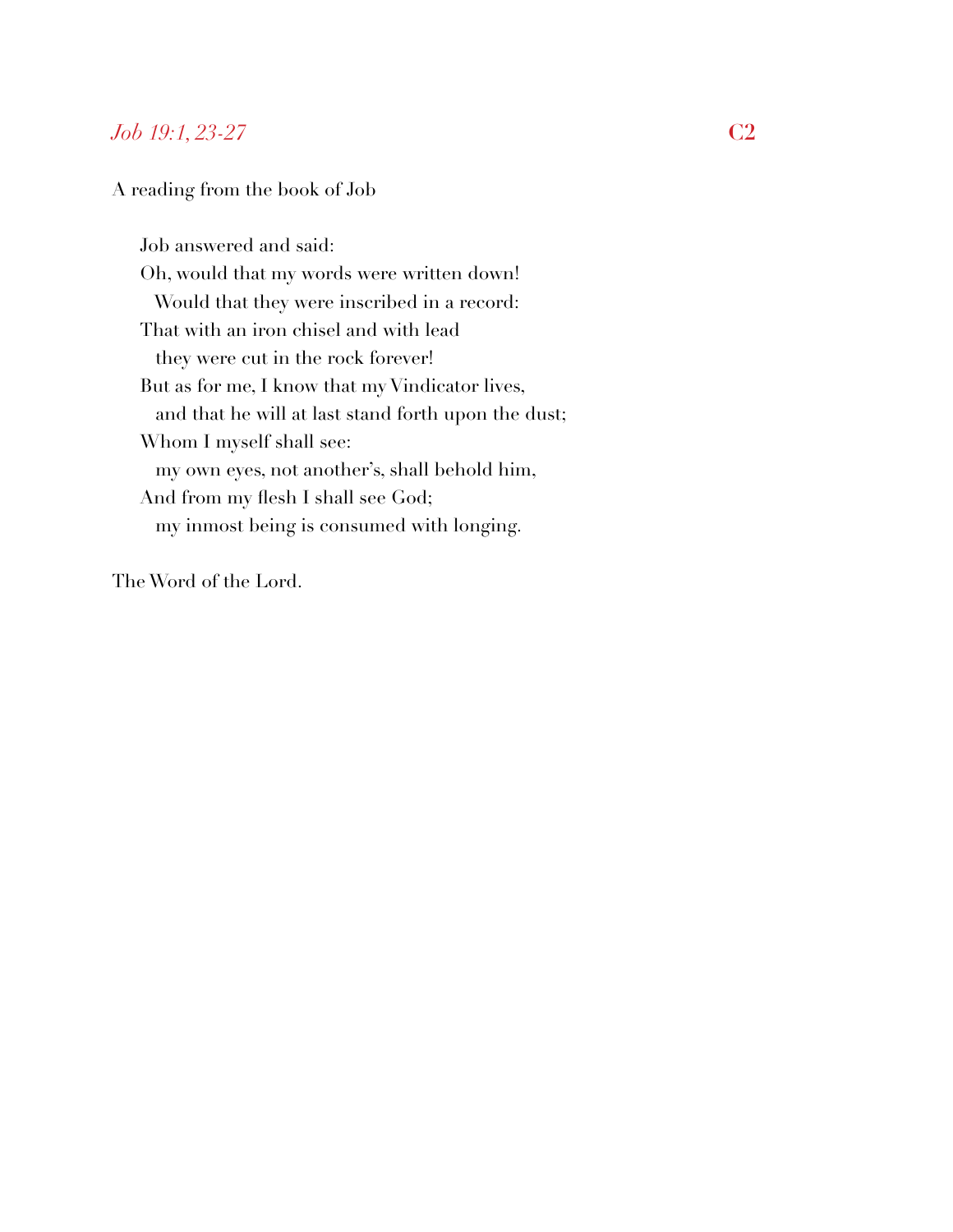## *Job 19:1, 23-27* **C2**

A reading from the book of Job

Job answered and said:
Oh, would that my words were written down!
  Would that they were inscribed in a record:
That with an iron chisel and with lead
  they were cut in the rock forever!
But as for me, I know that my Vindicator lives,
  and that he will at last stand forth upon the dust;
Whom I myself shall see:
  my own eyes, not another's, shall behold him,
And from my flesh I shall see God;
  my inmost being is consumed with longing.

The Word of the Lord.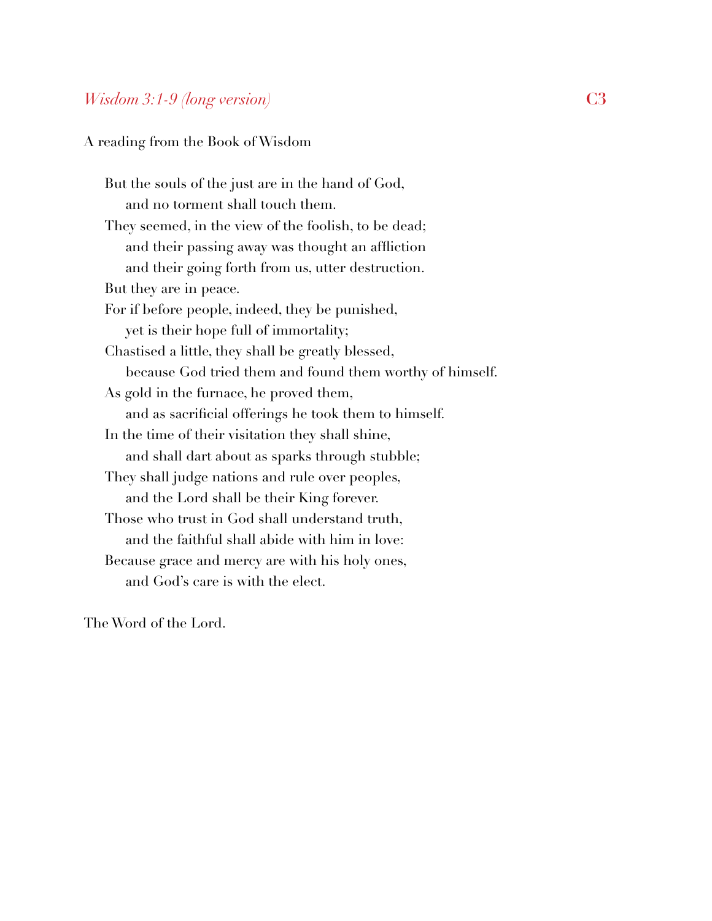## *Wisdom 3:1-9 (long version)* **C3**

A reading from the Book of Wisdom

But the souls of the just are in the hand of God,  
&nbsp;&nbsp;&nbsp;&nbsp;and no torment shall touch them.  
They seemed, in the view of the foolish, to be dead;  
&nbsp;&nbsp;&nbsp;&nbsp;and their passing away was thought an affliction  
&nbsp;&nbsp;&nbsp;&nbsp;and their going forth from us, utter destruction.  
But they are in peace.  
For if before people, indeed, they be punished,  
&nbsp;&nbsp;&nbsp;&nbsp;yet is their hope full of immortality;  
Chastised a little, they shall be greatly blessed,  
&nbsp;&nbsp;&nbsp;&nbsp;because God tried them and found them worthy of himself.  
As gold in the furnace, he proved them,  
&nbsp;&nbsp;&nbsp;&nbsp;and as sacrificial offerings he took them to himself.  
In the time of their visitation they shall shine,  
&nbsp;&nbsp;&nbsp;&nbsp;and shall dart about as sparks through stubble;  
They shall judge nations and rule over peoples,  
&nbsp;&nbsp;&nbsp;&nbsp;and the Lord shall be their King forever.  
Those who trust in God shall understand truth,  
&nbsp;&nbsp;&nbsp;&nbsp;and the faithful shall abide with him in love:  
Because grace and mercy are with his holy ones,  
&nbsp;&nbsp;&nbsp;&nbsp;and God's care is with the elect.

The Word of the Lord.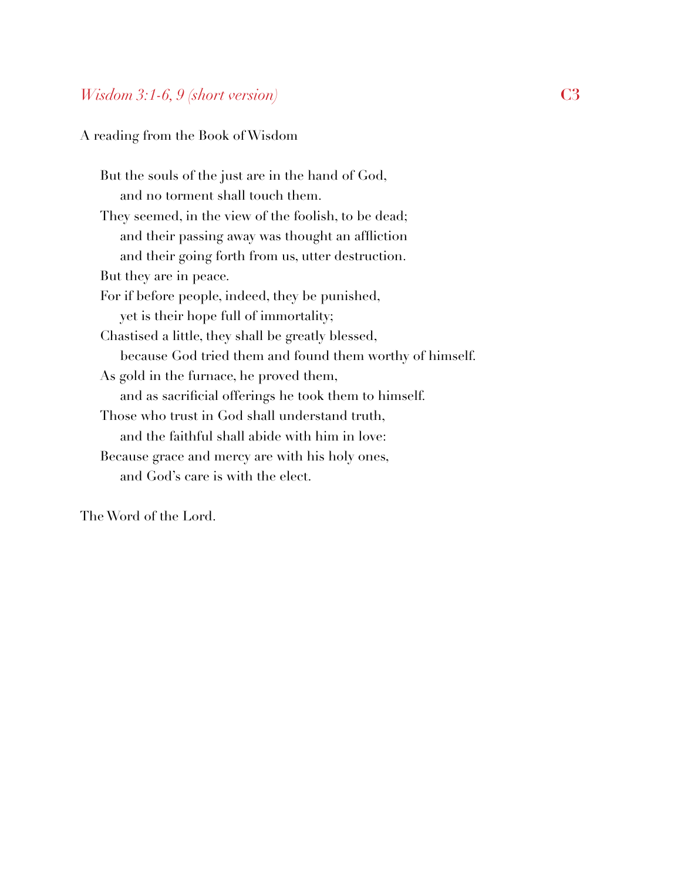*Wisdom 3:1-6, 9 (short version)* **C3**

A reading from the Book of Wisdom

But the souls of the just are in the hand of God,
 and no torment shall touch them.
They seemed, in the view of the foolish, to be dead;
 and their passing away was thought an affliction
 and their going forth from us, utter destruction.
But they are in peace.
For if before people, indeed, they be punished,
 yet is their hope full of immortality;
Chastised a little, they shall be greatly blessed,
 because God tried them and found them worthy of himself.
As gold in the furnace, he proved them,
 and as sacrificial offerings he took them to himself.
Those who trust in God shall understand truth,
 and the faithful shall abide with him in love:
Because grace and mercy are with his holy ones,
 and God's care is with the elect.

The Word of the Lord.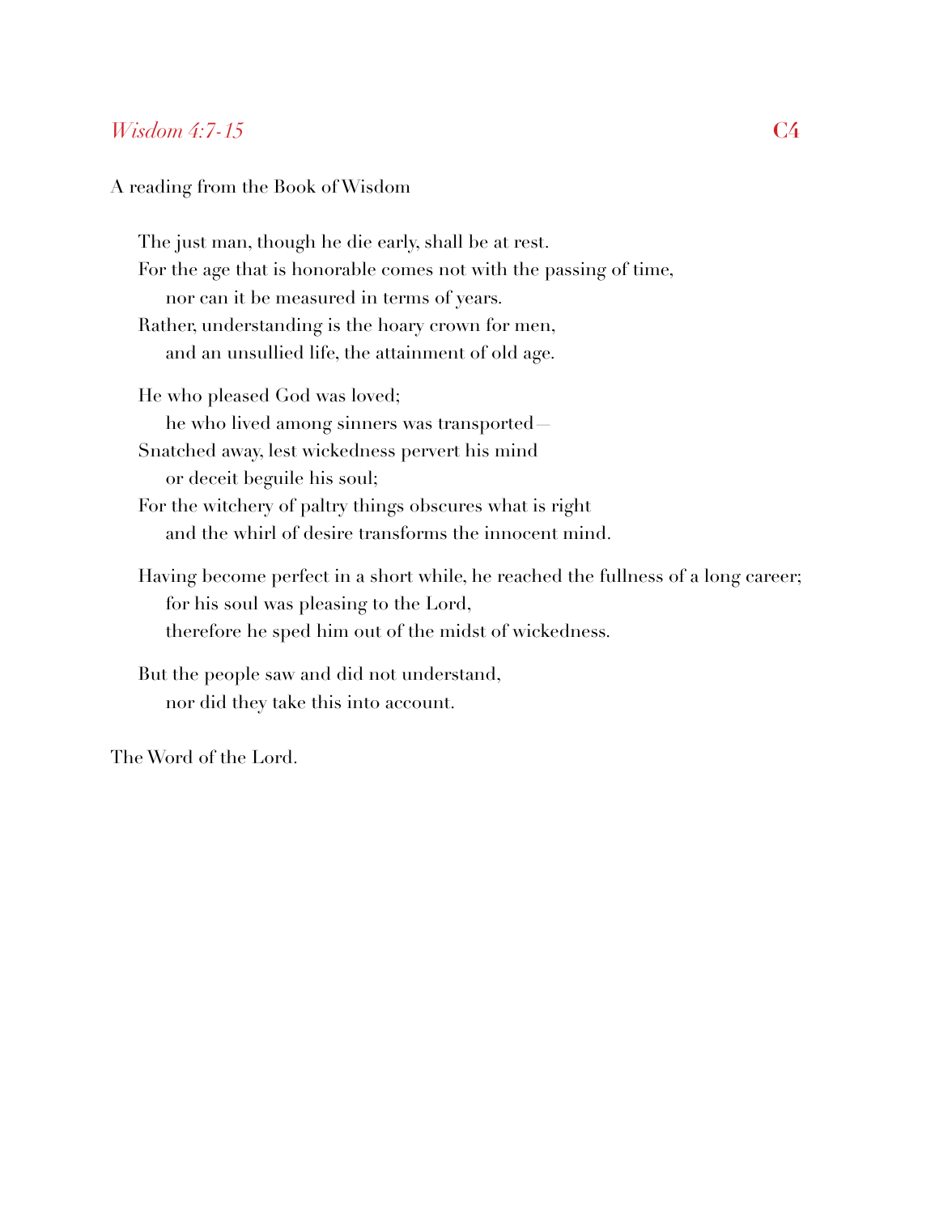*Wisdom 4:7-15* **C4**

A reading from the Book of Wisdom

The just man, though he die early, shall be at rest.
For the age that is honorable comes not with the passing of time,
  nor can it be measured in terms of years.
Rather, understanding is the hoary crown for men,
  and an unsullied life, the attainment of old age.

He who pleased God was loved;
  he who lived among sinners was transported—
Snatched away, lest wickedness pervert his mind
  or deceit beguile his soul;
For the witchery of paltry things obscures what is right
  and the whirl of desire transforms the innocent mind.

Having become perfect in a short while, he reached the fullness of a long career;
  for his soul was pleasing to the Lord,
  therefore he sped him out of the midst of wickedness.

But the people saw and did not understand,
  nor did they take this into account.

The Word of the Lord.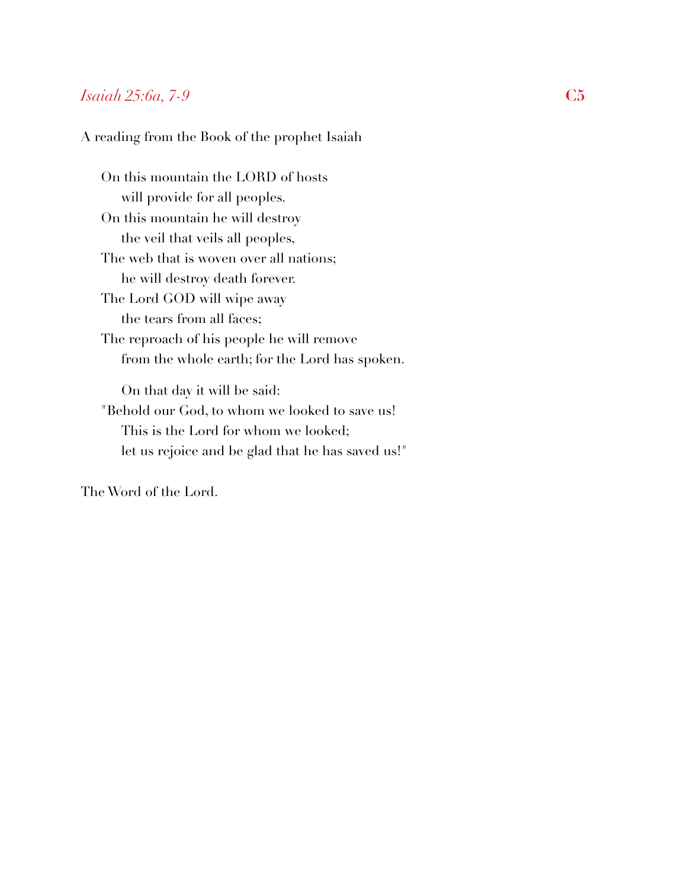*Isaiah 25:6a, 7-9* **C5**

A reading from the Book of the prophet Isaiah

On this mountain the LORD of hosts
  will provide for all peoples.
On this mountain he will destroy
  the veil that veils all peoples,
The web that is woven over all nations;
  he will destroy death forever.
The Lord GOD will wipe away
  the tears from all faces;
The reproach of his people he will remove
  from the whole earth; for the Lord has spoken.

  On that day it will be said:
"Behold our God, to whom we looked to save us!
  This is the Lord for whom we looked;
  let us rejoice and be glad that he has saved us!"

The Word of the Lord.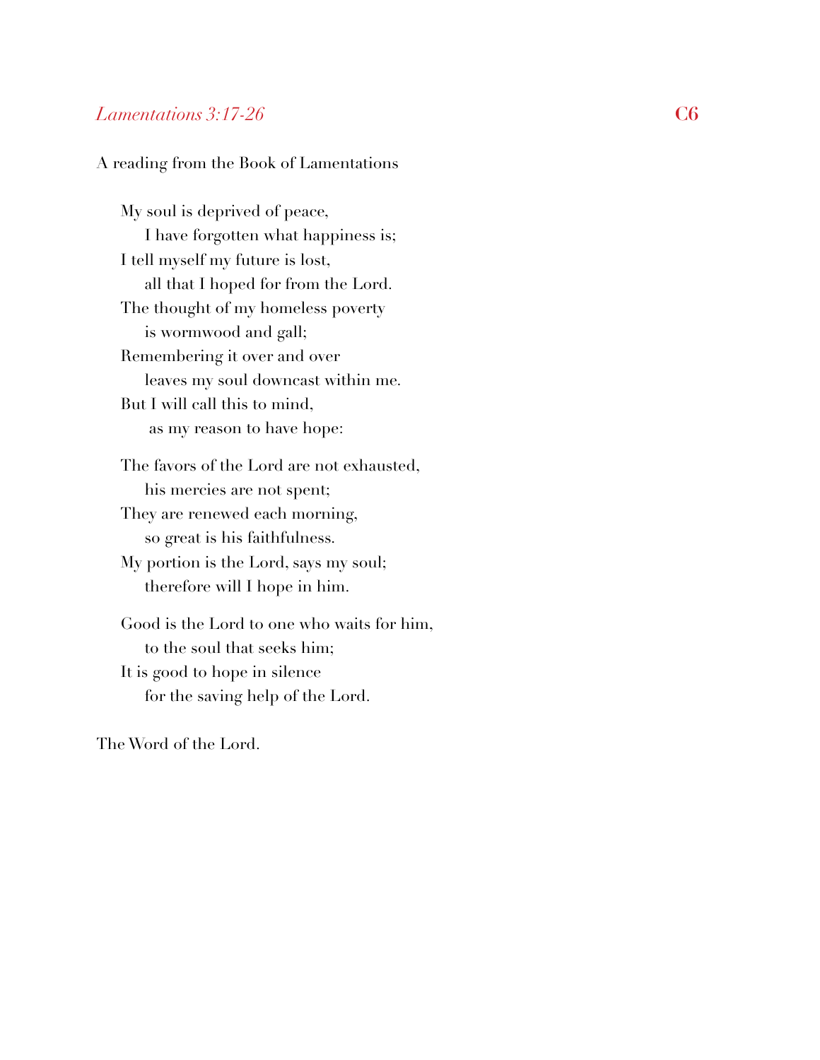*Lamentations 3:17-26* **C6**

A reading from the Book of Lamentations

My soul is deprived of peace,
  I have forgotten what happiness is;
I tell myself my future is lost,
  all that I hoped for from the Lord.
The thought of my homeless poverty
  is wormwood and gall;
Remembering it over and over
  leaves my soul downcast within me.
But I will call this to mind,
  as my reason to have hope:

The favors of the Lord are not exhausted,
  his mercies are not spent;
They are renewed each morning,
  so great is his faithfulness.
My portion is the Lord, says my soul;
  therefore will I hope in him.

Good is the Lord to one who waits for him,
  to the soul that seeks him;
It is good to hope in silence
  for the saving help of the Lord.

The Word of the Lord.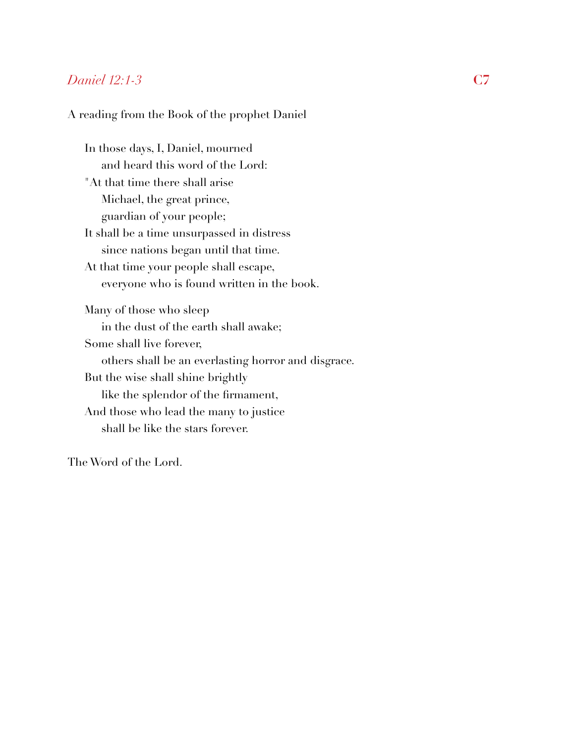*Daniel 12:1-3* **C7**

A reading from the Book of the prophet Daniel

In those days, I, Daniel, mourned  
    and heard this word of the Lord:  
"At that time there shall arise  
    Michael, the great prince,  
    guardian of your people;  
It shall be a time unsurpassed in distress  
    since nations began until that time.  
At that time your people shall escape,  
    everyone who is found written in the book.

Many of those who sleep  
    in the dust of the earth shall awake;  
Some shall live forever,  
    others shall be an everlasting horror and disgrace.  
But the wise shall shine brightly  
    like the splendor of the firmament,  
And those who lead the many to justice  
    shall be like the stars forever.

The Word of the Lord.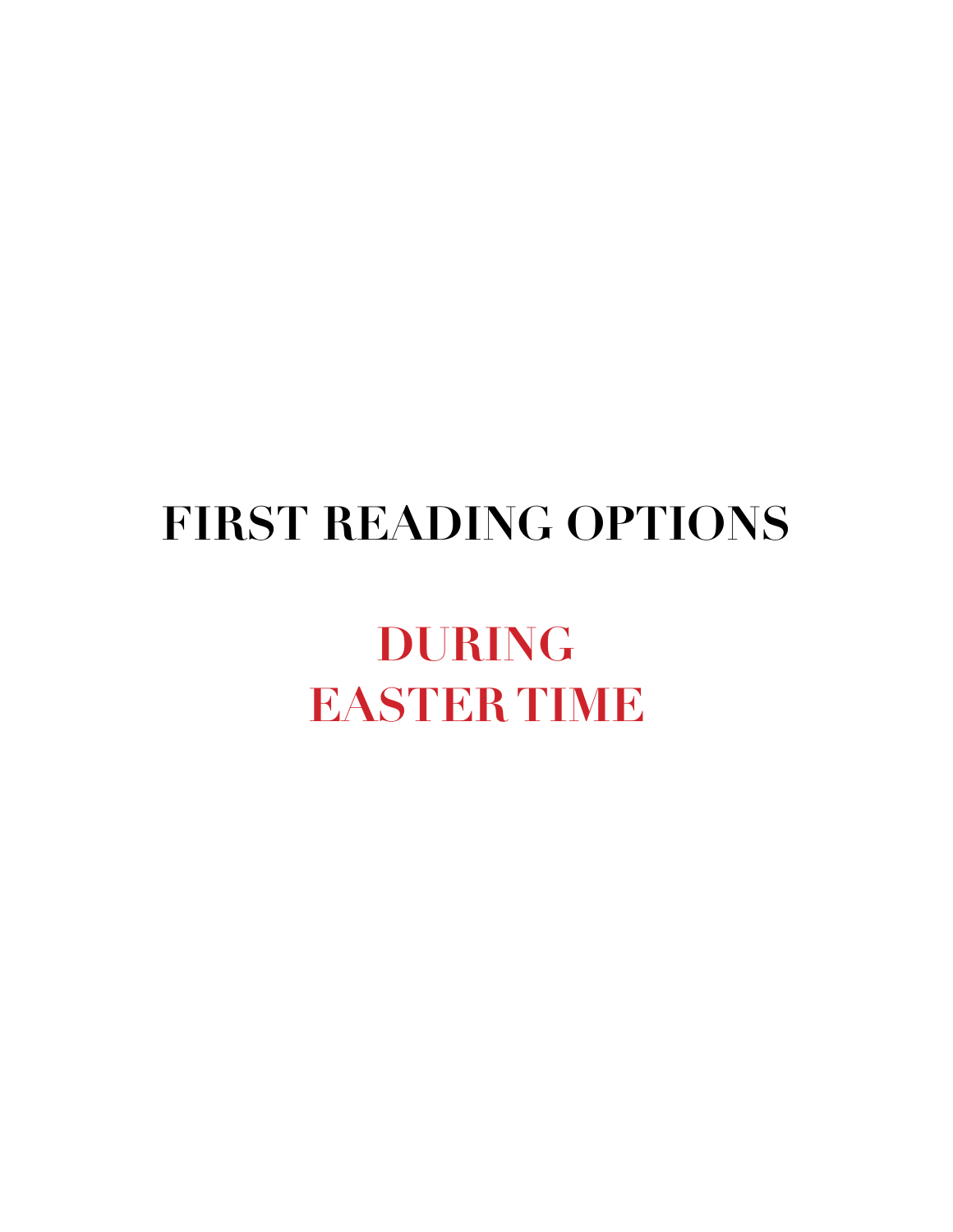# FIRST READING OPTIONS

## DURING EASTER TIME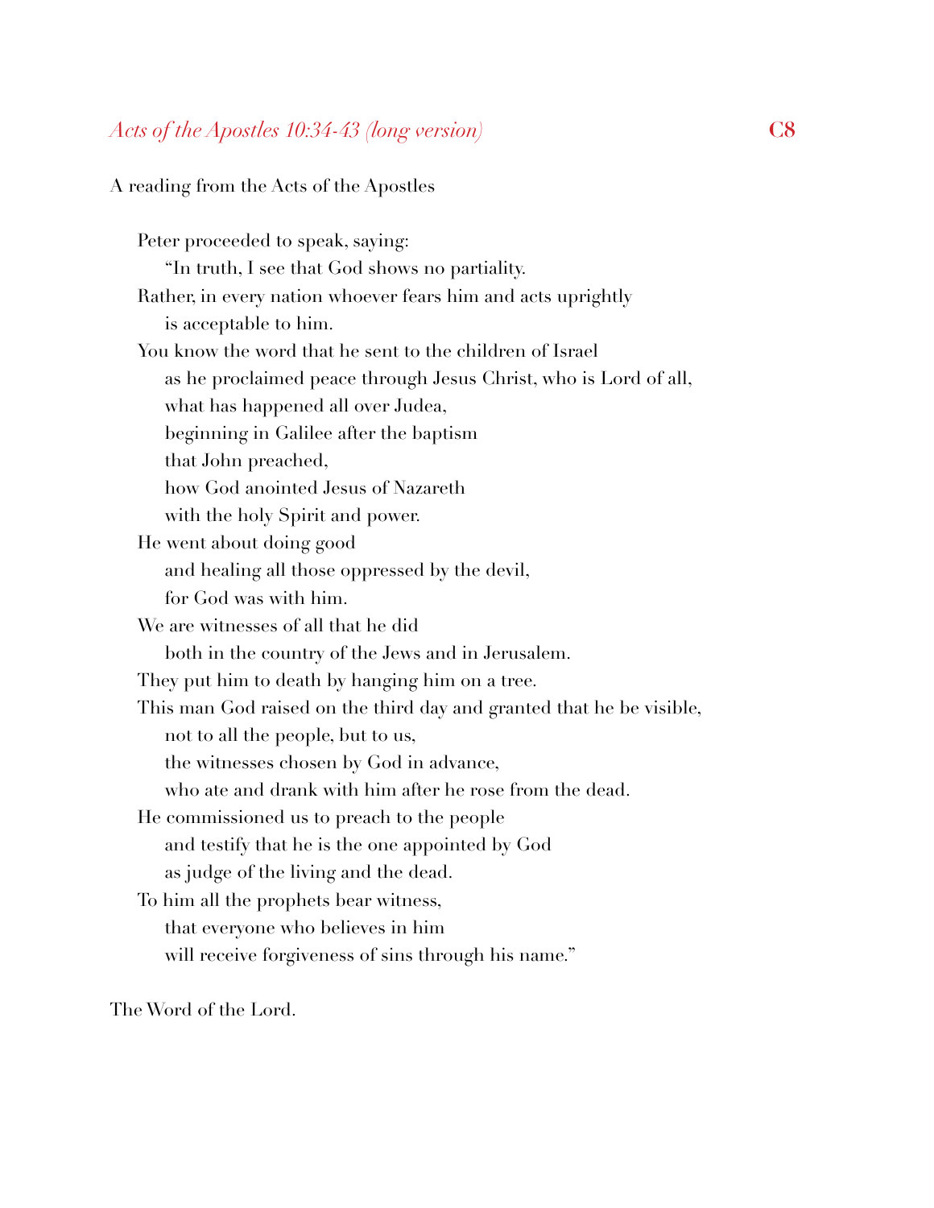## *Acts of the Apostles 10:34-43 (long version)* C8

A reading from the Acts of the Apostles

Peter proceeded to speak, saying:
  "In truth, I see that God shows no partiality.
Rather, in every nation whoever fears him and acts uprightly
  is acceptable to him.
You know the word that he sent to the children of Israel
  as he proclaimed peace through Jesus Christ, who is Lord of all,
  what has happened all over Judea,
  beginning in Galilee after the baptism
  that John preached,
  how God anointed Jesus of Nazareth
  with the holy Spirit and power.
He went about doing good
  and healing all those oppressed by the devil,
  for God was with him.
We are witnesses of all that he did
  both in the country of the Jews and in Jerusalem.
They put him to death by hanging him on a tree.
This man God raised on the third day and granted that he be visible,
  not to all the people, but to us,
  the witnesses chosen by God in advance,
  who ate and drank with him after he rose from the dead.
He commissioned us to preach to the people
  and testify that he is the one appointed by God
  as judge of the living and the dead.
To him all the prophets bear witness,
  that everyone who believes in him
  will receive forgiveness of sins through his name."

The Word of the Lord.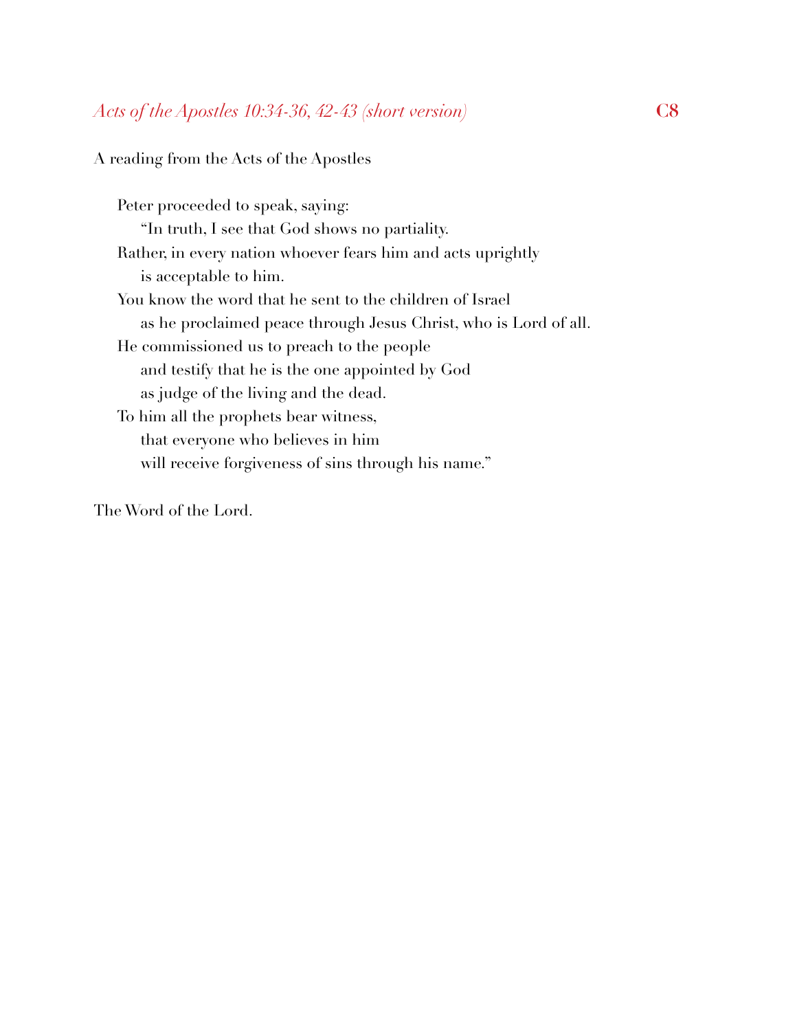*Acts of the Apostles 10:34-36, 42-43 (short version)* **C8**

A reading from the Acts of the Apostles

Peter proceeded to speak, saying:
  "In truth, I see that God shows no partiality.
Rather, in every nation whoever fears him and acts uprightly
  is acceptable to him.
You know the word that he sent to the children of Israel
  as he proclaimed peace through Jesus Christ, who is Lord of all.
He commissioned us to preach to the people
  and testify that he is the one appointed by God
  as judge of the living and the dead.
To him all the prophets bear witness,
  that everyone who believes in him
  will receive forgiveness of sins through his name."

The Word of the Lord.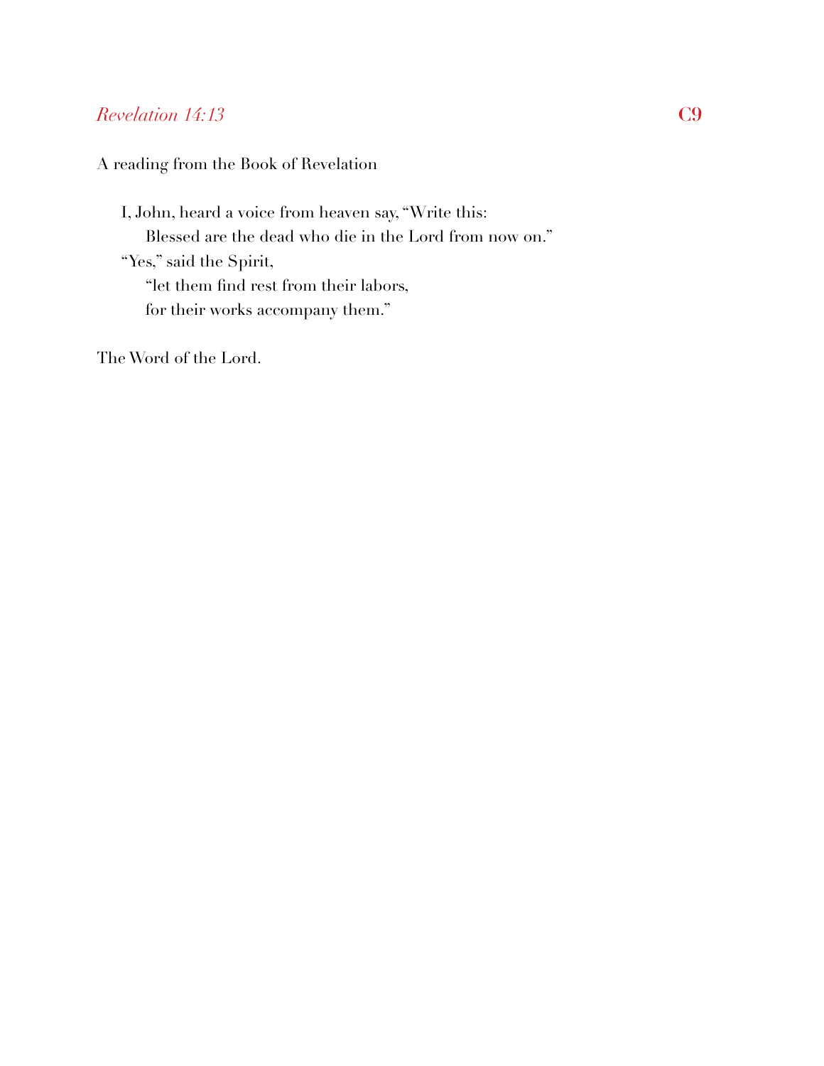*Revelation 14:13* **C9**

A reading from the Book of Revelation

I, John, heard a voice from heaven say, "Write this:
  Blessed are the dead who die in the Lord from now on."
"Yes," said the Spirit,
  "let them find rest from their labors,
  for their works accompany them."

The Word of the Lord.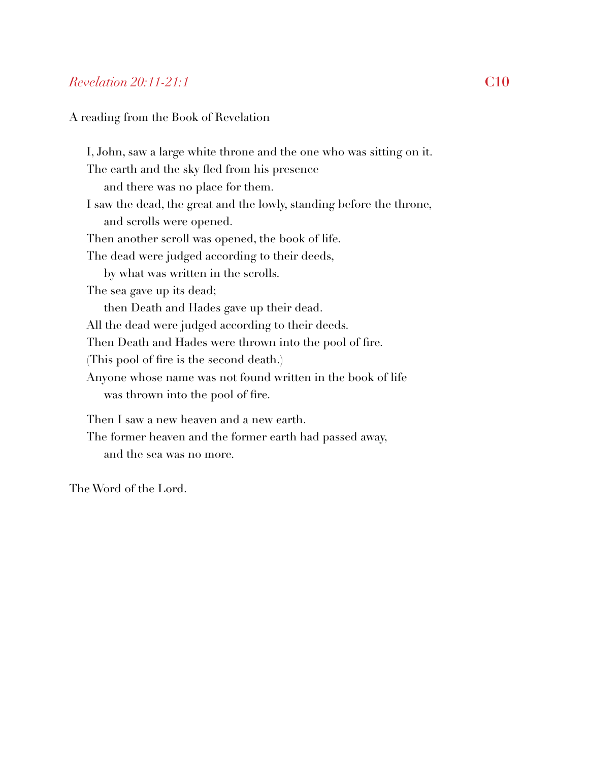*Revelation 20:11-21:1* **C10**

A reading from the Book of Revelation

I, John, saw a large white throne and the one who was sitting on it.
The earth and the sky fled from his presence
  and there was no place for them.
I saw the dead, the great and the lowly, standing before the throne,
  and scrolls were opened.
Then another scroll was opened, the book of life.
The dead were judged according to their deeds,
  by what was written in the scrolls.
The sea gave up its dead;
  then Death and Hades gave up their dead.
All the dead were judged according to their deeds.
Then Death and Hades were thrown into the pool of fire.
(This pool of fire is the second death.)
Anyone whose name was not found written in the book of life
  was thrown into the pool of fire.

Then I saw a new heaven and a new earth.
The former heaven and the former earth had passed away,
  and the sea was no more.

The Word of the Lord.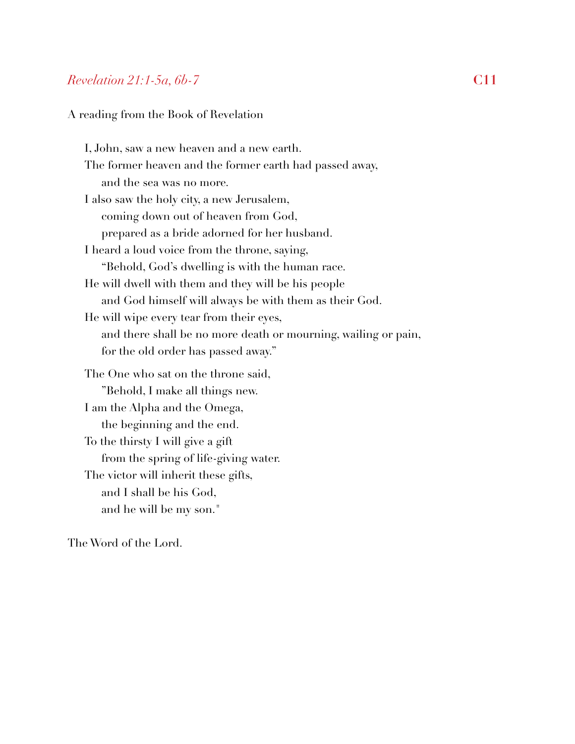*Revelation 21:1-5a, 6b-7* **C11**

A reading from the Book of Revelation

I, John, saw a new heaven and a new earth.  
The former heaven and the former earth had passed away,  
  and the sea was no more.  
I also saw the holy city, a new Jerusalem,  
  coming down out of heaven from God,  
  prepared as a bride adorned for her husband.  
I heard a loud voice from the throne, saying,  
  "Behold, God's dwelling is with the human race.  
He will dwell with them and they will be his people  
  and God himself will always be with them as their God.  
He will wipe every tear from their eyes,  
  and there shall be no more death or mourning, wailing or pain,  
  for the old order has passed away."

The One who sat on the throne said,  
  "Behold, I make all things new.  
I am the Alpha and the Omega,  
  the beginning and the end.  
To the thirsty I will give a gift  
  from the spring of life-giving water.  
The victor will inherit these gifts,  
  and I shall be his God,  
  and he will be my son."

The Word of the Lord.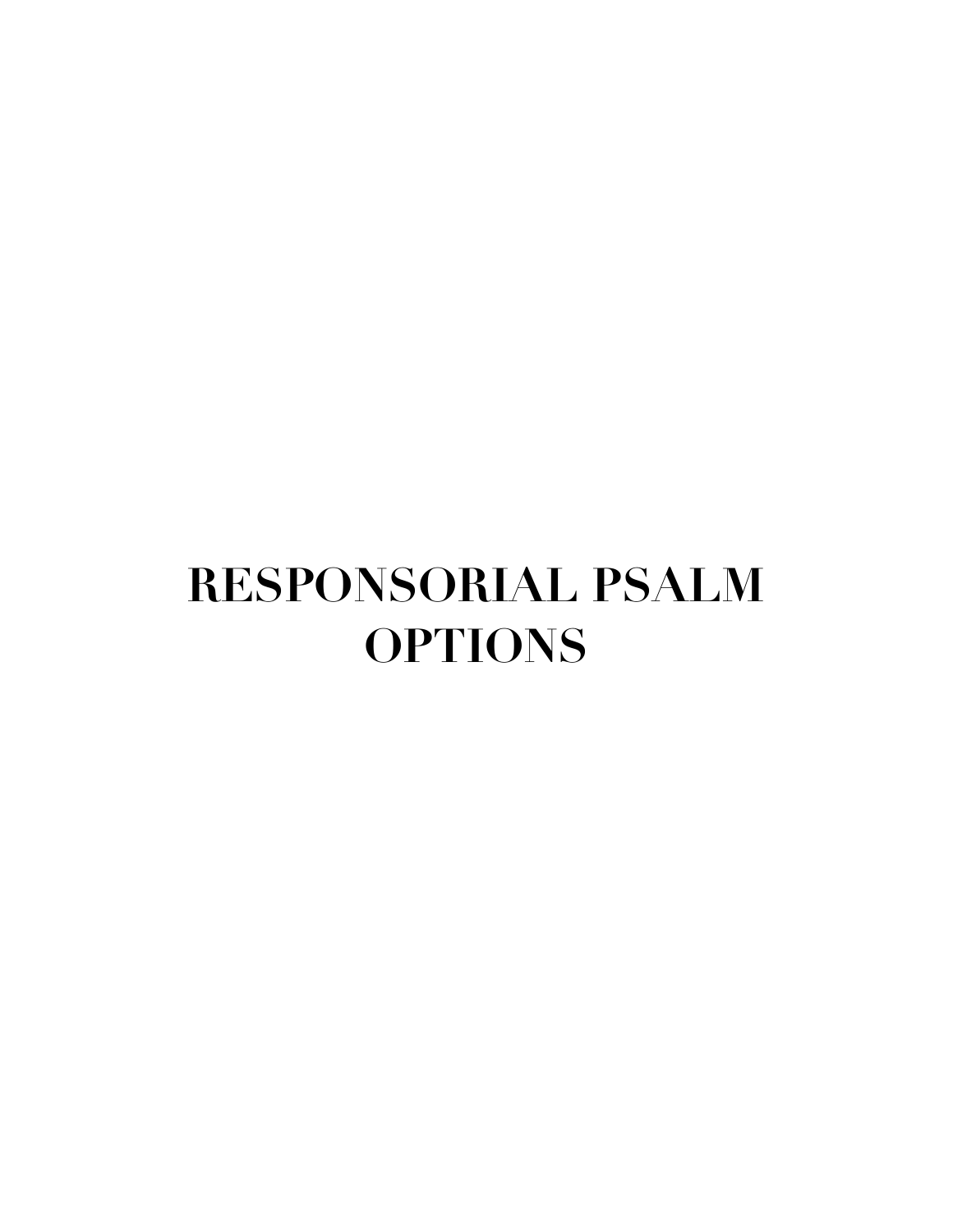# RESPONSORIAL PSALM OPTIONS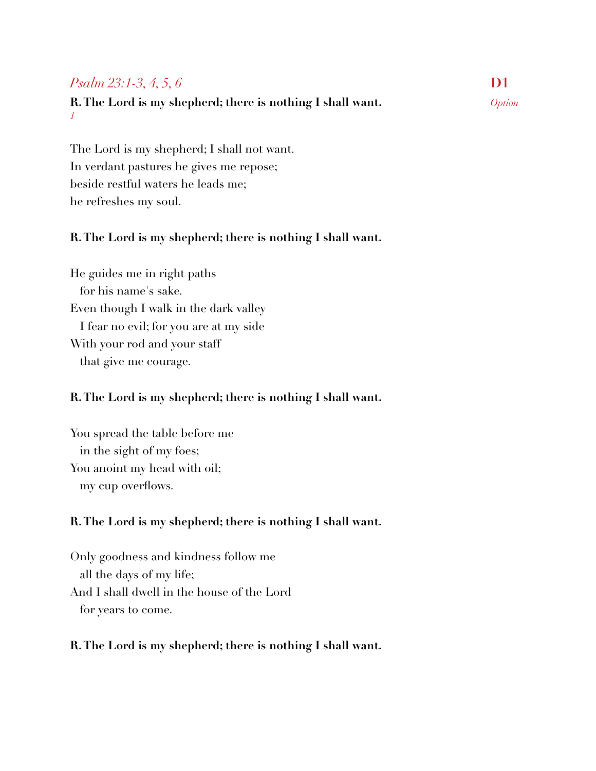*Psalm 23:1-3, 4, 5, 6* **D1**

*Option*

**R. The Lord is my shepherd; there is nothing I shall want.**
*1*

The Lord is my shepherd; I shall not want.
In verdant pastures he gives me repose;
beside restful waters he leads me;
he refreshes my soul.

**R. The Lord is my shepherd; there is nothing I shall want.**

He guides me in right paths
  for his name's sake.
Even though I walk in the dark valley
  I fear no evil; for you are at my side
With your rod and your staff
  that give me courage.

**R. The Lord is my shepherd; there is nothing I shall want.**

You spread the table before me
  in the sight of my foes;
You anoint my head with oil;
  my cup overflows.

**R. The Lord is my shepherd; there is nothing I shall want.**

Only goodness and kindness follow me
  all the days of my life;
And I shall dwell in the house of the Lord
  for years to come.

**R. The Lord is my shepherd; there is nothing I shall want.**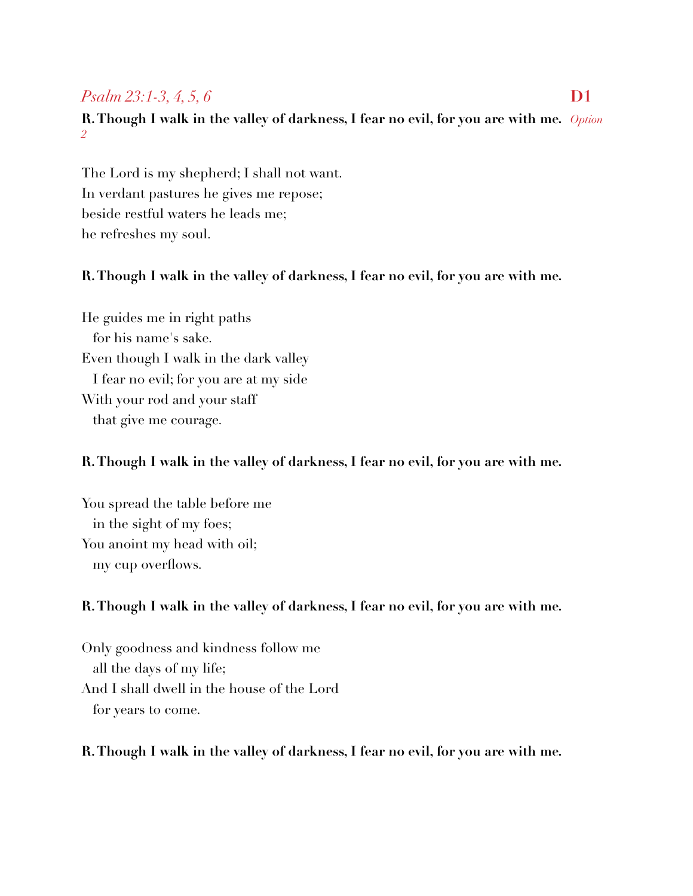## *Psalm 23:1-3, 4, 5, 6* **D1**

**R. Though I walk in the valley of darkness, I fear no evil, for you are with me.** *Option 2*

The Lord is my shepherd; I shall not want.
In verdant pastures he gives me repose;
beside restful waters he leads me;
he refreshes my soul.

**R. Though I walk in the valley of darkness, I fear no evil, for you are with me.**

He guides me in right paths
   for his name's sake.
Even though I walk in the dark valley
   I fear no evil; for you are at my side
With your rod and your staff
   that give me courage.

**R. Though I walk in the valley of darkness, I fear no evil, for you are with me.**

You spread the table before me
   in the sight of my foes;
You anoint my head with oil;
   my cup overflows.

**R. Though I walk in the valley of darkness, I fear no evil, for you are with me.**

Only goodness and kindness follow me
   all the days of my life;
And I shall dwell in the house of the Lord
   for years to come.

**R. Though I walk in the valley of darkness, I fear no evil, for you are with me.**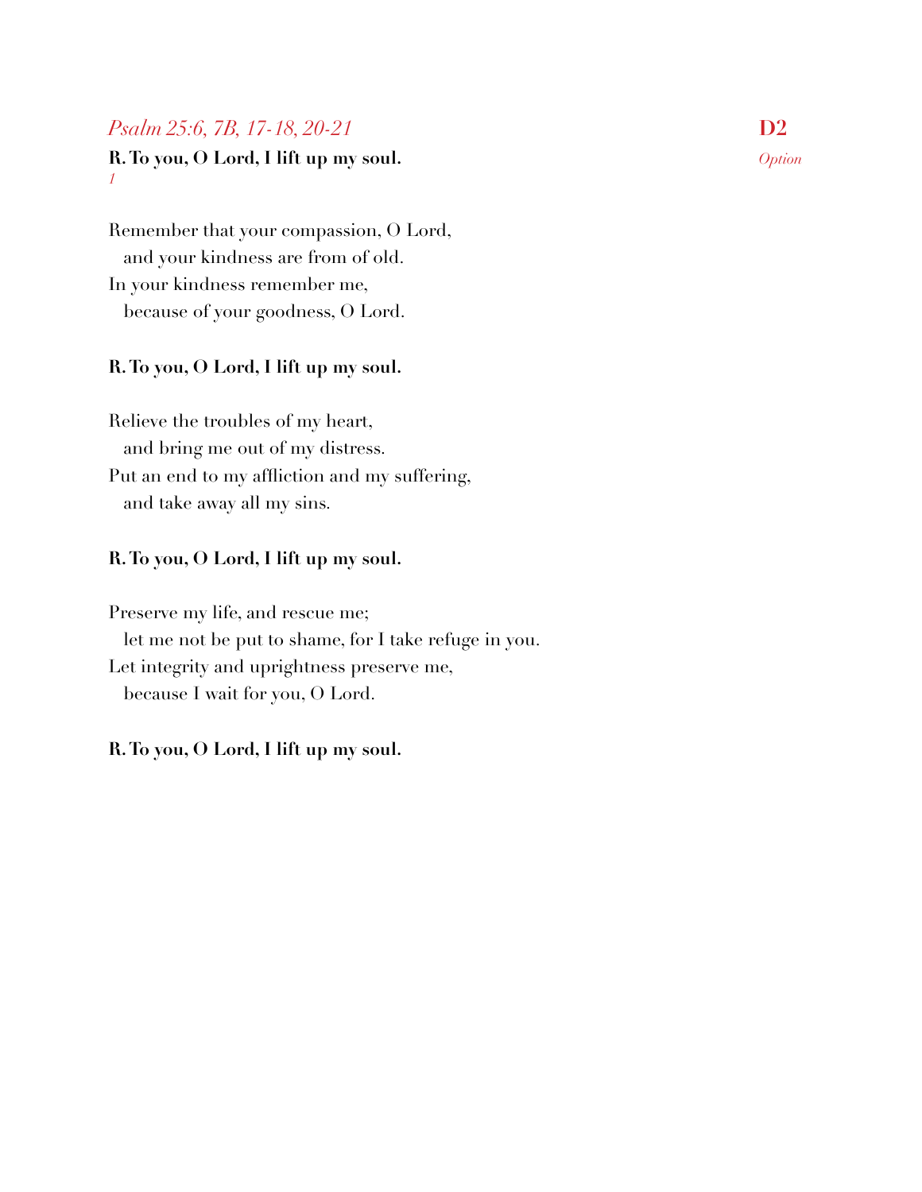*Psalm 25:6, 7B, 17-18, 20-21* **D2**

*Option*

**R. To you, O Lord, I lift up my soul.**
*1*

Remember that your compassion, O Lord,
   and your kindness are from of old.
In your kindness remember me,
   because of your goodness, O Lord.

**R. To you, O Lord, I lift up my soul.**

Relieve the troubles of my heart,
   and bring me out of my distress.
Put an end to my affliction and my suffering,
   and take away all my sins.

**R. To you, O Lord, I lift up my soul.**

Preserve my life, and rescue me;
   let me not be put to shame, for I take refuge in you.
Let integrity and uprightness preserve me,
   because I wait for you, O Lord.

**R. To you, O Lord, I lift up my soul.**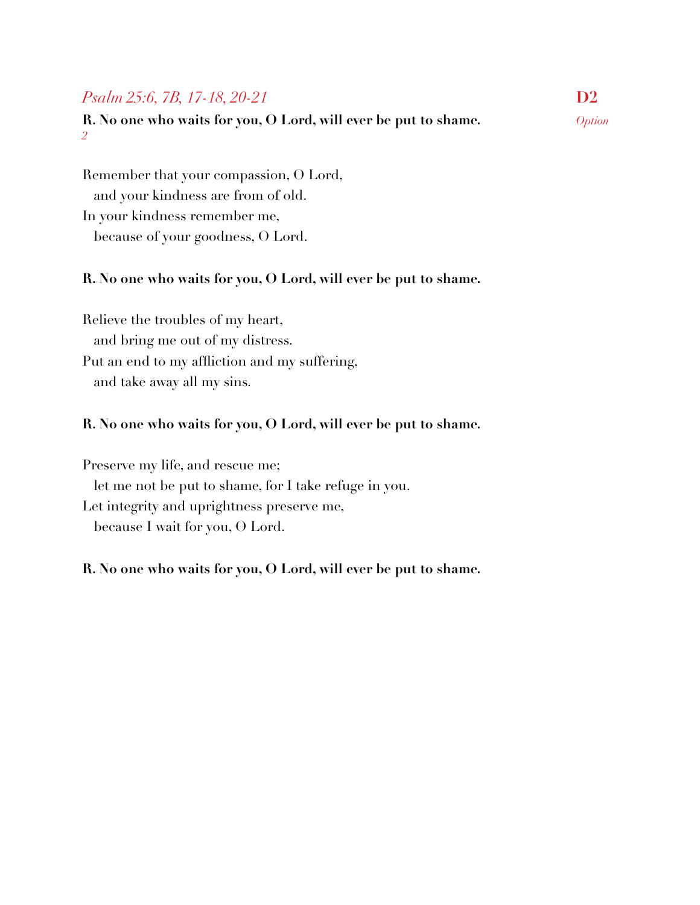*Psalm 25:6, 7B, 17-18, 20-21* **D2**

*Option*

**R. No one who waits for you, O Lord, will ever be put to shame.**
*2*

Remember that your compassion, O Lord,
  and your kindness are from of old.
In your kindness remember me,
  because of your goodness, O Lord.

**R. No one who waits for you, O Lord, will ever be put to shame.**

Relieve the troubles of my heart,
  and bring me out of my distress.
Put an end to my affliction and my suffering,
  and take away all my sins.

**R. No one who waits for you, O Lord, will ever be put to shame.**

Preserve my life, and rescue me;
  let me not be put to shame, for I take refuge in you.
Let integrity and uprightness preserve me,
  because I wait for you, O Lord.

**R. No one who waits for you, O Lord, will ever be put to shame.**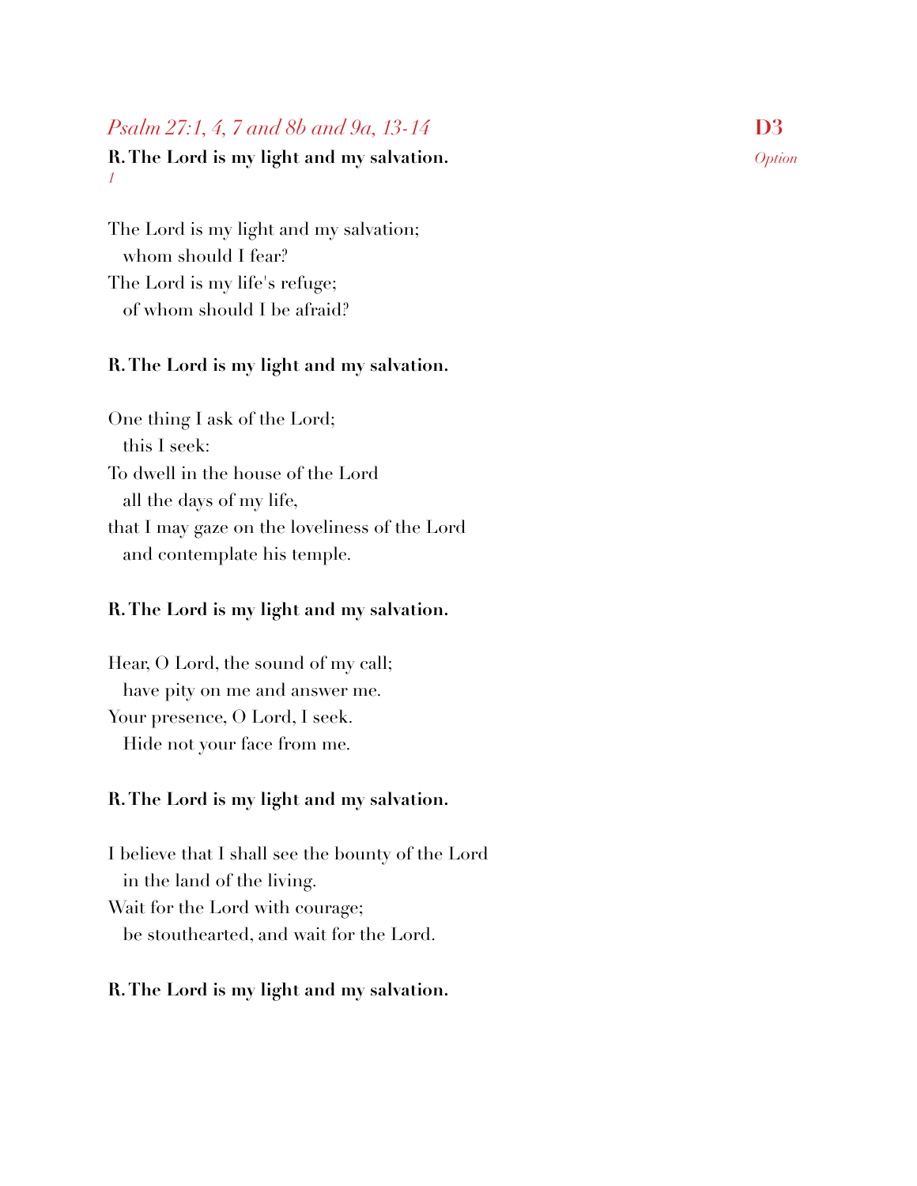*Psalm 27:1, 4, 7 and 8b and 9a, 13-14*

**D3**

*Option*

**R. The Lord is my light and my salvation.**
*1*

The Lord is my light and my salvation;
  whom should I fear?
The Lord is my life's refuge;
  of whom should I be afraid?

**R. The Lord is my light and my salvation.**

One thing I ask of the Lord;
  this I seek:
To dwell in the house of the Lord
  all the days of my life,
that I may gaze on the loveliness of the Lord
  and contemplate his temple.

**R. The Lord is my light and my salvation.**

Hear, O Lord, the sound of my call;
  have pity on me and answer me.
Your presence, O Lord, I seek.
  Hide not your face from me.

**R. The Lord is my light and my salvation.**

I believe that I shall see the bounty of the Lord
  in the land of the living.
Wait for the Lord with courage;
  be stouthearted, and wait for the Lord.

**R. The Lord is my light and my salvation.**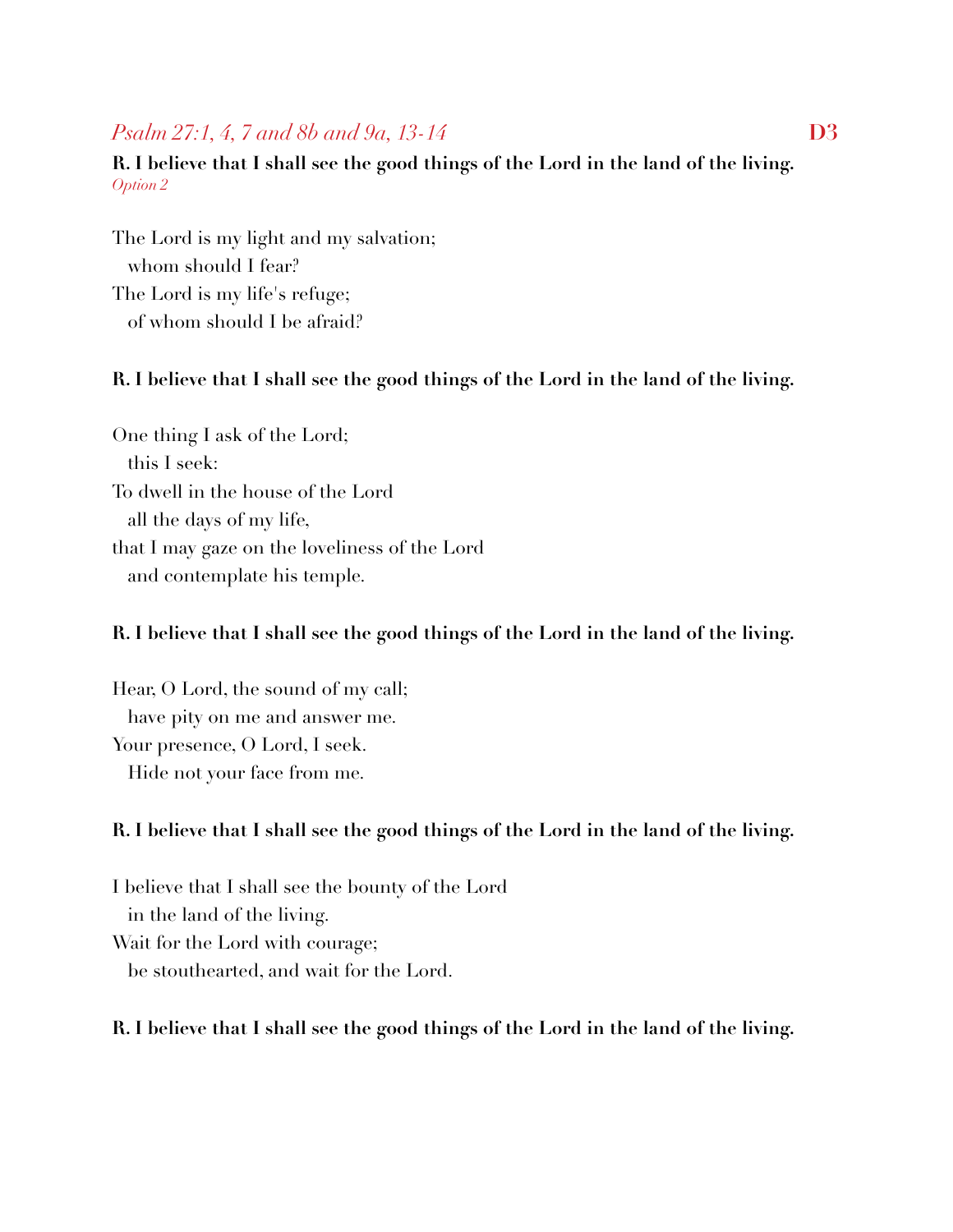## *Psalm 27:1, 4, 7 and 8b and 9a, 13-14* **D3**

**R. I believe that I shall see the good things of the Lord in the land of the living.**
*Option 2*

The Lord is my light and my salvation;
  whom should I fear?
The Lord is my life's refuge;
  of whom should I be afraid?

**R. I believe that I shall see the good things of the Lord in the land of the living.**

One thing I ask of the Lord;
  this I seek:
To dwell in the house of the Lord
  all the days of my life,
that I may gaze on the loveliness of the Lord
  and contemplate his temple.

**R. I believe that I shall see the good things of the Lord in the land of the living.**

Hear, O Lord, the sound of my call;
  have pity on me and answer me.
Your presence, O Lord, I seek.
  Hide not your face from me.

**R. I believe that I shall see the good things of the Lord in the land of the living.**

I believe that I shall see the bounty of the Lord
  in the land of the living.
Wait for the Lord with courage;
  be stouthearted, and wait for the Lord.

**R. I believe that I shall see the good things of the Lord in the land of the living.**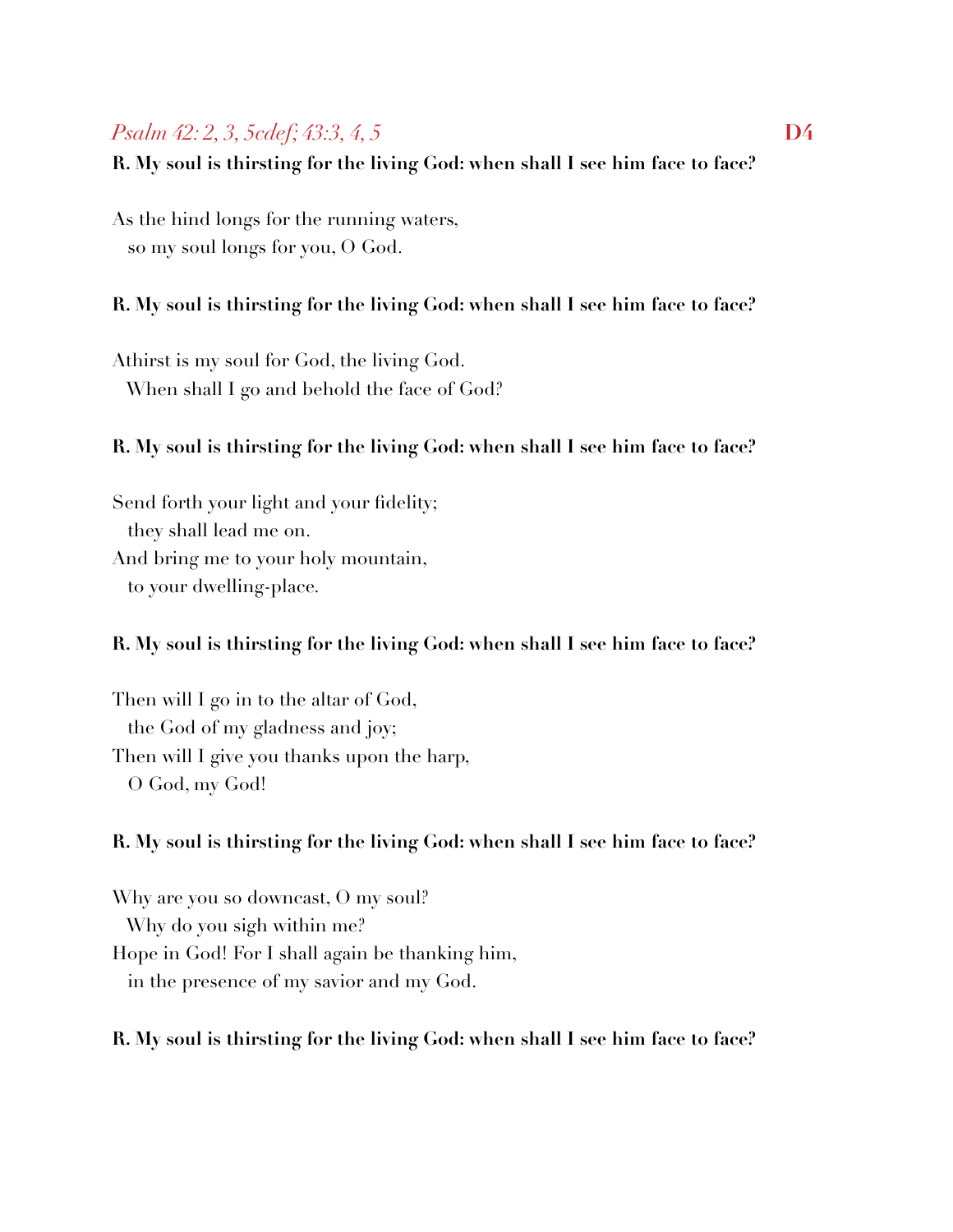*Psalm 42: 2, 3, 5cdef; 43:3, 4, 5* **D4**

**R. My soul is thirsting for the living God: when shall I see him face to face?**

As the hind longs for the running waters,
so my soul longs for you, O God.

**R. My soul is thirsting for the living God: when shall I see him face to face?**

Athirst is my soul for God, the living God.
When shall I go and behold the face of God?

**R. My soul is thirsting for the living God: when shall I see him face to face?**

Send forth your light and your fidelity;
they shall lead me on.
And bring me to your holy mountain,
to your dwelling-place.

**R. My soul is thirsting for the living God: when shall I see him face to face?**

Then will I go in to the altar of God,
the God of my gladness and joy;
Then will I give you thanks upon the harp,
O God, my God!

**R. My soul is thirsting for the living God: when shall I see him face to face?**

Why are you so downcast, O my soul?
Why do you sigh within me?
Hope in God! For I shall again be thanking him,
in the presence of my savior and my God.

**R. My soul is thirsting for the living God: when shall I see him face to face?**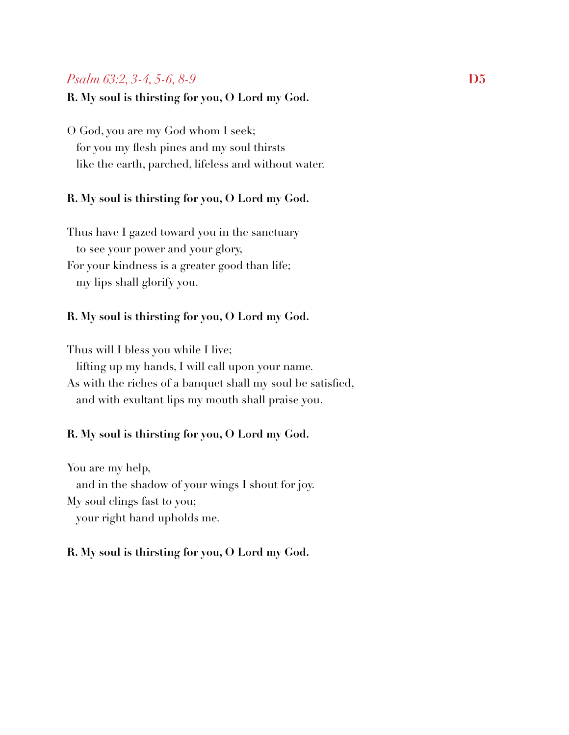*Psalm 63:2, 3-4, 5-6, 8-9* **D5**

**R. My soul is thirsting for you, O Lord my God.**

O God, you are my God whom I seek;
  for you my flesh pines and my soul thirsts
  like the earth, parched, lifeless and without water.

**R. My soul is thirsting for you, O Lord my God.**

Thus have I gazed toward you in the sanctuary
  to see your power and your glory,
For your kindness is a greater good than life;
  my lips shall glorify you.

**R. My soul is thirsting for you, O Lord my God.**

Thus will I bless you while I live;
  lifting up my hands, I will call upon your name.
As with the riches of a banquet shall my soul be satisfied,
  and with exultant lips my mouth shall praise you.

**R. My soul is thirsting for you, O Lord my God.**

You are my help,
  and in the shadow of your wings I shout for joy.
My soul clings fast to you;
  your right hand upholds me.

**R. My soul is thirsting for you, O Lord my God.**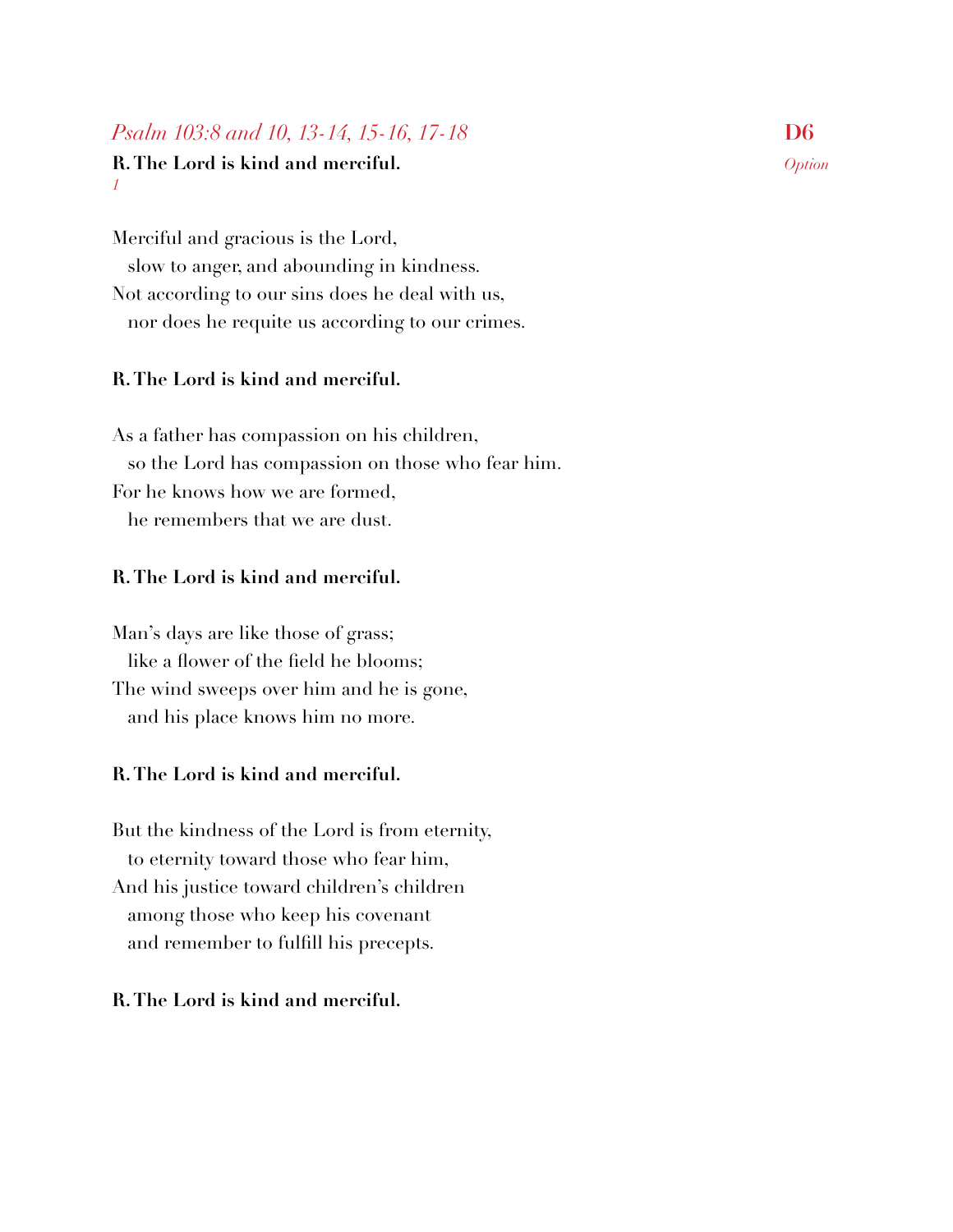*Psalm 103:8 and 10, 13-14, 15-16, 17-18* **D6**

*Option*

**R. The Lord is kind and merciful.**

*1*

Merciful and gracious is the Lord,
   slow to anger, and abounding in kindness.
Not according to our sins does he deal with us,
   nor does he requite us according to our crimes.

**R. The Lord is kind and merciful.**

As a father has compassion on his children,
   so the Lord has compassion on those who fear him.
For he knows how we are formed,
   he remembers that we are dust.

**R. The Lord is kind and merciful.**

Man's days are like those of grass;
   like a flower of the field he blooms;
The wind sweeps over him and he is gone,
   and his place knows him no more.

**R. The Lord is kind and merciful.**

But the kindness of the Lord is from eternity,
   to eternity toward those who fear him,
And his justice toward children's children
   among those who keep his covenant
   and remember to fulfill his precepts.

**R. The Lord is kind and merciful.**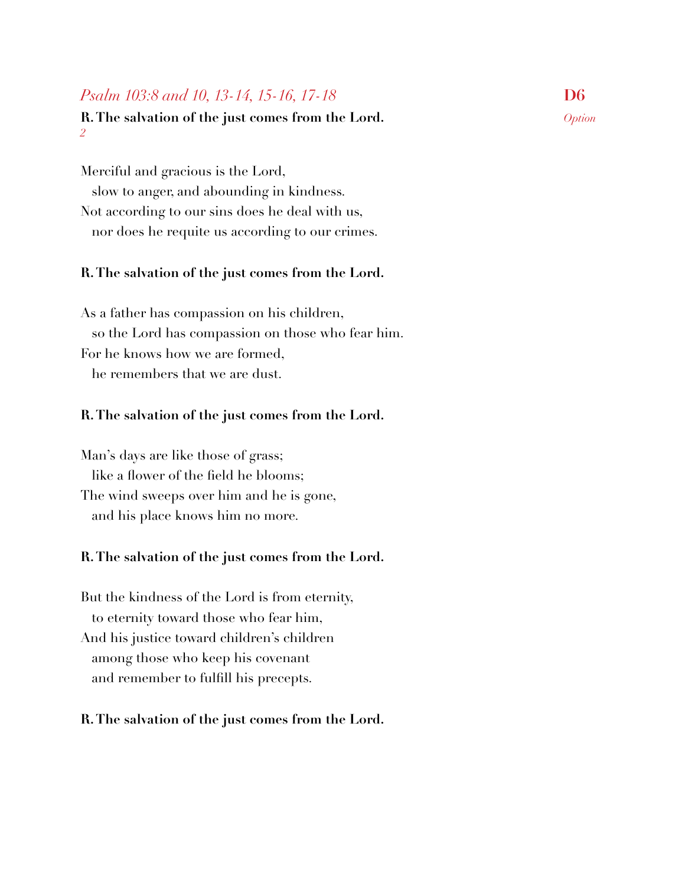## *Psalm 103:8 and 10, 13-14, 15-16, 17-18*

**D6**

*Option*

**R. The salvation of the just comes from the Lord.**

*2*

Merciful and gracious is the Lord,
   slow to anger, and abounding in kindness.
Not according to our sins does he deal with us,
   nor does he requite us according to our crimes.

**R. The salvation of the just comes from the Lord.**

As a father has compassion on his children,
   so the Lord has compassion on those who fear him.
For he knows how we are formed,
   he remembers that we are dust.

**R. The salvation of the just comes from the Lord.**

Man's days are like those of grass;
   like a flower of the field he blooms;
The wind sweeps over him and he is gone,
   and his place knows him no more.

**R. The salvation of the just comes from the Lord.**

But the kindness of the Lord is from eternity,
   to eternity toward those who fear him,
And his justice toward children's children
   among those who keep his covenant
   and remember to fulfill his precepts.

**R. The salvation of the just comes from the Lord.**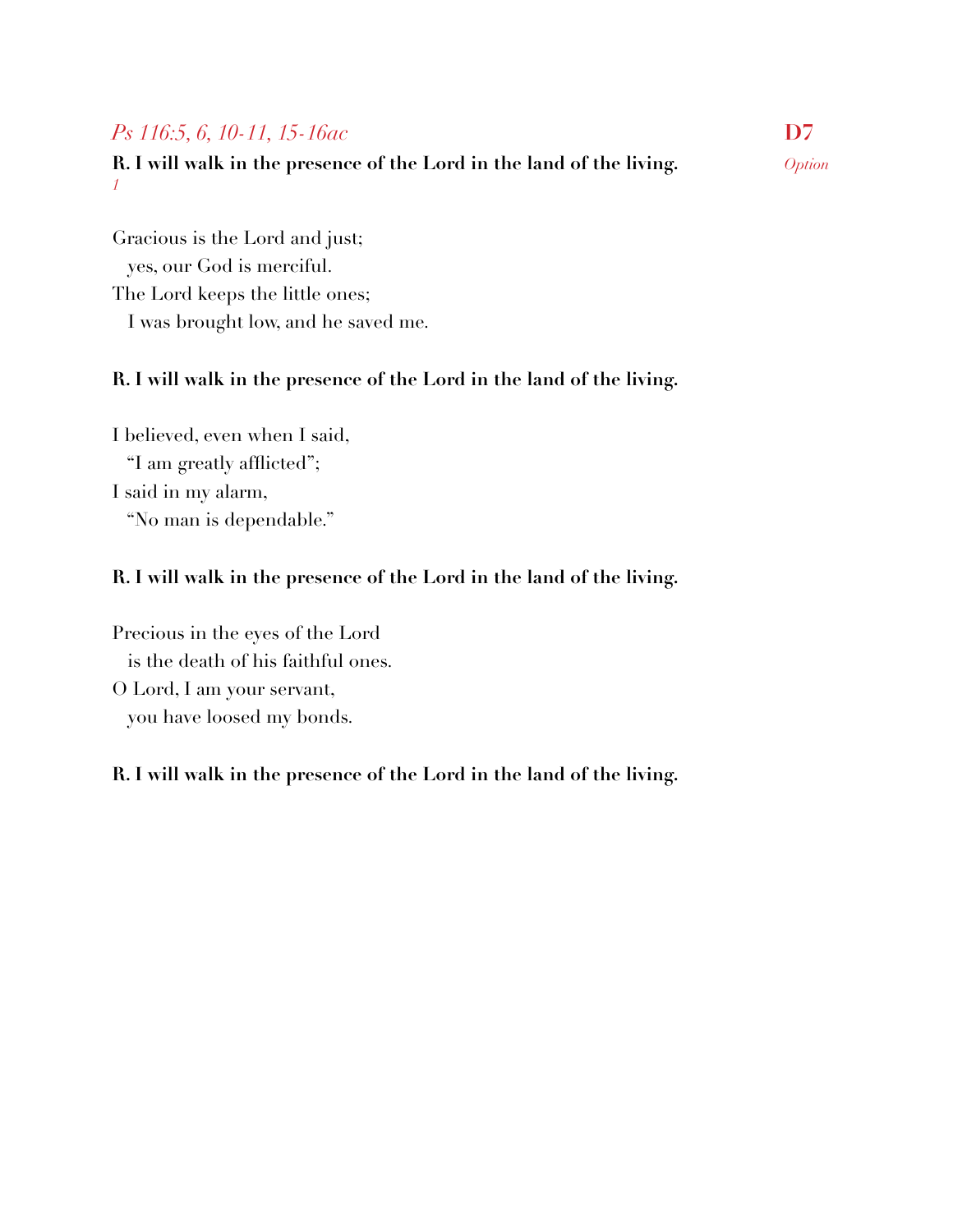*Ps 116:5, 6, 10-11, 15-16ac* **D7**

*Option 1*

**R. I will walk in the presence of the Lord in the land of the living.**

Gracious is the Lord and just;
  yes, our God is merciful.
The Lord keeps the little ones;
  I was brought low, and he saved me.

**R. I will walk in the presence of the Lord in the land of the living.**

I believed, even when I said,
  "I am greatly afflicted";
I said in my alarm,
  "No man is dependable."

**R. I will walk in the presence of the Lord in the land of the living.**

Precious in the eyes of the Lord
  is the death of his faithful ones.
O Lord, I am your servant,
  you have loosed my bonds.

**R. I will walk in the presence of the Lord in the land of the living.**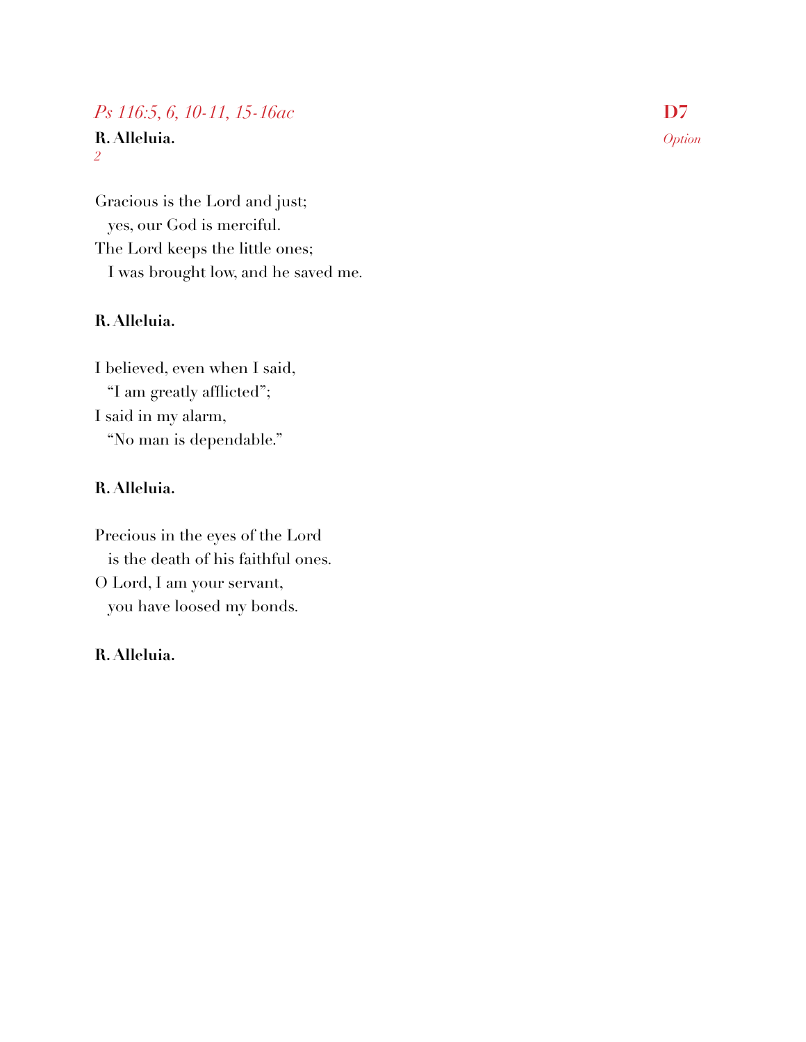*Ps 116:5, 6, 10-11, 15-16ac*

**D7**

*Option*

**R. Alleluia.**

*2*

Gracious is the Lord and just;
  yes, our God is merciful.
The Lord keeps the little ones;
  I was brought low, and he saved me.

**R. Alleluia.**

I believed, even when I said,
  “I am greatly afflicted”;
I said in my alarm,
  “No man is dependable.”

**R. Alleluia.**

Precious in the eyes of the Lord
  is the death of his faithful ones.
O Lord, I am your servant,
  you have loosed my bonds.

**R. Alleluia.**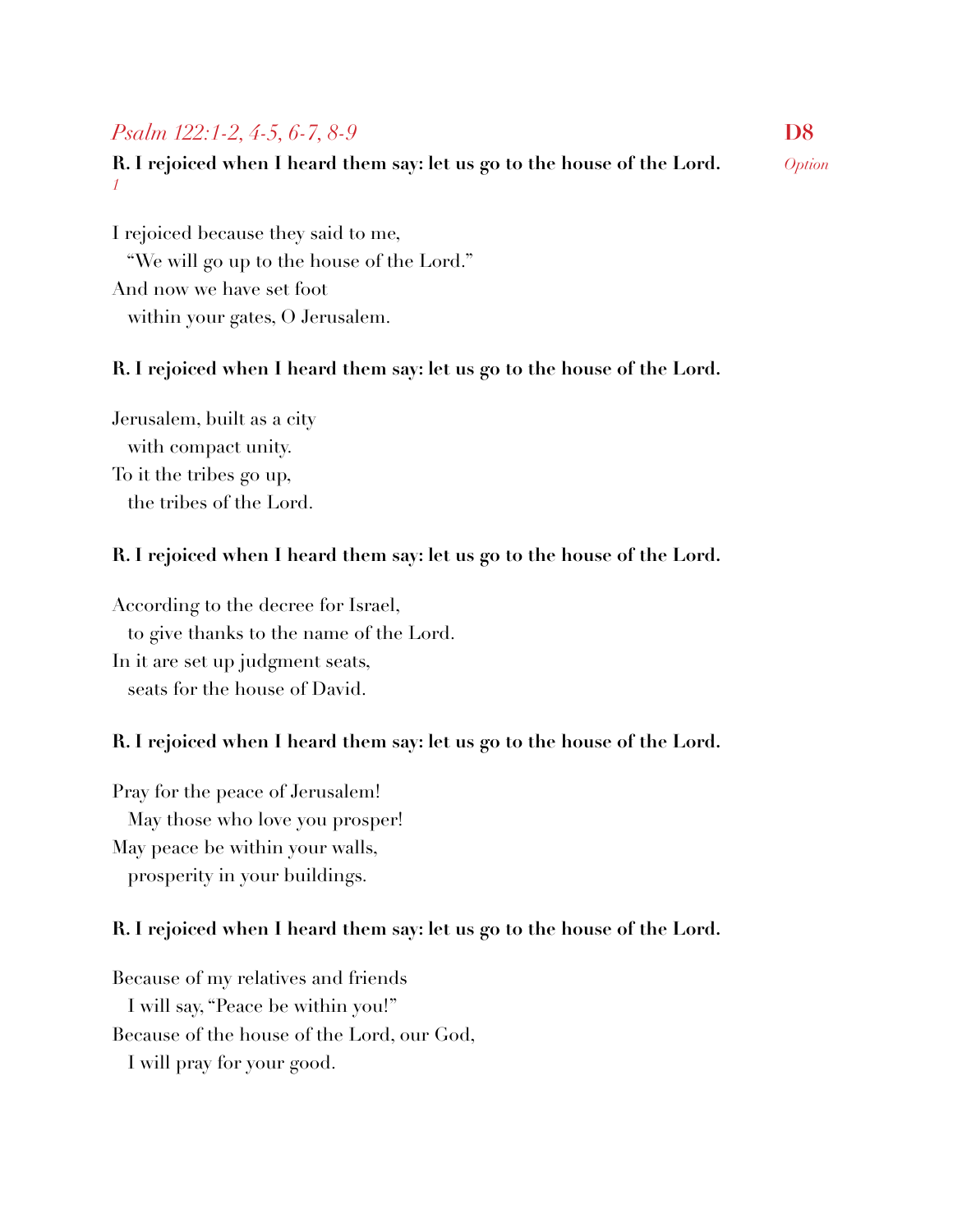## *Psalm 122:1-2, 4-5, 6-7, 8-9*

**D8**

*Option 1*

**R. I rejoiced when I heard them say: let us go to the house of the Lord.**

I rejoiced because they said to me,
  "We will go up to the house of the Lord."
And now we have set foot
  within your gates, O Jerusalem.

**R. I rejoiced when I heard them say: let us go to the house of the Lord.**

Jerusalem, built as a city
  with compact unity.
To it the tribes go up,
  the tribes of the Lord.

**R. I rejoiced when I heard them say: let us go to the house of the Lord.**

According to the decree for Israel,
  to give thanks to the name of the Lord.
In it are set up judgment seats,
  seats for the house of David.

**R. I rejoiced when I heard them say: let us go to the house of the Lord.**

Pray for the peace of Jerusalem!
  May those who love you prosper!
May peace be within your walls,
  prosperity in your buildings.

**R. I rejoiced when I heard them say: let us go to the house of the Lord.**

Because of my relatives and friends
  I will say, "Peace be within you!"
Because of the house of the Lord, our God,
  I will pray for your good.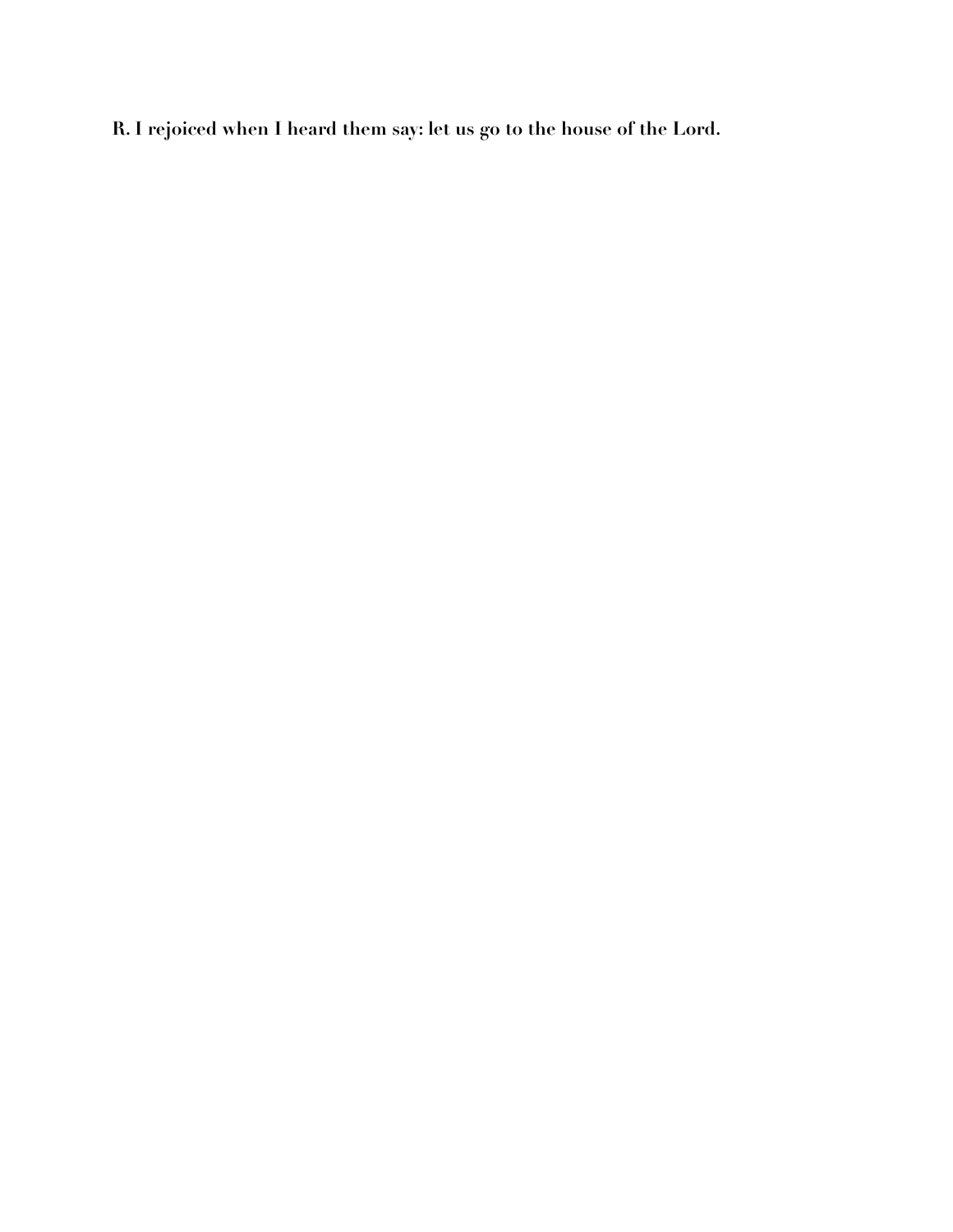**R. I rejoiced when I heard them say: let us go to the house of the Lord.**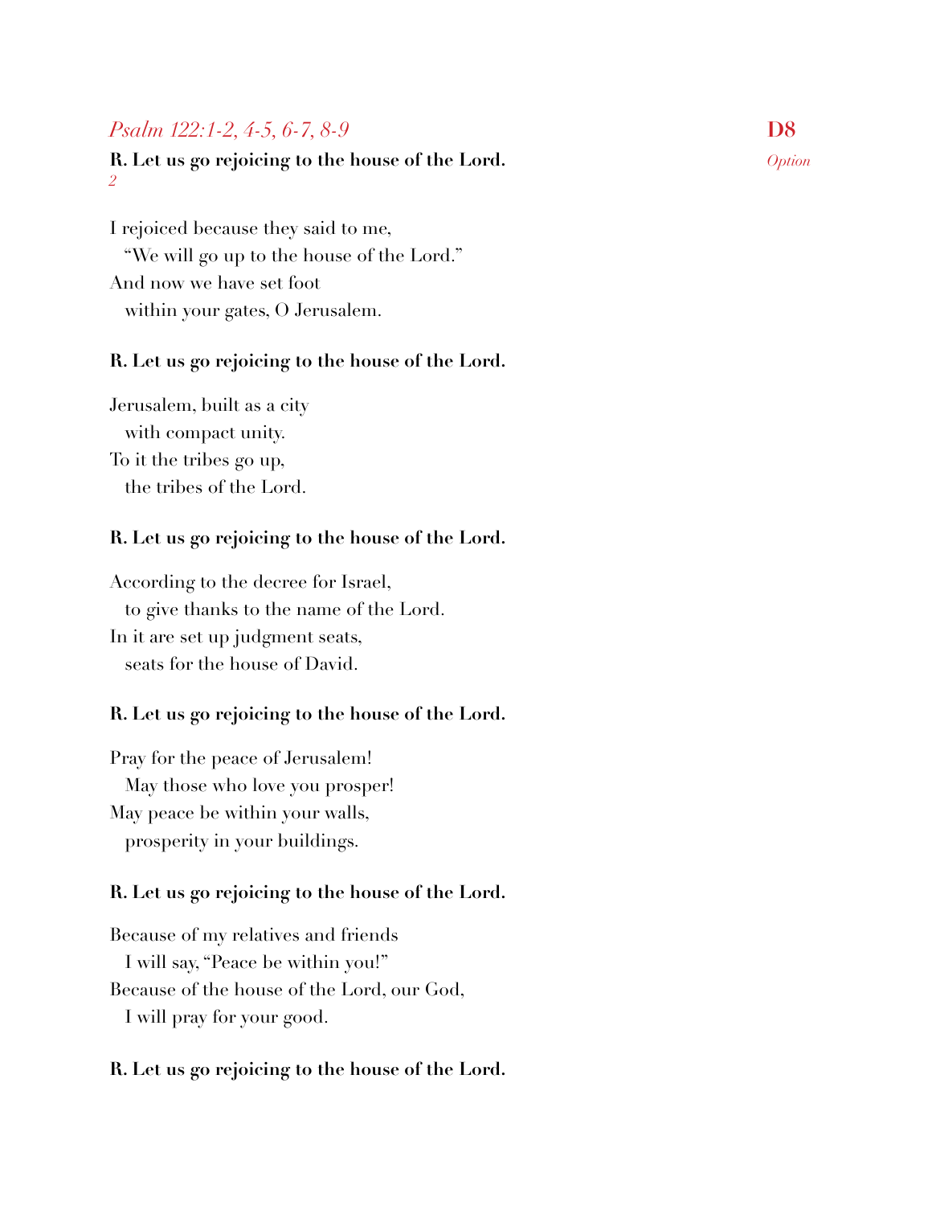*Psalm 122:1-2, 4-5, 6-7, 8-9* **D8**

*Option 2*

**R. Let us go rejoicing to the house of the Lord.**

I rejoiced because they said to me,
  "We will go up to the house of the Lord."
And now we have set foot
  within your gates, O Jerusalem.

**R. Let us go rejoicing to the house of the Lord.**

Jerusalem, built as a city
  with compact unity.
To it the tribes go up,
  the tribes of the Lord.

**R. Let us go rejoicing to the house of the Lord.**

According to the decree for Israel,
  to give thanks to the name of the Lord.
In it are set up judgment seats,
  seats for the house of David.

**R. Let us go rejoicing to the house of the Lord.**

Pray for the peace of Jerusalem!
  May those who love you prosper!
May peace be within your walls,
  prosperity in your buildings.

**R. Let us go rejoicing to the house of the Lord.**

Because of my relatives and friends
  I will say, "Peace be within you!"
Because of the house of the Lord, our God,
  I will pray for your good.

**R. Let us go rejoicing to the house of the Lord.**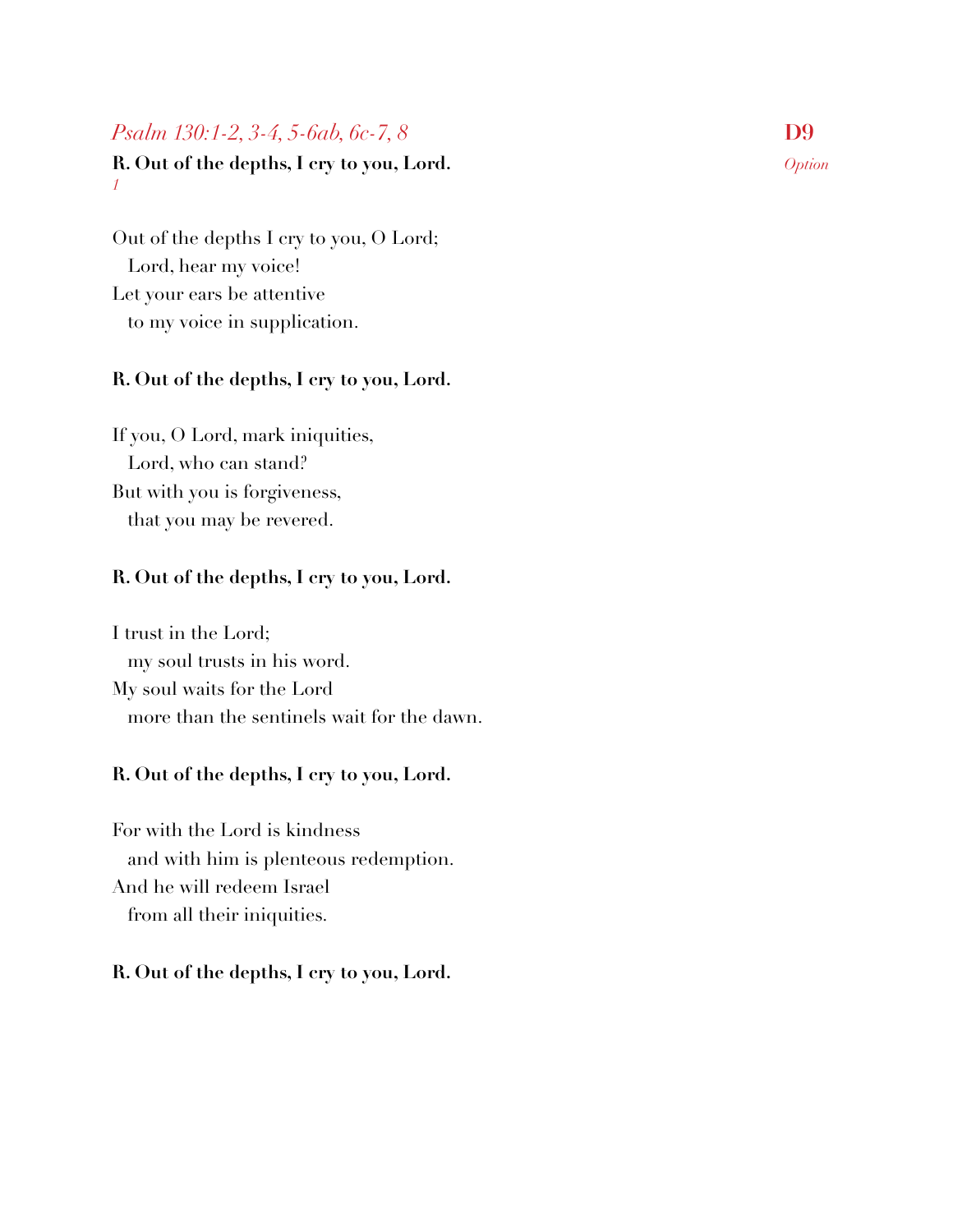*Psalm 130:1-2, 3-4, 5-6ab, 6c-7, 8*

**D9**

*Option*

**R. Out of the depths, I cry to you, Lord.**
*1*

Out of the depths I cry to you, O Lord;
Lord, hear my voice!
Let your ears be attentive
to my voice in supplication.

**R. Out of the depths, I cry to you, Lord.**

If you, O Lord, mark iniquities,
Lord, who can stand?
But with you is forgiveness,
that you may be revered.

**R. Out of the depths, I cry to you, Lord.**

I trust in the Lord;
my soul trusts in his word.
My soul waits for the Lord
more than the sentinels wait for the dawn.

**R. Out of the depths, I cry to you, Lord.**

For with the Lord is kindness
and with him is plenteous redemption.
And he will redeem Israel
from all their iniquities.

**R. Out of the depths, I cry to you, Lord.**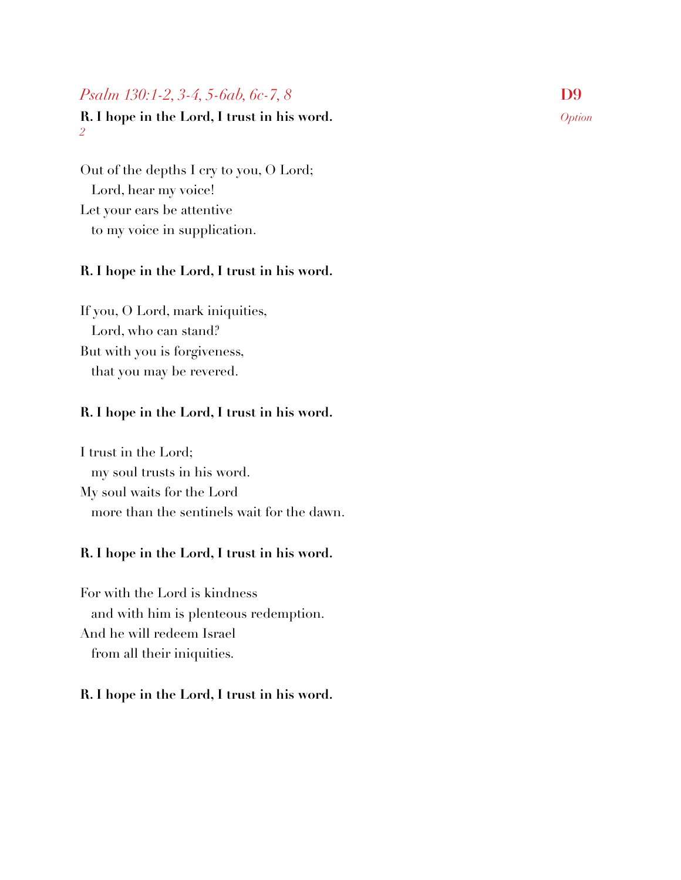*Psalm 130:1-2, 3-4, 5-6ab, 6c-7, 8*

**D9**

*Option*

**R. I hope in the Lord, I trust in his word.**
*2*

Out of the depths I cry to you, O Lord;
  Lord, hear my voice!
Let your ears be attentive
  to my voice in supplication.

**R. I hope in the Lord, I trust in his word.**

If you, O Lord, mark iniquities,
  Lord, who can stand?
But with you is forgiveness,
  that you may be revered.

**R. I hope in the Lord, I trust in his word.**

I trust in the Lord;
  my soul trusts in his word.
My soul waits for the Lord
  more than the sentinels wait for the dawn.

**R. I hope in the Lord, I trust in his word.**

For with the Lord is kindness
  and with him is plenteous redemption.
And he will redeem Israel
  from all their iniquities.

**R. I hope in the Lord, I trust in his word.**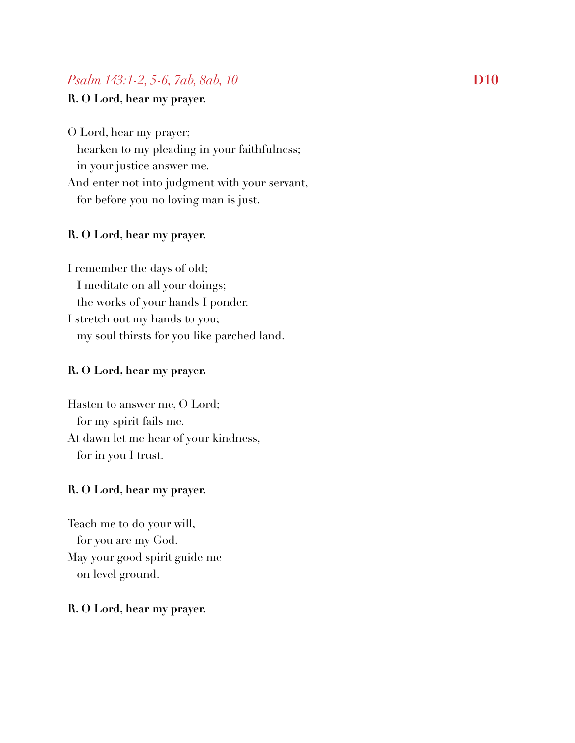*Psalm 143:1-2, 5-6, 7ab, 8ab, 10* **D10**

**R. O Lord, hear my prayer.**

O Lord, hear my prayer;
   hearken to my pleading in your faithfulness;
   in your justice answer me.
And enter not into judgment with your servant,
   for before you no loving man is just.

**R. O Lord, hear my prayer.**

I remember the days of old;
   I meditate on all your doings;
   the works of your hands I ponder.
I stretch out my hands to you;
   my soul thirsts for you like parched land.

**R. O Lord, hear my prayer.**

Hasten to answer me, O Lord;
   for my spirit fails me.
At dawn let me hear of your kindness,
   for in you I trust.

**R. O Lord, hear my prayer.**

Teach me to do your will,
   for you are my God.
May your good spirit guide me
   on level ground.

**R. O Lord, hear my prayer.**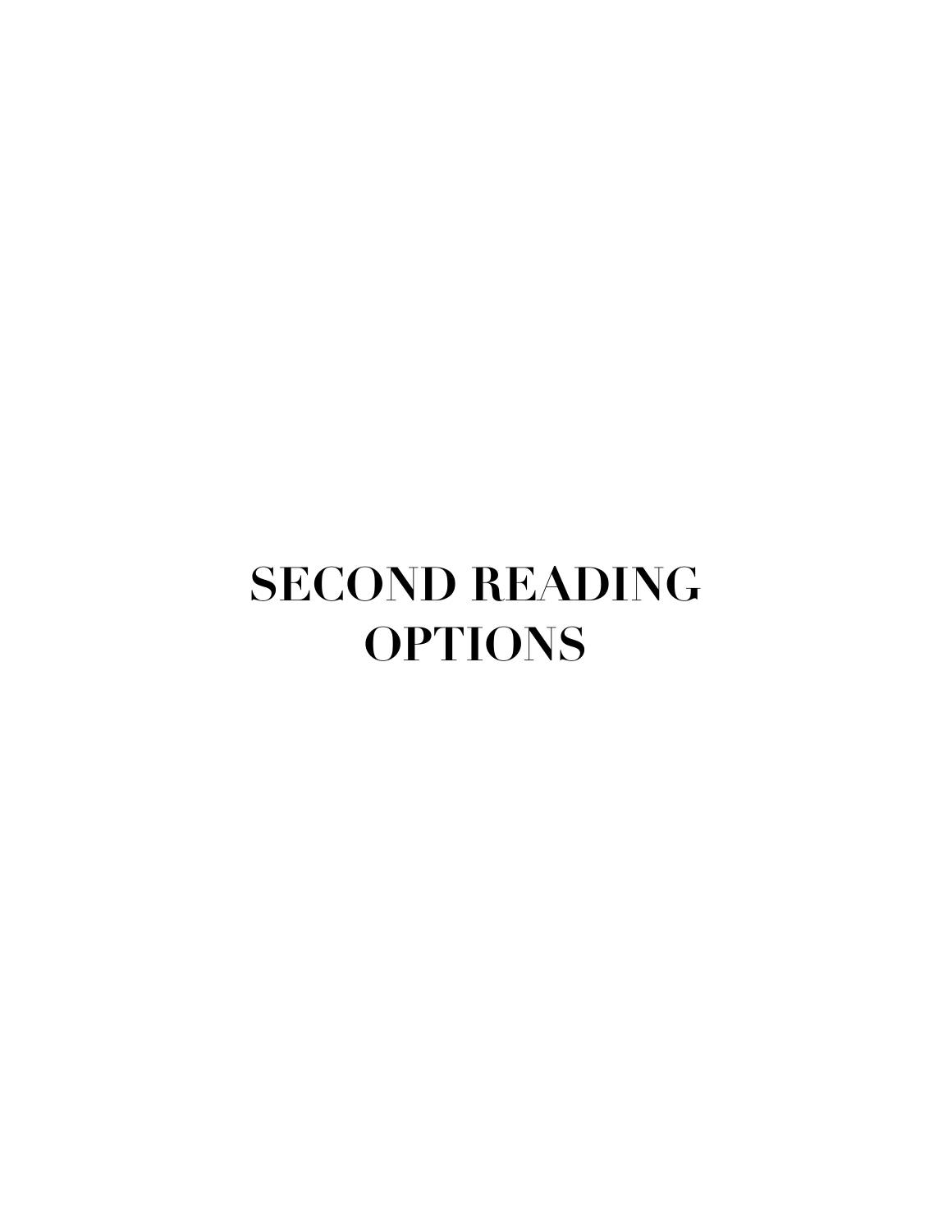# SECOND READING OPTIONS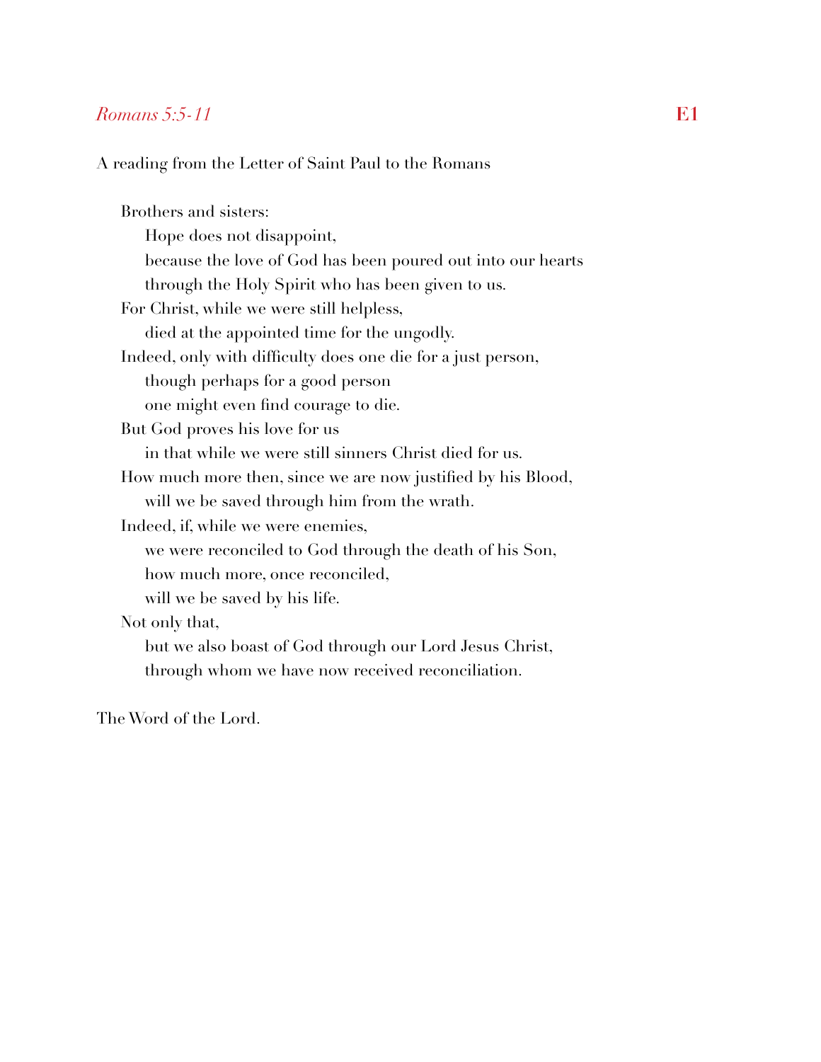*Romans 5:5-11* **E1**

A reading from the Letter of Saint Paul to the Romans

Brothers and sisters:
Hope does not disappoint,
because the love of God has been poured out into our hearts
through the Holy Spirit who has been given to us.
For Christ, while we were still helpless,
died at the appointed time for the ungodly.
Indeed, only with difficulty does one die for a just person,
though perhaps for a good person
one might even find courage to die.
But God proves his love for us
in that while we were still sinners Christ died for us.
How much more then, since we are now justified by his Blood,
will we be saved through him from the wrath.
Indeed, if, while we were enemies,
we were reconciled to God through the death of his Son,
how much more, once reconciled,
will we be saved by his life.
Not only that,
but we also boast of God through our Lord Jesus Christ,
through whom we have now received reconciliation.

The Word of the Lord.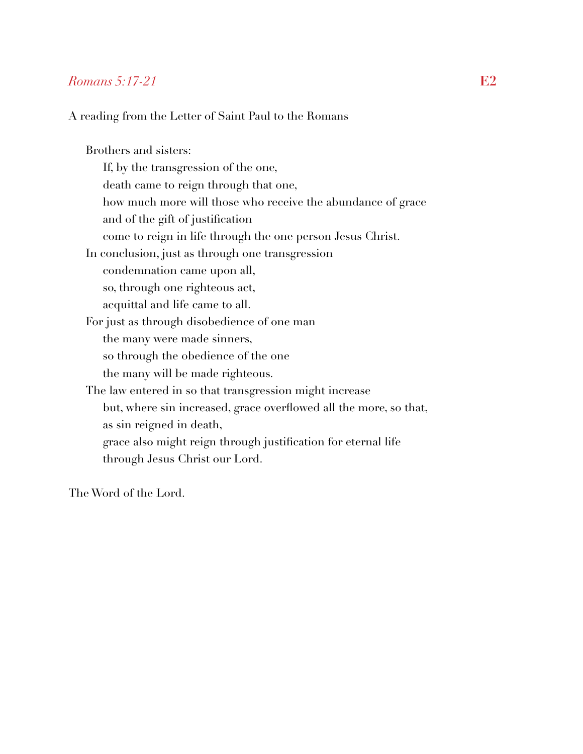*Romans 5:17-21* **E2**

A reading from the Letter of Saint Paul to the Romans

Brothers and sisters:
If, by the transgression of the one,
death came to reign through that one,
how much more will those who receive the abundance of grace
and of the gift of justification
come to reign in life through the one person Jesus Christ.
In conclusion, just as through one transgression
condemnation came upon all,
so, through one righteous act,
acquittal and life came to all.
For just as through disobedience of one man
the many were made sinners,
so through the obedience of the one
the many will be made righteous.
The law entered in so that transgression might increase
but, where sin increased, grace overflowed all the more, so that,
as sin reigned in death,
grace also might reign through justification for eternal life
through Jesus Christ our Lord.

The Word of the Lord.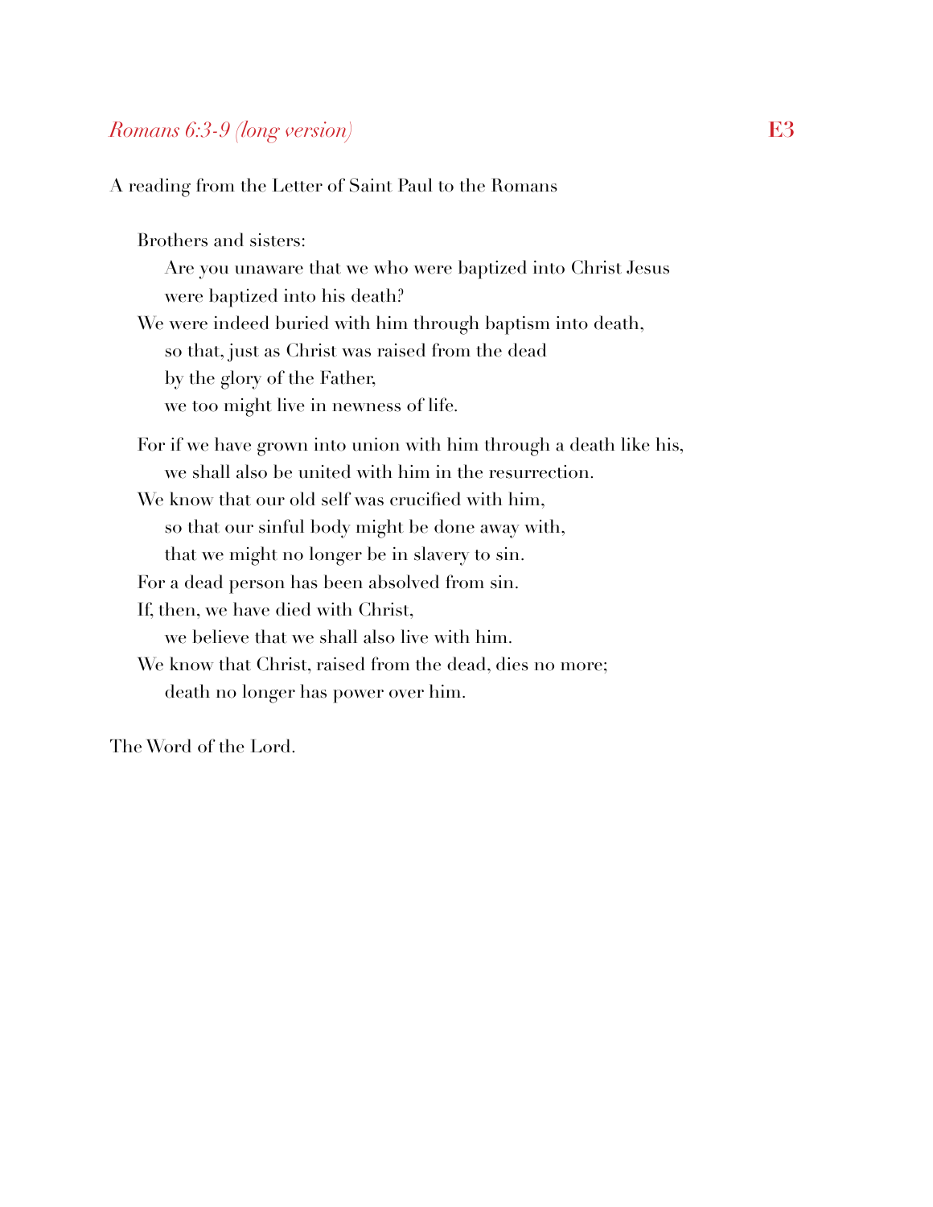## *Romans 6:3-9 (long version)* E3

A reading from the Letter of Saint Paul to the Romans

Brothers and sisters:
Are you unaware that we who were baptized into Christ Jesus
were baptized into his death?
We were indeed buried with him through baptism into death,
so that, just as Christ was raised from the dead
by the glory of the Father,
we too might live in newness of life.

For if we have grown into union with him through a death like his,
we shall also be united with him in the resurrection.
We know that our old self was crucified with him,
so that our sinful body might be done away with,
that we might no longer be in slavery to sin.
For a dead person has been absolved from sin.
If, then, we have died with Christ,
we believe that we shall also live with him.
We know that Christ, raised from the dead, dies no more;
death no longer has power over him.

The Word of the Lord.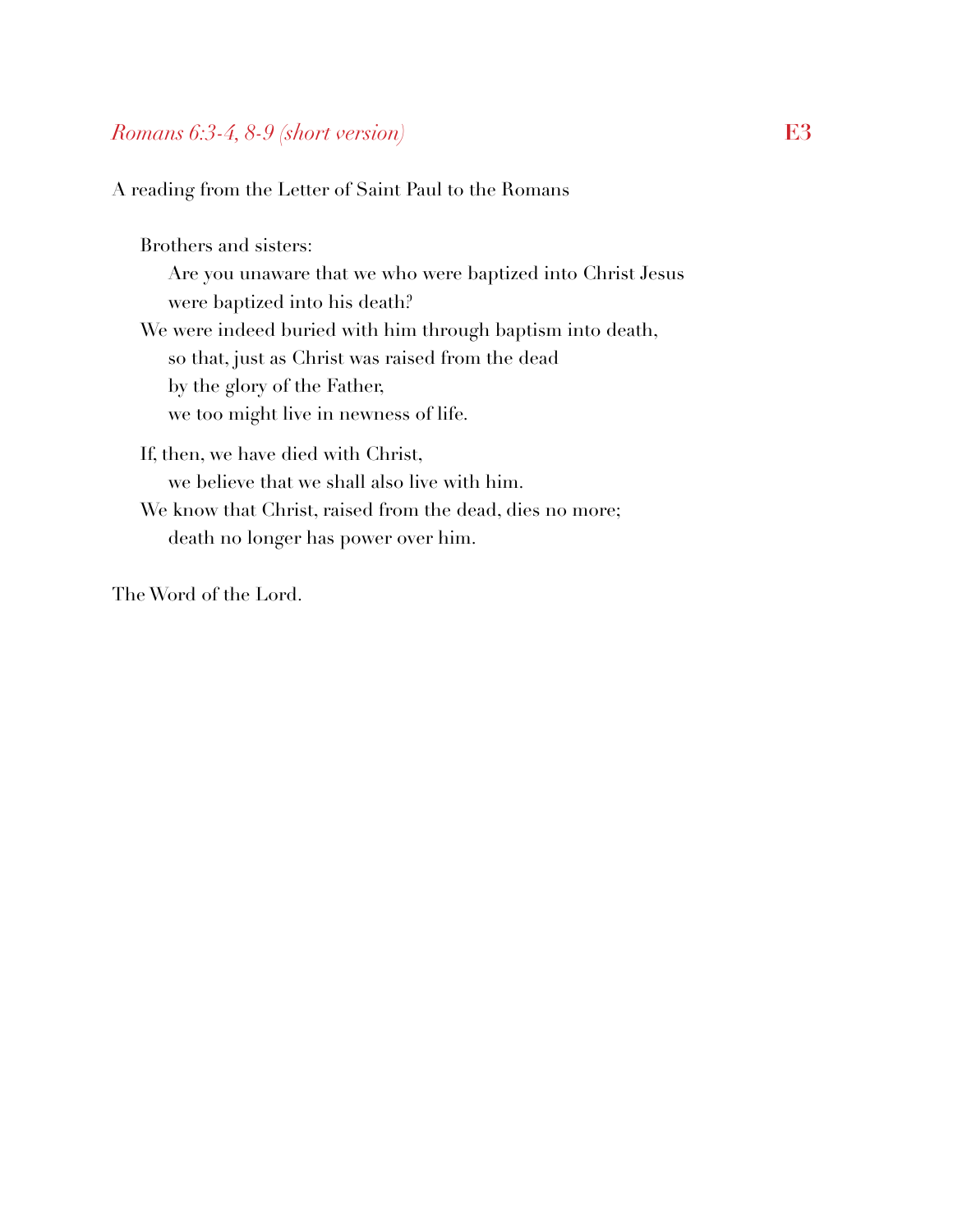## *Romans 6:3-4, 8-9 (short version)* **E3**

A reading from the Letter of Saint Paul to the Romans

Brothers and sisters:
Are you unaware that we who were baptized into Christ Jesus
were baptized into his death?
We were indeed buried with him through baptism into death,
so that, just as Christ was raised from the dead
by the glory of the Father,
we too might live in newness of life.

If, then, we have died with Christ,
we believe that we shall also live with him.
We know that Christ, raised from the dead, dies no more;
death no longer has power over him.

The Word of the Lord.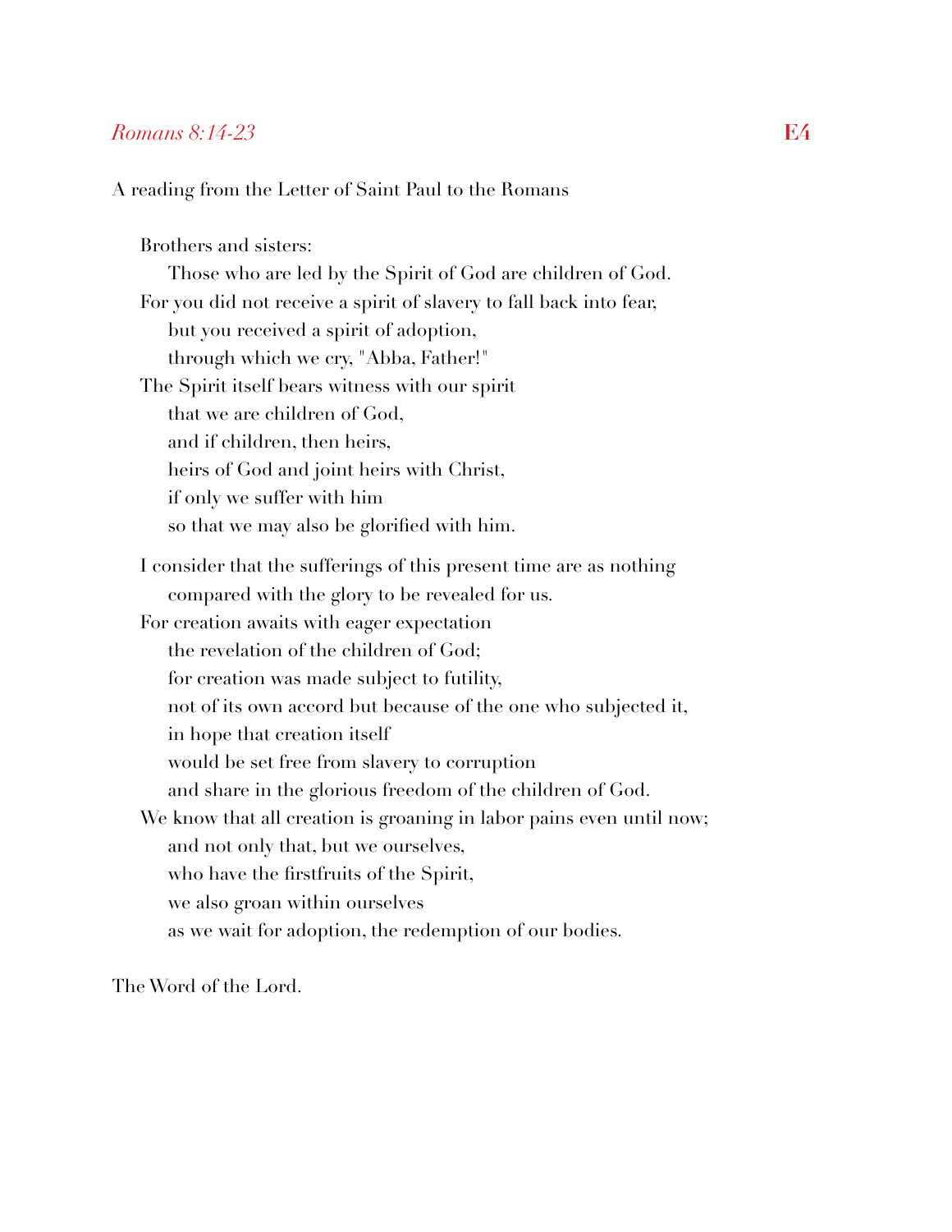*Romans 8:14-23* **E4**

A reading from the Letter of Saint Paul to the Romans

Brothers and sisters:
Those who are led by the Spirit of God are children of God.
For you did not receive a spirit of slavery to fall back into fear,
but you received a spirit of adoption,
through which we cry, "Abba, Father!"
The Spirit itself bears witness with our spirit
that we are children of God,
and if children, then heirs,
heirs of God and joint heirs with Christ,
if only we suffer with him
so that we may also be glorified with him.

I consider that the sufferings of this present time are as nothing
compared with the glory to be revealed for us.
For creation awaits with eager expectation
the revelation of the children of God;
for creation was made subject to futility,
not of its own accord but because of the one who subjected it,
in hope that creation itself
would be set free from slavery to corruption
and share in the glorious freedom of the children of God.
We know that all creation is groaning in labor pains even until now;
and not only that, but we ourselves,
who have the firstfruits of the Spirit,
we also groan within ourselves
as we wait for adoption, the redemption of our bodies.

The Word of the Lord.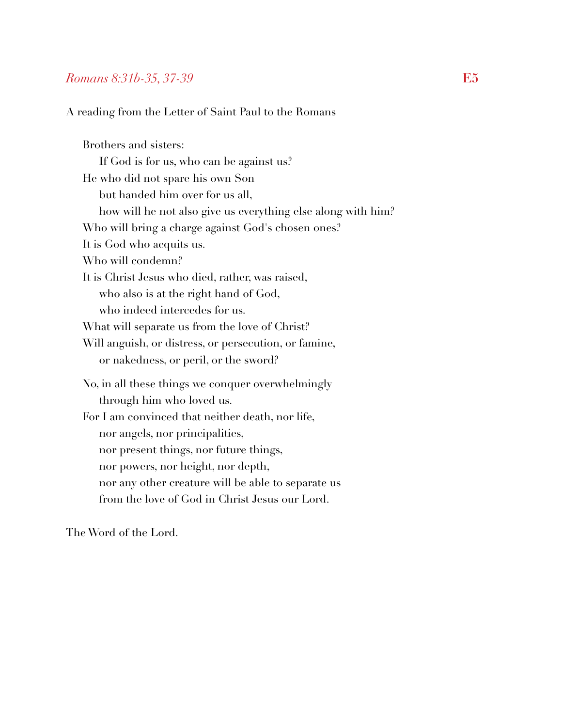*Romans 8:31b-35, 37-39* **E5**

A reading from the Letter of Saint Paul to the Romans

Brothers and sisters:
  If God is for us, who can be against us?
He who did not spare his own Son
  but handed him over for us all,
  how will he not also give us everything else along with him?
Who will bring a charge against God's chosen ones?
It is God who acquits us.
Who will condemn?
It is Christ Jesus who died, rather, was raised,
  who also is at the right hand of God,
  who indeed intercedes for us.
What will separate us from the love of Christ?
Will anguish, or distress, or persecution, or famine,
  or nakedness, or peril, or the sword?

No, in all these things we conquer overwhelmingly
  through him who loved us.
For I am convinced that neither death, nor life,
  nor angels, nor principalities,
  nor present things, nor future things,
  nor powers, nor height, nor depth,
  nor any other creature will be able to separate us
  from the love of God in Christ Jesus our Lord.

The Word of the Lord.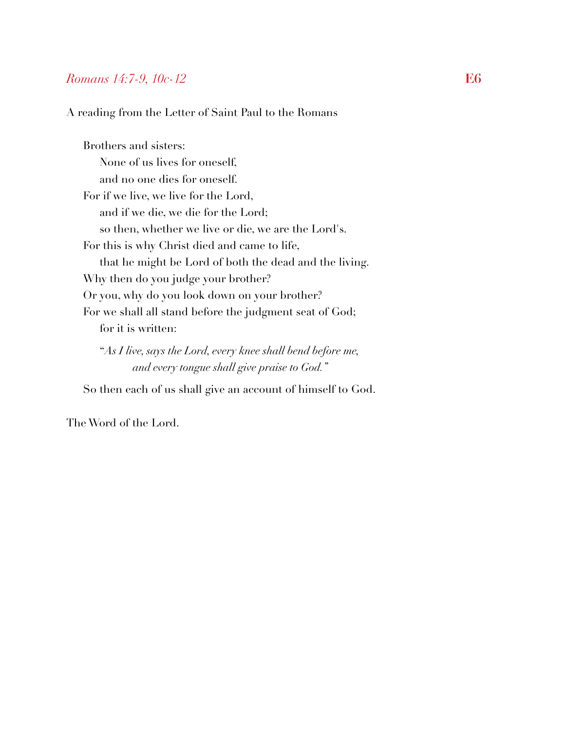*Romans 14:7-9, 10c-12* **E6**

A reading from the Letter of Saint Paul to the Romans

Brothers and sisters:
None of us lives for oneself,
and no one dies for oneself.
For if we live, we live for the Lord,
and if we die, we die for the Lord;
so then, whether we live or die, we are the Lord's.
For this is why Christ died and came to life,
that he might be Lord of both the dead and the living.
Why then do you judge your brother?
Or you, why do you look down on your brother?
For we shall all stand before the judgment seat of God;
for it is written:

"*As I live, says the Lord, every knee shall bend before me,*
*and every tongue shall give praise to God.*"

So then each of us shall give an account of himself to God.

The Word of the Lord.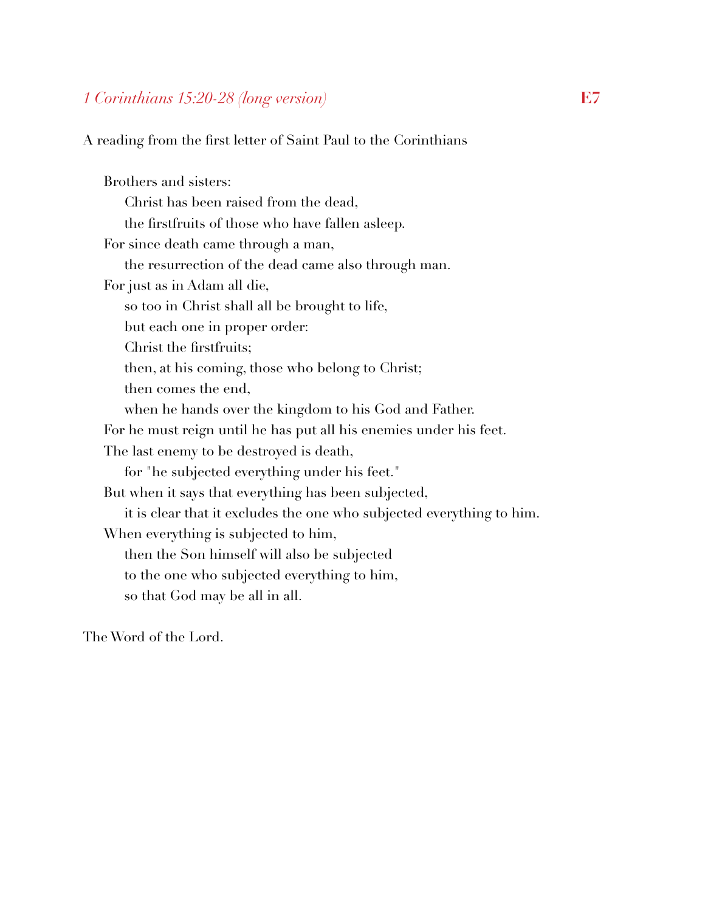## *1 Corinthians 15:20-28 (long version)* **E7**

A reading from the first letter of Saint Paul to the Corinthians

Brothers and sisters:
Christ has been raised from the dead,
the firstfruits of those who have fallen asleep.
For since death came through a man,
the resurrection of the dead came also through man.
For just as in Adam all die,
so too in Christ shall all be brought to life,
but each one in proper order:
Christ the firstfruits;
then, at his coming, those who belong to Christ;
then comes the end,
when he hands over the kingdom to his God and Father.
For he must reign until he has put all his enemies under his feet.
The last enemy to be destroyed is death,
for "he subjected everything under his feet."
But when it says that everything has been subjected,
it is clear that it excludes the one who subjected everything to him.
When everything is subjected to him,
then the Son himself will also be subjected
to the one who subjected everything to him,
so that God may be all in all.

The Word of the Lord.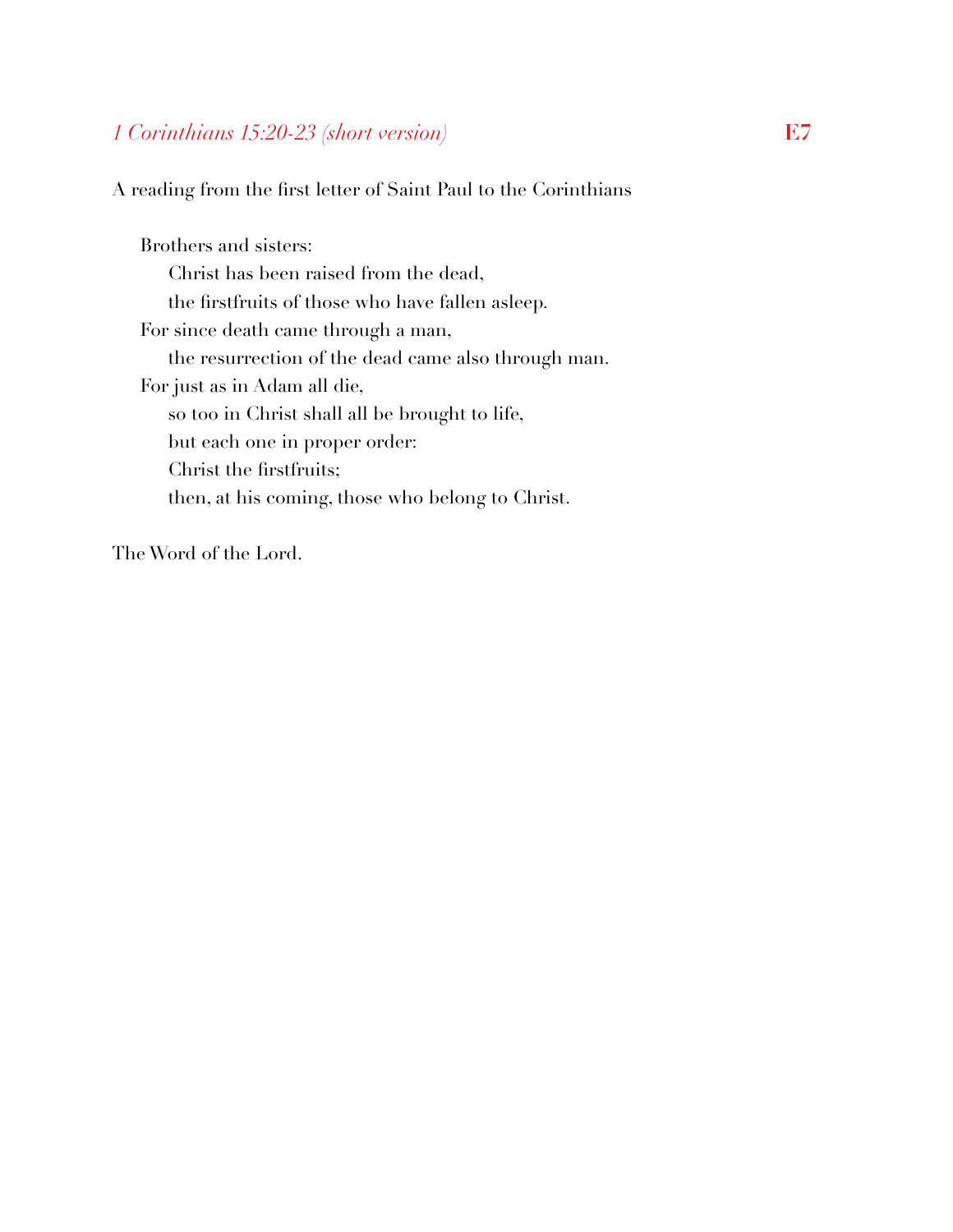*1 Corinthians 15:20-23 (short version)* **E7**

A reading from the first letter of Saint Paul to the Corinthians

Brothers and sisters:
Christ has been raised from the dead,
the firstfruits of those who have fallen asleep.
For since death came through a man,
the resurrection of the dead came also through man.
For just as in Adam all die,
so too in Christ shall all be brought to life,
but each one in proper order:
Christ the firstfruits;
then, at his coming, those who belong to Christ.

The Word of the Lord.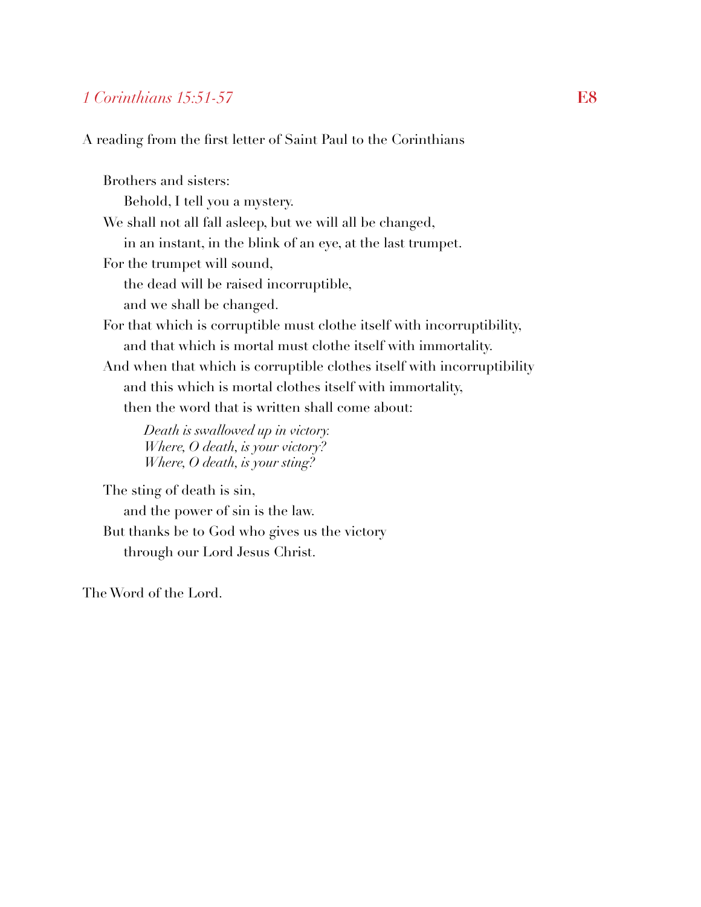## *1 Corinthians 15:51-57* **E8**

A reading from the first letter of Saint Paul to the Corinthians

Brothers and sisters:
Behold, I tell you a mystery.
We shall not all fall asleep, but we will all be changed,
in an instant, in the blink of an eye, at the last trumpet.
For the trumpet will sound,
the dead will be raised incorruptible,
and we shall be changed.
For that which is corruptible must clothe itself with incorruptibility,
and that which is mortal must clothe itself with immortality.
And when that which is corruptible clothes itself with incorruptibility
and this which is mortal clothes itself with immortality,
then the word that is written shall come about:

*Death is swallowed up in victory.*
*Where, O death, is your victory?*
*Where, O death, is your sting?*

The sting of death is sin,
and the power of sin is the law.
But thanks be to God who gives us the victory
through our Lord Jesus Christ.

The Word of the Lord.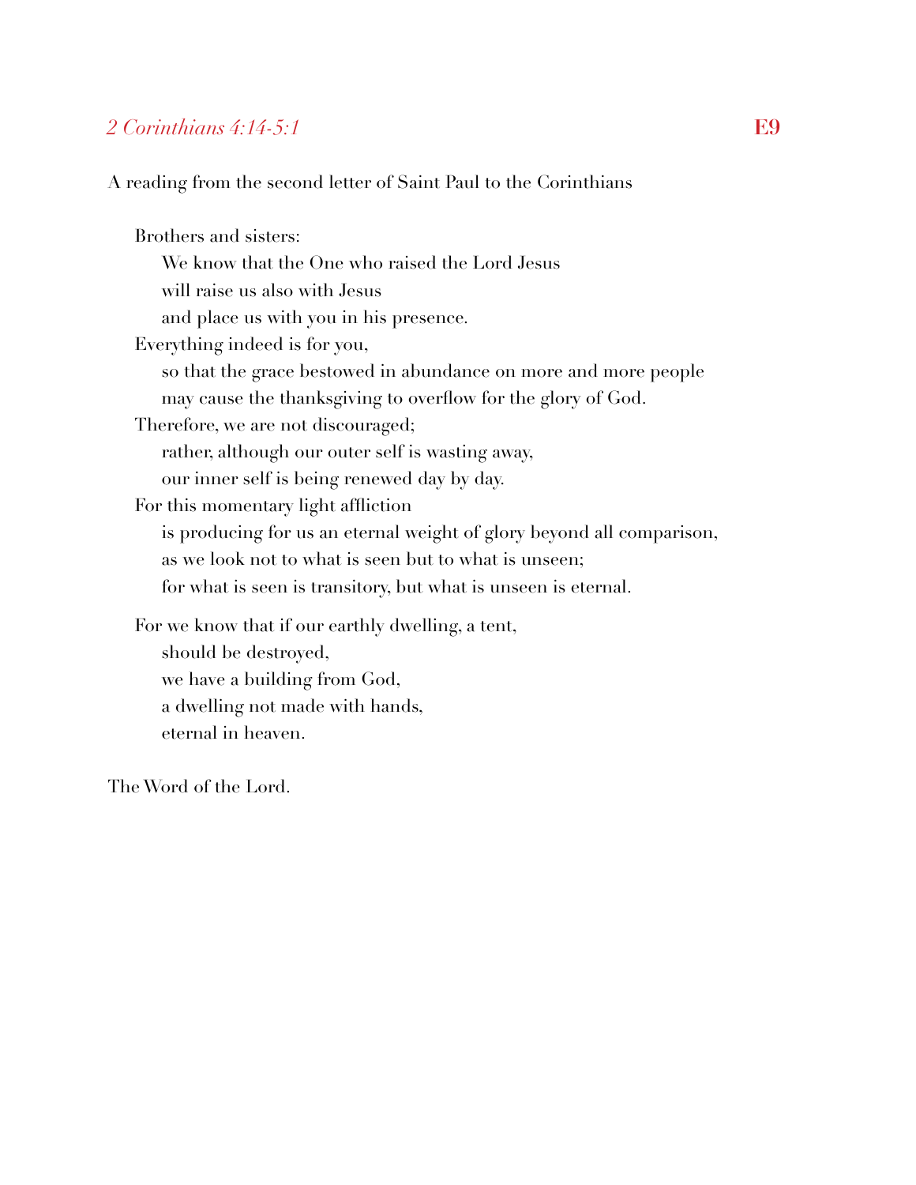*2 Corinthians 4:14-5:1* **E9**

A reading from the second letter of Saint Paul to the Corinthians

Brothers and sisters:
We know that the One who raised the Lord Jesus
will raise us also with Jesus
and place us with you in his presence.
Everything indeed is for you,
so that the grace bestowed in abundance on more and more people
may cause the thanksgiving to overflow for the glory of God.
Therefore, we are not discouraged;
rather, although our outer self is wasting away,
our inner self is being renewed day by day.
For this momentary light affliction
is producing for us an eternal weight of glory beyond all comparison,
as we look not to what is seen but to what is unseen;
for what is seen is transitory, but what is unseen is eternal.

For we know that if our earthly dwelling, a tent,
should be destroyed,
we have a building from God,
a dwelling not made with hands,
eternal in heaven.

The Word of the Lord.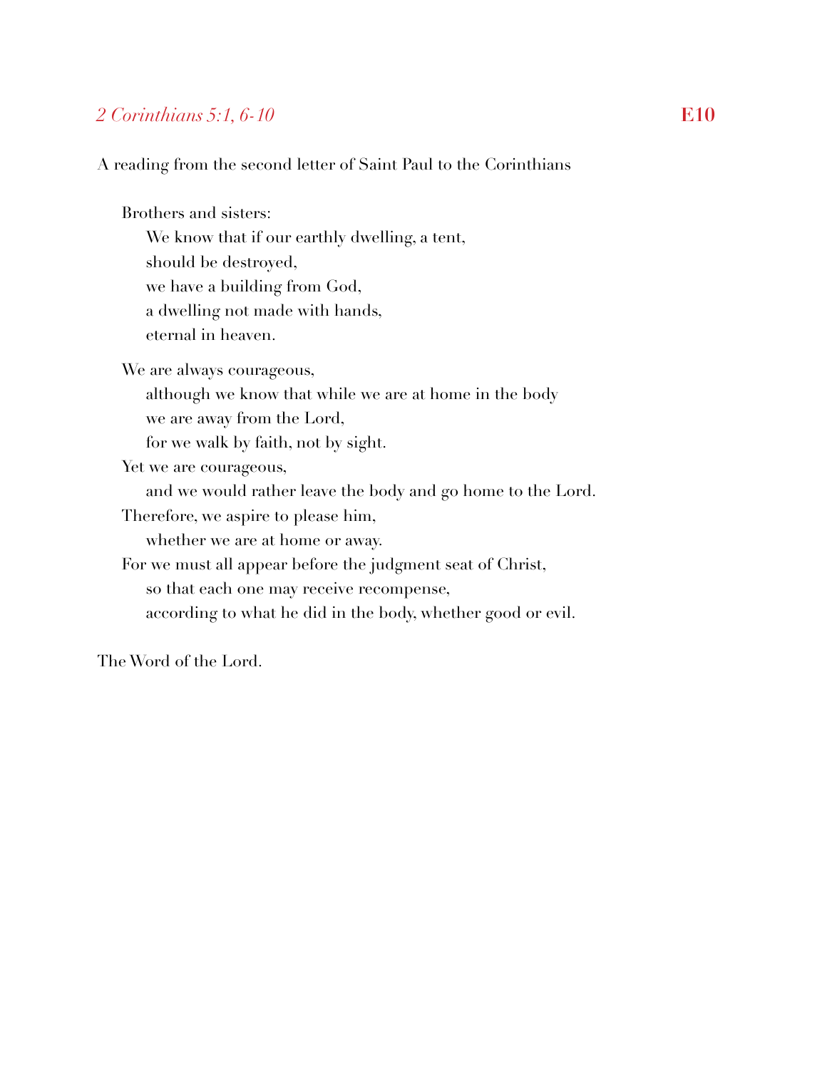## *2 Corinthians 5:1, 6-10* **E10**

A reading from the second letter of Saint Paul to the Corinthians

Brothers and sisters:
We know that if our earthly dwelling, a tent,
should be destroyed,
we have a building from God,
a dwelling not made with hands,
eternal in heaven.

We are always courageous,
although we know that while we are at home in the body
we are away from the Lord,
for we walk by faith, not by sight.
Yet we are courageous,
and we would rather leave the body and go home to the Lord.
Therefore, we aspire to please him,
whether we are at home or away.
For we must all appear before the judgment seat of Christ,
so that each one may receive recompense,
according to what he did in the body, whether good or evil.

The Word of the Lord.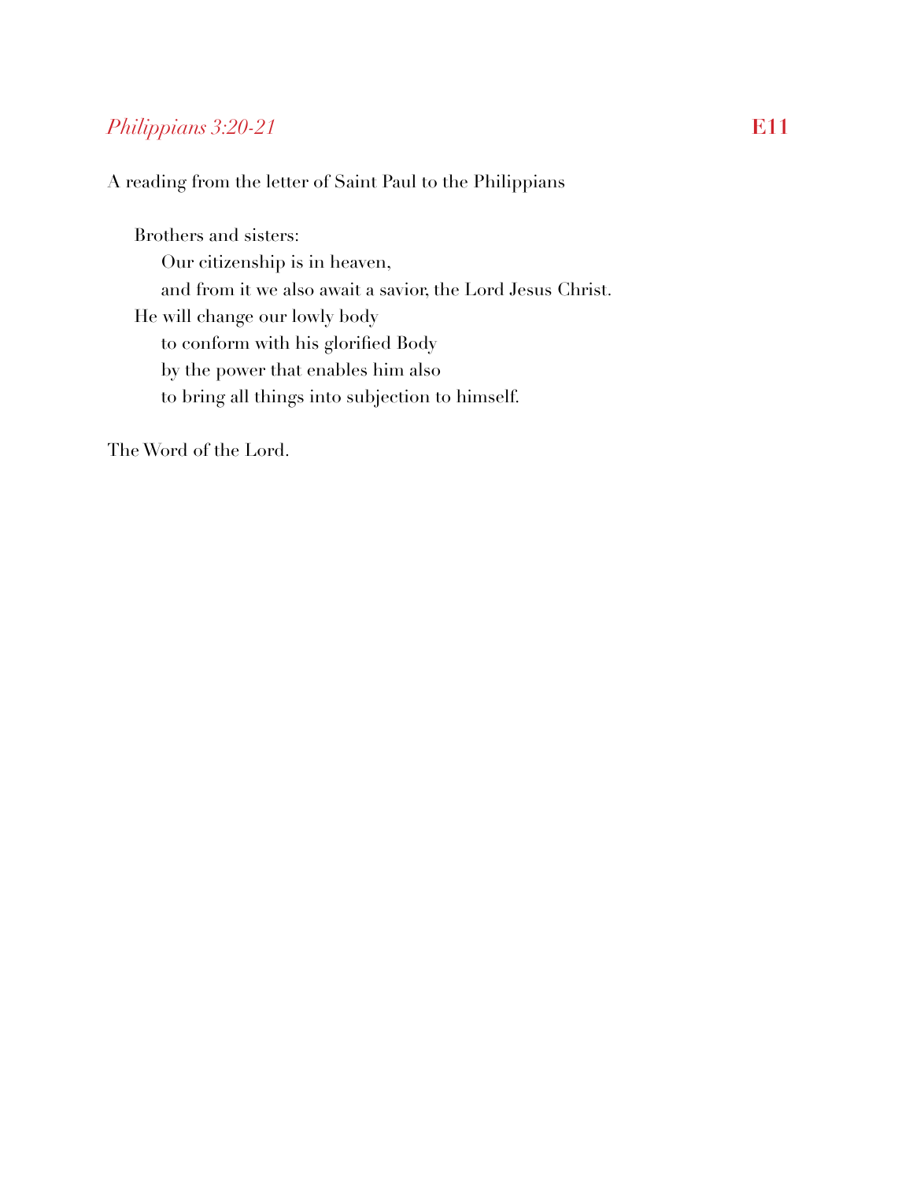## *Philippians 3:20-21* **E11**

A reading from the letter of Saint Paul to the Philippians

Brothers and sisters:  
Our citizenship is in heaven,  
and from it we also await a savior, the Lord Jesus Christ.  
He will change our lowly body  
to conform with his glorified Body  
by the power that enables him also  
to bring all things into subjection to himself.

The Word of the Lord.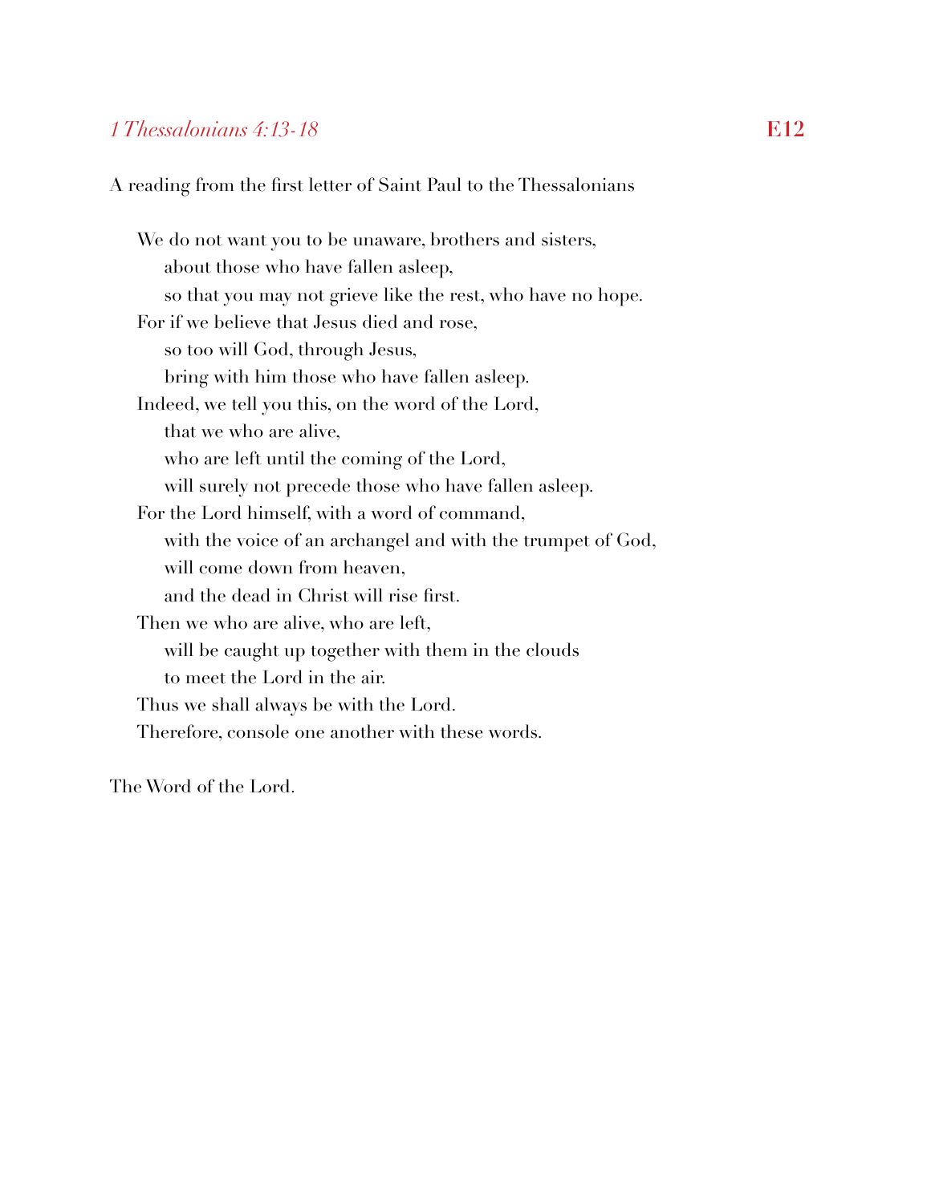## *1 Thessalonians 4:13-18* **E12**

A reading from the first letter of Saint Paul to the Thessalonians

We do not want you to be unaware, brothers and sisters,
about those who have fallen asleep,
so that you may not grieve like the rest, who have no hope.
For if we believe that Jesus died and rose,
so too will God, through Jesus,
bring with him those who have fallen asleep.
Indeed, we tell you this, on the word of the Lord,
that we who are alive,
who are left until the coming of the Lord,
will surely not precede those who have fallen asleep.
For the Lord himself, with a word of command,
with the voice of an archangel and with the trumpet of God,
will come down from heaven,
and the dead in Christ will rise first.
Then we who are alive, who are left,
will be caught up together with them in the clouds
to meet the Lord in the air.
Thus we shall always be with the Lord.
Therefore, console one another with these words.

The Word of the Lord.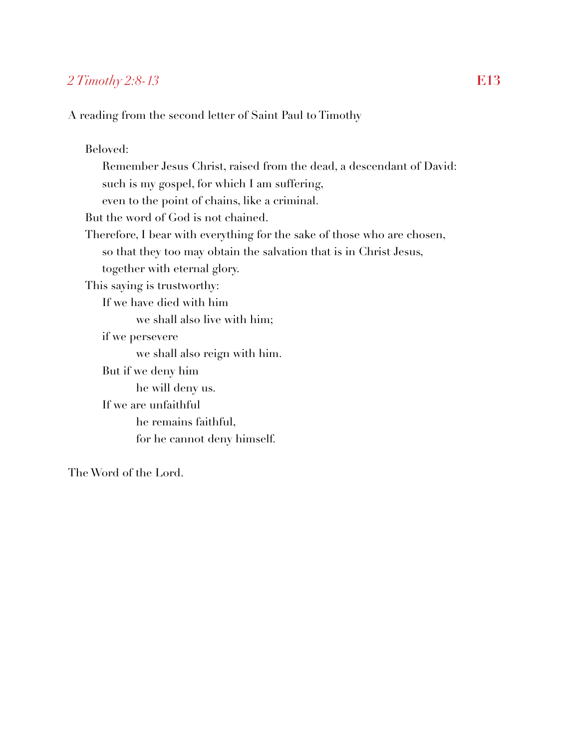## *2 Timothy 2:8-13* E13

A reading from the second letter of Saint Paul to Timothy

Beloved:
Remember Jesus Christ, raised from the dead, a descendant of David:
such is my gospel, for which I am suffering,
even to the point of chains, like a criminal.
But the word of God is not chained.
Therefore, I bear with everything for the sake of those who are chosen,
so that they too may obtain the salvation that is in Christ Jesus,
together with eternal glory.
This saying is trustworthy:
If we have died with him
we shall also live with him;
if we persevere
we shall also reign with him.
But if we deny him
he will deny us.
If we are unfaithful
he remains faithful,
for he cannot deny himself.

The Word of the Lord.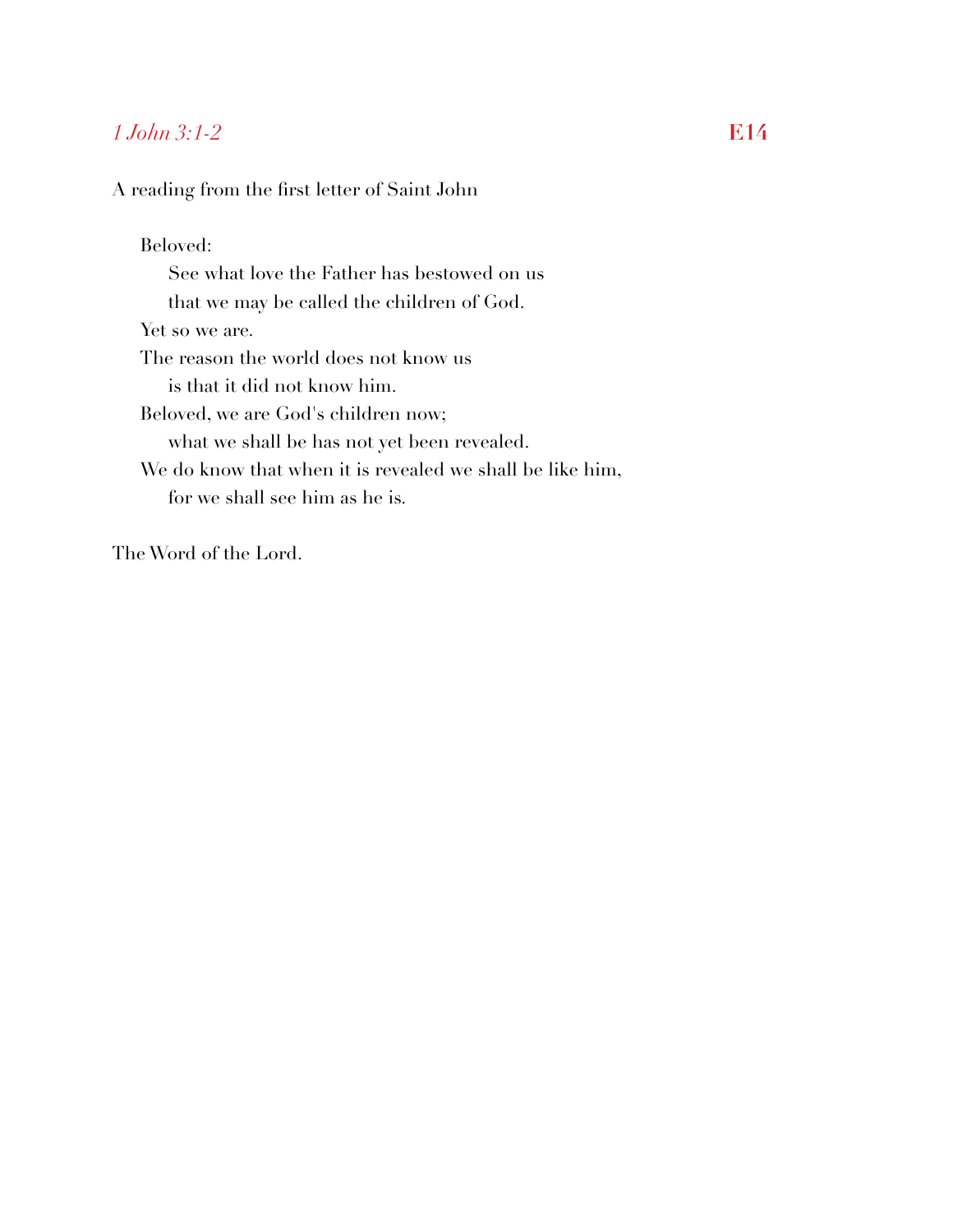## *1 John 3:1-2* **E14**

A reading from the first letter of Saint John

Beloved:
&nbsp;&nbsp;&nbsp;&nbsp;See what love the Father has bestowed on us
&nbsp;&nbsp;&nbsp;&nbsp;that we may be called the children of God.
Yet so we are.
The reason the world does not know us
&nbsp;&nbsp;&nbsp;&nbsp;is that it did not know him.
Beloved, we are God's children now;
&nbsp;&nbsp;&nbsp;&nbsp;what we shall be has not yet been revealed.
We do know that when it is revealed we shall be like him,
&nbsp;&nbsp;&nbsp;&nbsp;for we shall see him as he is.

The Word of the Lord.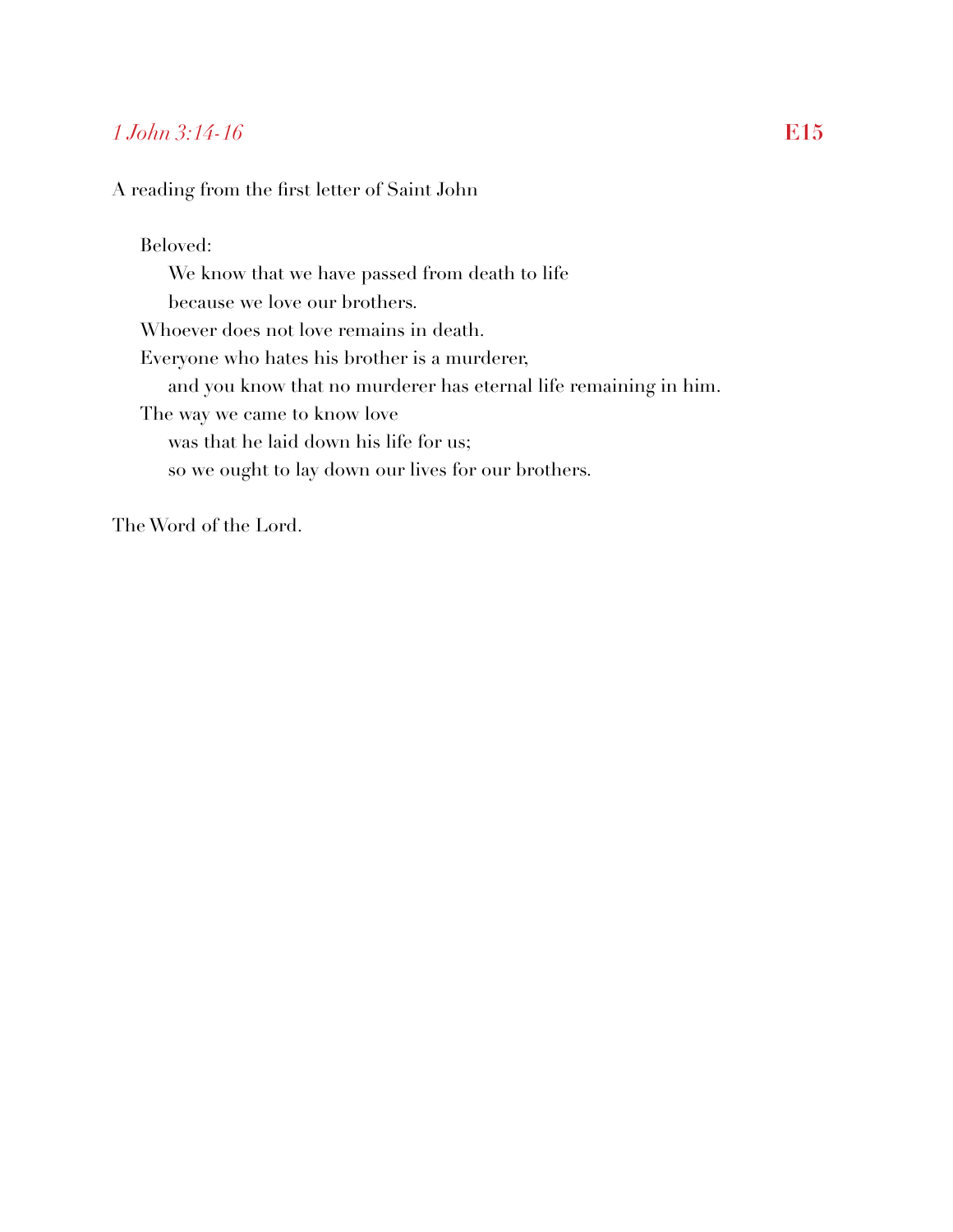*1 John 3:14-16* **E15**

A reading from the first letter of Saint John

Beloved:
We know that we have passed from death to life
because we love our brothers.
Whoever does not love remains in death.
Everyone who hates his brother is a murderer,
and you know that no murderer has eternal life remaining in him.
The way we came to know love
was that he laid down his life for us;
so we ought to lay down our lives for our brothers.

The Word of the Lord.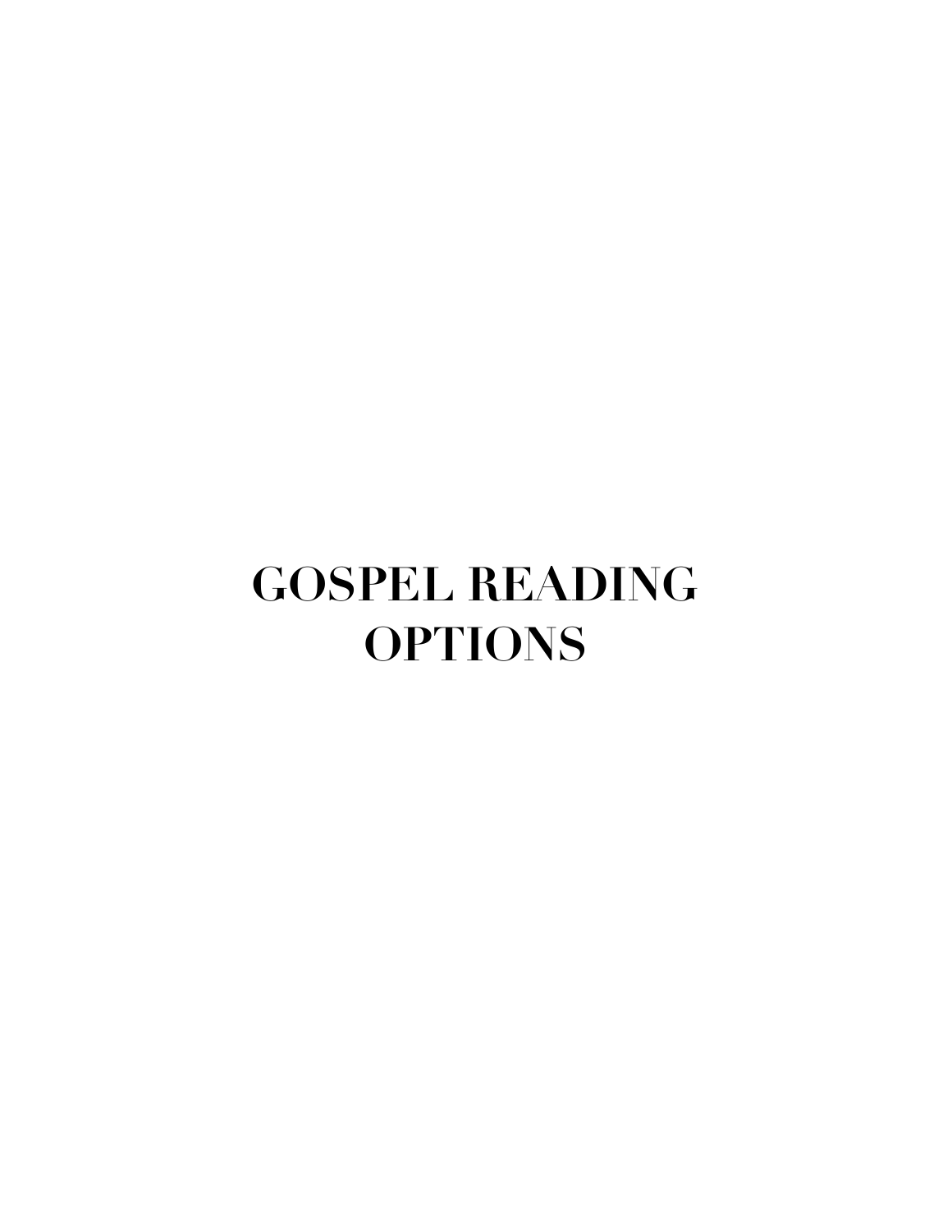# GOSPEL READING OPTIONS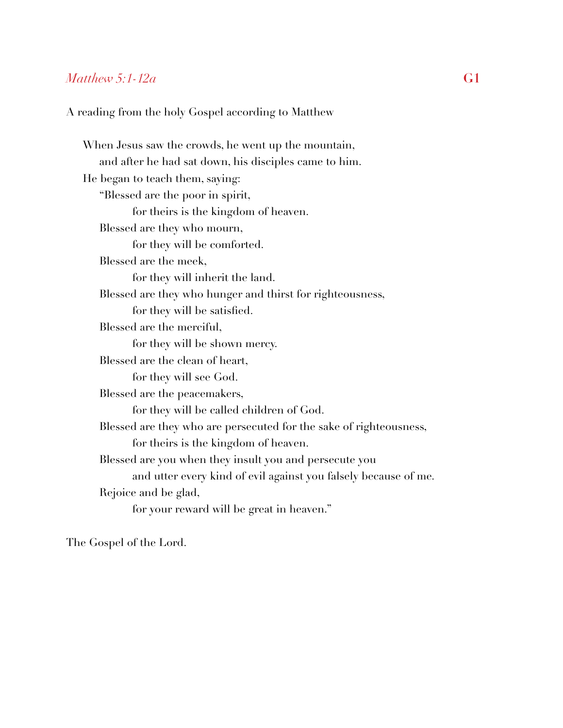*Matthew 5:1-12a* **G1**

A reading from the holy Gospel according to Matthew

When Jesus saw the crowds, he went up the mountain,
and after he had sat down, his disciples came to him.
He began to teach them, saying:
"Blessed are the poor in spirit,
for theirs is the kingdom of heaven.
Blessed are they who mourn,
for they will be comforted.
Blessed are the meek,
for they will inherit the land.
Blessed are they who hunger and thirst for righteousness,
for they will be satisfied.
Blessed are the merciful,
for they will be shown mercy.
Blessed are the clean of heart,
for they will see God.
Blessed are the peacemakers,
for they will be called children of God.
Blessed are they who are persecuted for the sake of righteousness,
for theirs is the kingdom of heaven.
Blessed are you when they insult you and persecute you
and utter every kind of evil against you falsely because of me.
Rejoice and be glad,
for your reward will be great in heaven."

The Gospel of the Lord.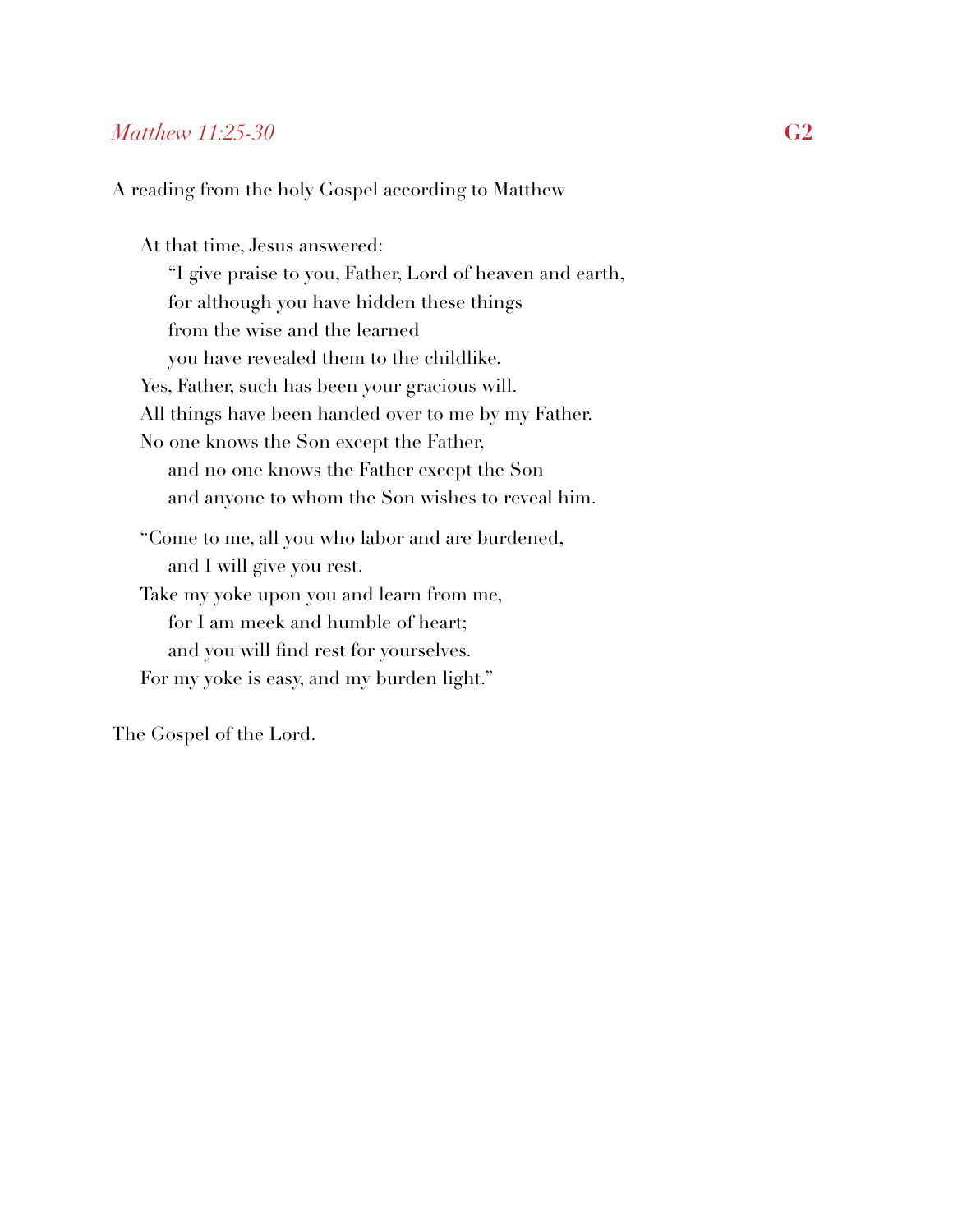*Matthew 11:25-30* **G2**

A reading from the holy Gospel according to Matthew

At that time, Jesus answered:
"I give praise to you, Father, Lord of heaven and earth,
for although you have hidden these things
from the wise and the learned
you have revealed them to the childlike.
Yes, Father, such has been your gracious will.
All things have been handed over to me by my Father.
No one knows the Son except the Father,
and no one knows the Father except the Son
and anyone to whom the Son wishes to reveal him.

"Come to me, all you who labor and are burdened,
and I will give you rest.
Take my yoke upon you and learn from me,
for I am meek and humble of heart;
and you will find rest for yourselves.
For my yoke is easy, and my burden light."

The Gospel of the Lord.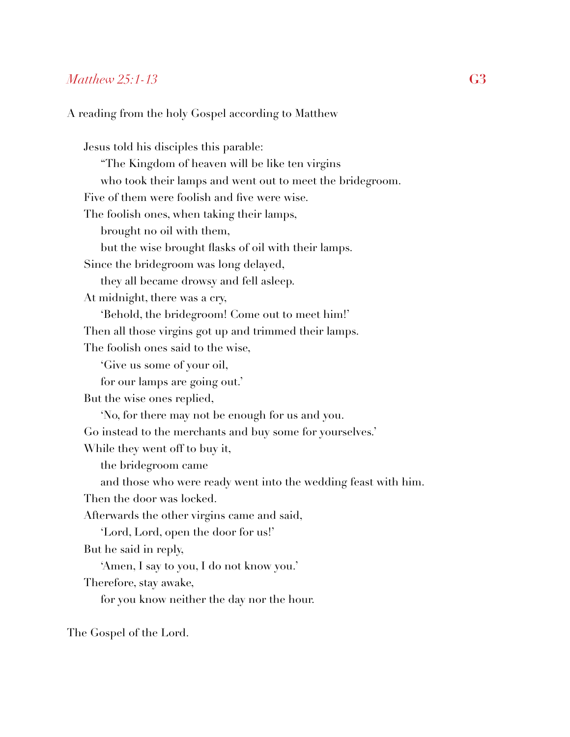*Matthew 25:1-13* **G3**

A reading from the holy Gospel according to Matthew

Jesus told his disciples this parable:
"The Kingdom of heaven will be like ten virgins
who took their lamps and went out to meet the bridegroom.
Five of them were foolish and five were wise.
The foolish ones, when taking their lamps,
brought no oil with them,
but the wise brought flasks of oil with their lamps.
Since the bridegroom was long delayed,
they all became drowsy and fell asleep.
At midnight, there was a cry,
'Behold, the bridegroom! Come out to meet him!'
Then all those virgins got up and trimmed their lamps.
The foolish ones said to the wise,
'Give us some of your oil,
for our lamps are going out.'
But the wise ones replied,
'No, for there may not be enough for us and you.
Go instead to the merchants and buy some for yourselves.'
While they went off to buy it,
the bridegroom came
and those who were ready went into the wedding feast with him.
Then the door was locked.
Afterwards the other virgins came and said,
'Lord, Lord, open the door for us!'
But he said in reply,
'Amen, I say to you, I do not know you.'
Therefore, stay awake,
for you know neither the day nor the hour.

The Gospel of the Lord.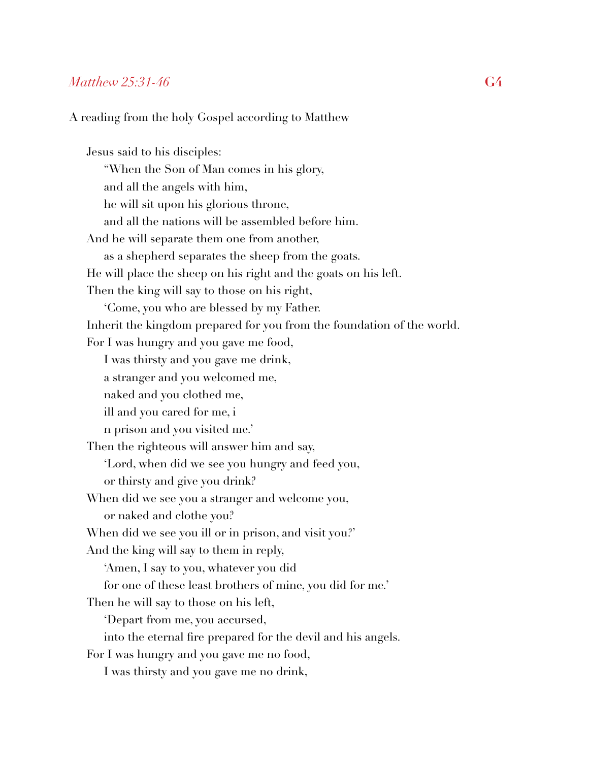*Matthew 25:31-46* **G4**

A reading from the holy Gospel according to Matthew

Jesus said to his disciples:
"When the Son of Man comes in his glory,
and all the angels with him,
he will sit upon his glorious throne,
and all the nations will be assembled before him.
And he will separate them one from another,
as a shepherd separates the sheep from the goats.
He will place the sheep on his right and the goats on his left.
Then the king will say to those on his right,
'Come, you who are blessed by my Father.
Inherit the kingdom prepared for you from the foundation of the world.
For I was hungry and you gave me food,
I was thirsty and you gave me drink,
a stranger and you welcomed me,
naked and you clothed me,
ill and you cared for me, i
n prison and you visited me.'
Then the righteous will answer him and say,
'Lord, when did we see you hungry and feed you,
or thirsty and give you drink?
When did we see you a stranger and welcome you,
or naked and clothe you?
When did we see you ill or in prison, and visit you?'
And the king will say to them in reply,
'Amen, I say to you, whatever you did
for one of these least brothers of mine, you did for me.'
Then he will say to those on his left,
'Depart from me, you accursed,
into the eternal fire prepared for the devil and his angels.
For I was hungry and you gave me no food,
I was thirsty and you gave me no drink,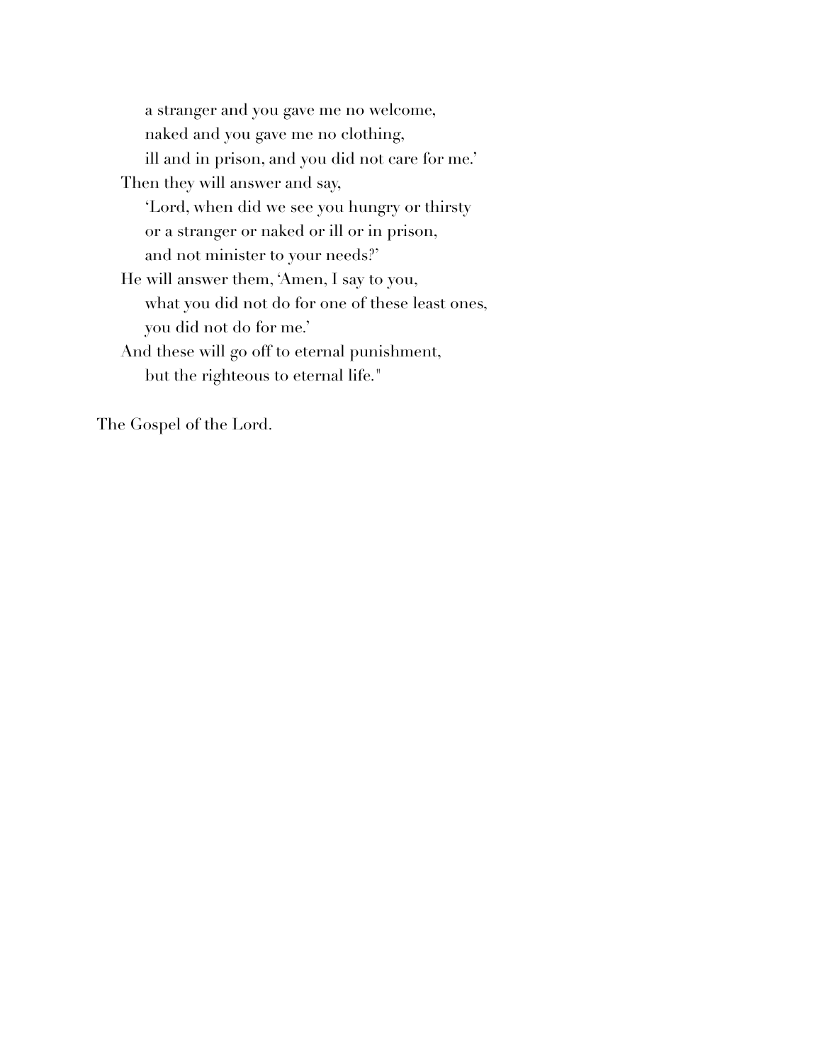a stranger and you gave me no welcome,  
naked and you gave me no clothing,  
ill and in prison, and you did not care for me.'  
Then they will answer and say,  
'Lord, when did we see you hungry or thirsty  
or a stranger or naked or ill or in prison,  
and not minister to your needs?'  
He will answer them, 'Amen, I say to you,  
what you did not do for one of these least ones,  
you did not do for me.'  
And these will go off to eternal punishment,  
but the righteous to eternal life."

The Gospel of the Lord.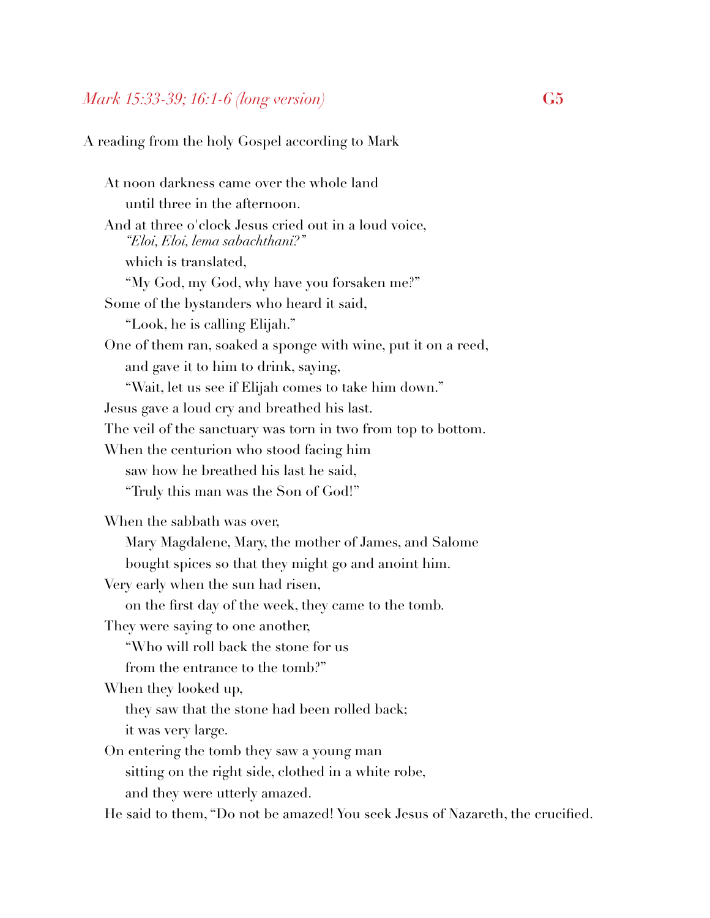### *Mark 15:33-39; 16:1-6 (long version)* **G5**

A reading from the holy Gospel according to Mark

At noon darkness came over the whole land
  until three in the afternoon.
And at three o'clock Jesus cried out in a loud voice,
  *"Eloi, Eloi, lema sabachthani?"*
  which is translated,
  "My God, my God, why have you forsaken me?"
Some of the bystanders who heard it said,
  "Look, he is calling Elijah."
One of them ran, soaked a sponge with wine, put it on a reed,
  and gave it to him to drink, saying,
  "Wait, let us see if Elijah comes to take him down."
Jesus gave a loud cry and breathed his last.
The veil of the sanctuary was torn in two from top to bottom.
When the centurion who stood facing him
  saw how he breathed his last he said,
  "Truly this man was the Son of God!"

When the sabbath was over,
  Mary Magdalene, Mary, the mother of James, and Salome
  bought spices so that they might go and anoint him.
Very early when the sun had risen,
  on the first day of the week, they came to the tomb.
They were saying to one another,
  "Who will roll back the stone for us
  from the entrance to the tomb?"
When they looked up,
  they saw that the stone had been rolled back;
  it was very large.
On entering the tomb they saw a young man
  sitting on the right side, clothed in a white robe,
  and they were utterly amazed.
He said to them, "Do not be amazed! You seek Jesus of Nazareth, the crucified.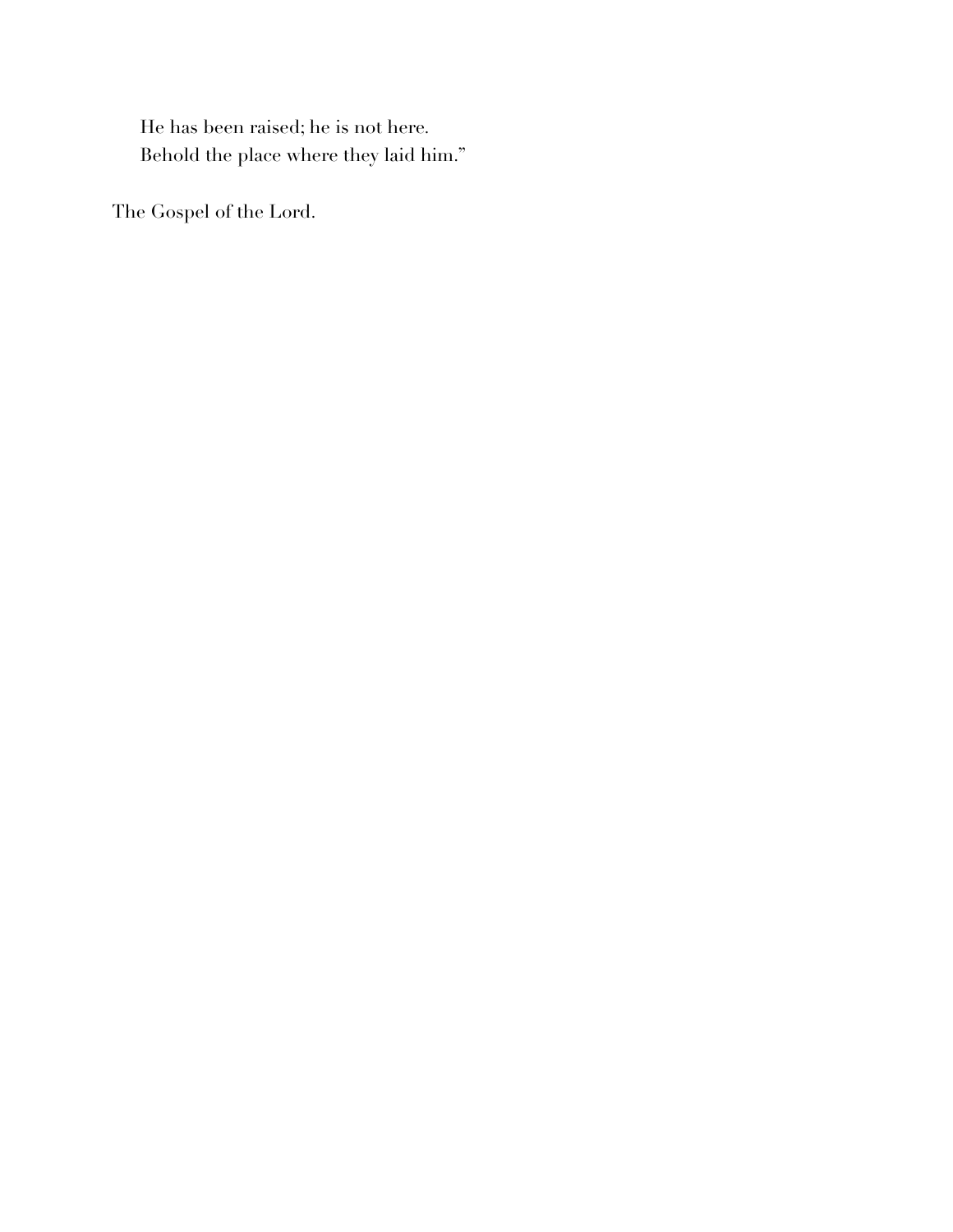He has been raised; he is not here.
Behold the place where they laid him."

The Gospel of the Lord.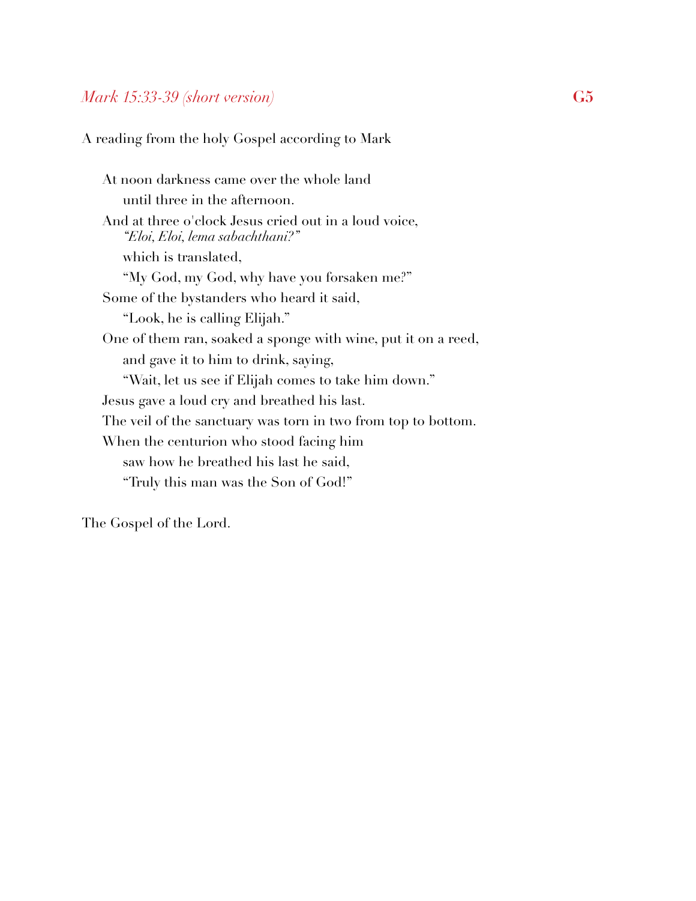*Mark 15:33-39 (short version)* **G5**

A reading from the holy Gospel according to Mark

At noon darkness came over the whole land
until three in the afternoon.
And at three o'clock Jesus cried out in a loud voice,
*"Eloi, Eloi, lema sabachthani?"*
which is translated,
"My God, my God, why have you forsaken me?"
Some of the bystanders who heard it said,
"Look, he is calling Elijah."
One of them ran, soaked a sponge with wine, put it on a reed,
and gave it to him to drink, saying,
"Wait, let us see if Elijah comes to take him down."
Jesus gave a loud cry and breathed his last.
The veil of the sanctuary was torn in two from top to bottom.
When the centurion who stood facing him
saw how he breathed his last he said,
"Truly this man was the Son of God!"

The Gospel of the Lord.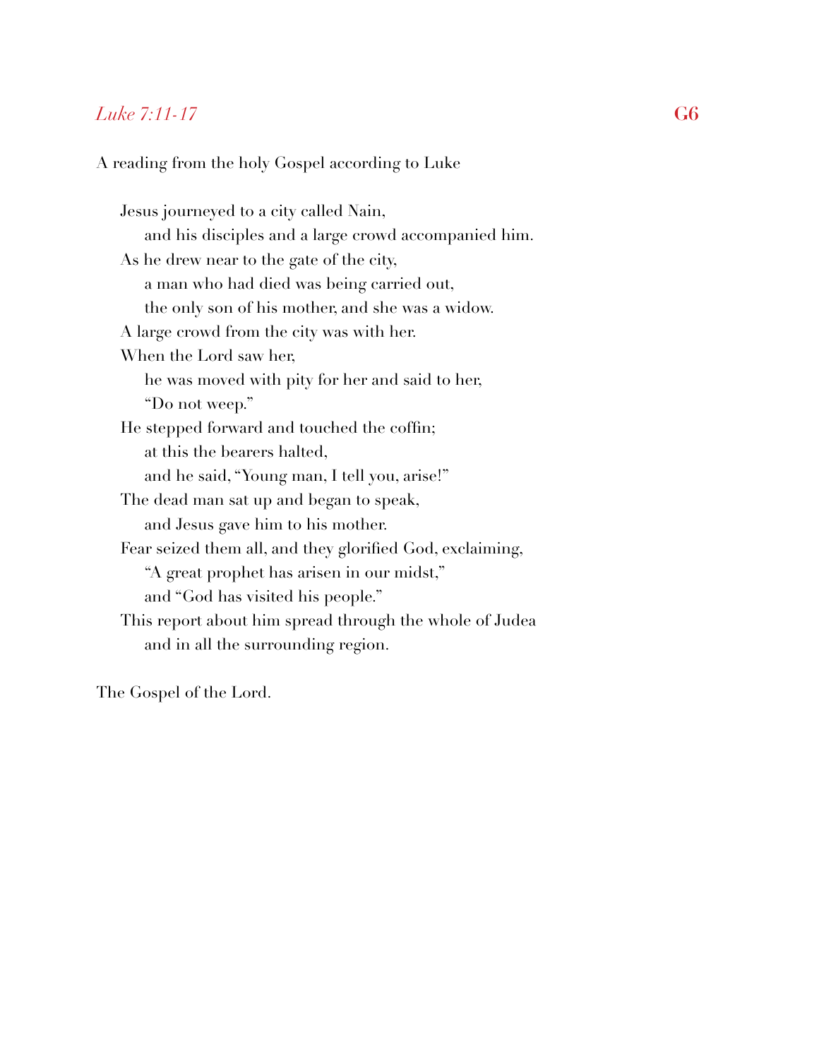## *Luke 7:11-17* **G6**

A reading from the holy Gospel according to Luke

Jesus journeyed to a city called Nain,
  and his disciples and a large crowd accompanied him.
As he drew near to the gate of the city,
  a man who had died was being carried out,
  the only son of his mother, and she was a widow.
A large crowd from the city was with her.
When the Lord saw her,
  he was moved with pity for her and said to her,
  "Do not weep."
He stepped forward and touched the coffin;
  at this the bearers halted,
  and he said, "Young man, I tell you, arise!"
The dead man sat up and began to speak,
  and Jesus gave him to his mother.
Fear seized them all, and they glorified God, exclaiming,
  "A great prophet has arisen in our midst,"
  and "God has visited his people."
This report about him spread through the whole of Judea
  and in all the surrounding region.

The Gospel of the Lord.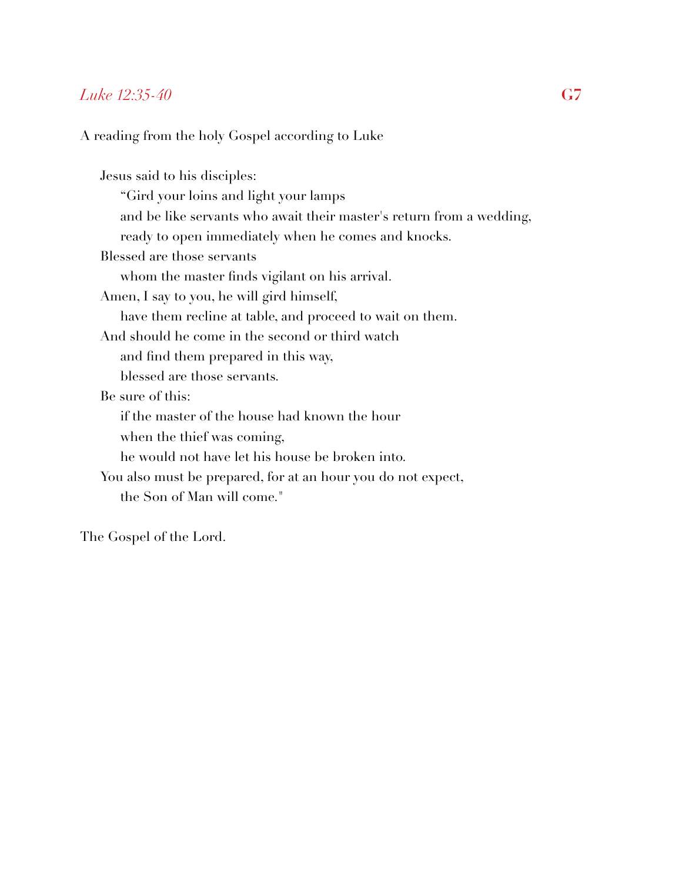*Luke 12:35-40* **G7**

A reading from the holy Gospel according to Luke

Jesus said to his disciples:
"Gird your loins and light your lamps
and be like servants who await their master's return from a wedding,
ready to open immediately when he comes and knocks.
Blessed are those servants
whom the master finds vigilant on his arrival.
Amen, I say to you, he will gird himself,
have them recline at table, and proceed to wait on them.
And should he come in the second or third watch
and find them prepared in this way,
blessed are those servants.
Be sure of this:
if the master of the house had known the hour
when the thief was coming,
he would not have let his house be broken into.
You also must be prepared, for at an hour you do not expect,
the Son of Man will come."

The Gospel of the Lord.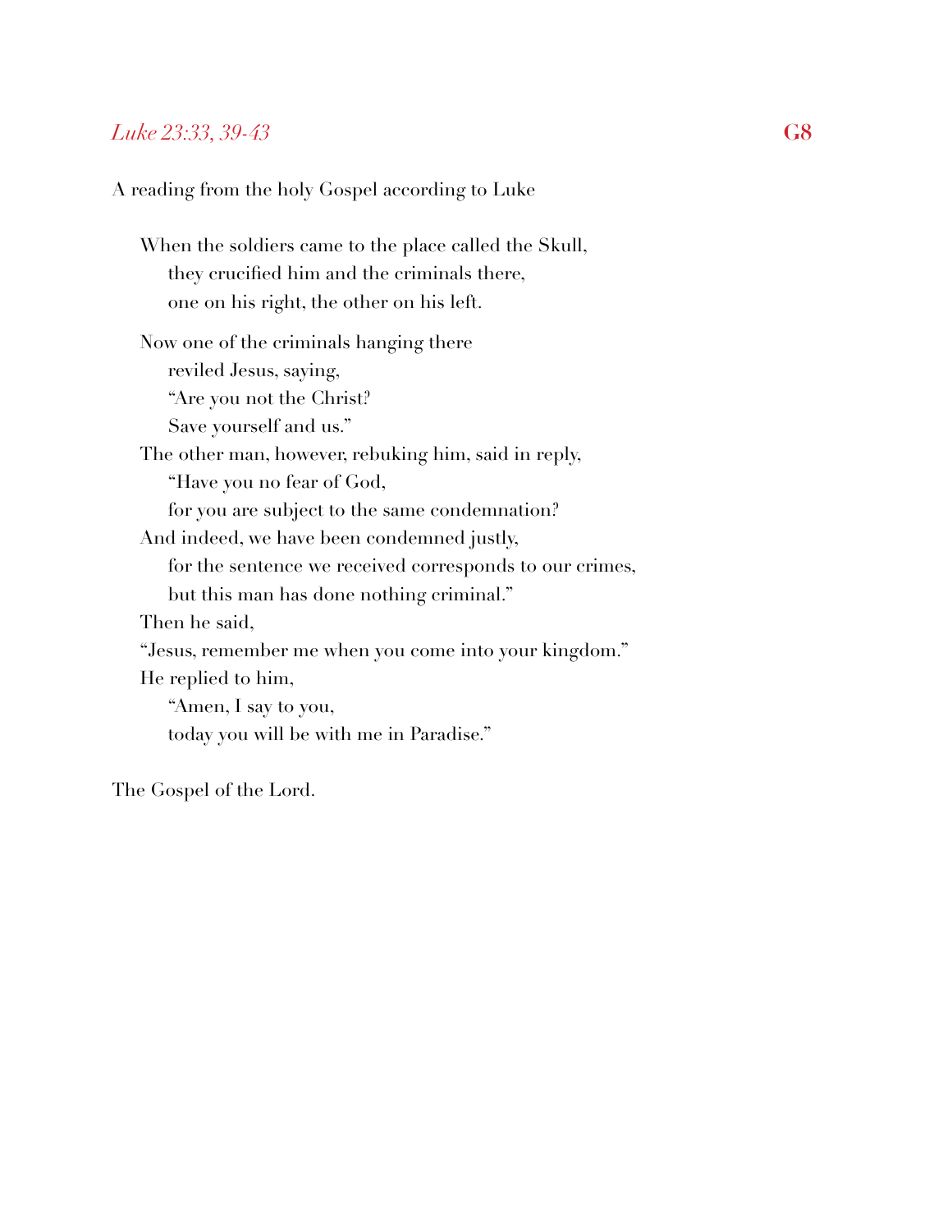*Luke 23:33, 39-43* **G8**

A reading from the holy Gospel according to Luke

When the soldiers came to the place called the Skull,
they crucified him and the criminals there,
one on his right, the other on his left.

Now one of the criminals hanging there
reviled Jesus, saying,
"Are you not the Christ?
Save yourself and us."
The other man, however, rebuking him, said in reply,
"Have you no fear of God,
for you are subject to the same condemnation?
And indeed, we have been condemned justly,
for the sentence we received corresponds to our crimes,
but this man has done nothing criminal."
Then he said,
"Jesus, remember me when you come into your kingdom."
He replied to him,
"Amen, I say to you,
today you will be with me in Paradise."

The Gospel of the Lord.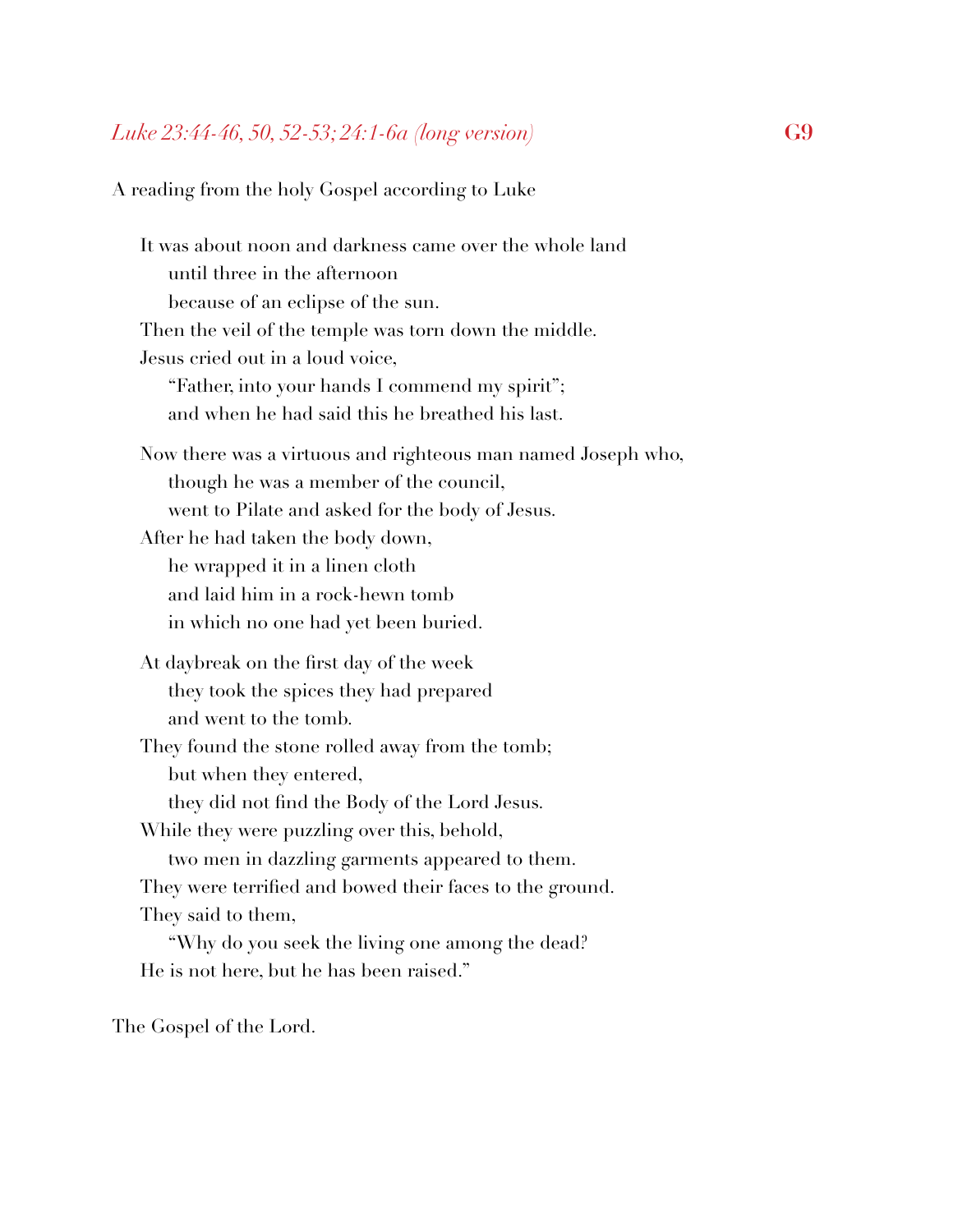*Luke 23:44-46, 50, 52-53; 24:1-6a (long version)* **G9**

A reading from the holy Gospel according to Luke

It was about noon and darkness came over the whole land
  until three in the afternoon
  because of an eclipse of the sun.
Then the veil of the temple was torn down the middle.
Jesus cried out in a loud voice,
  "Father, into your hands I commend my spirit";
  and when he had said this he breathed his last.

Now there was a virtuous and righteous man named Joseph who,
  though he was a member of the council,
  went to Pilate and asked for the body of Jesus.
After he had taken the body down,
  he wrapped it in a linen cloth
  and laid him in a rock-hewn tomb
  in which no one had yet been buried.

At daybreak on the first day of the week
  they took the spices they had prepared
  and went to the tomb.
They found the stone rolled away from the tomb;
  but when they entered,
  they did not find the Body of the Lord Jesus.
While they were puzzling over this, behold,
  two men in dazzling garments appeared to them.
They were terrified and bowed their faces to the ground.
They said to them,
  "Why do you seek the living one among the dead?
He is not here, but he has been raised."

The Gospel of the Lord.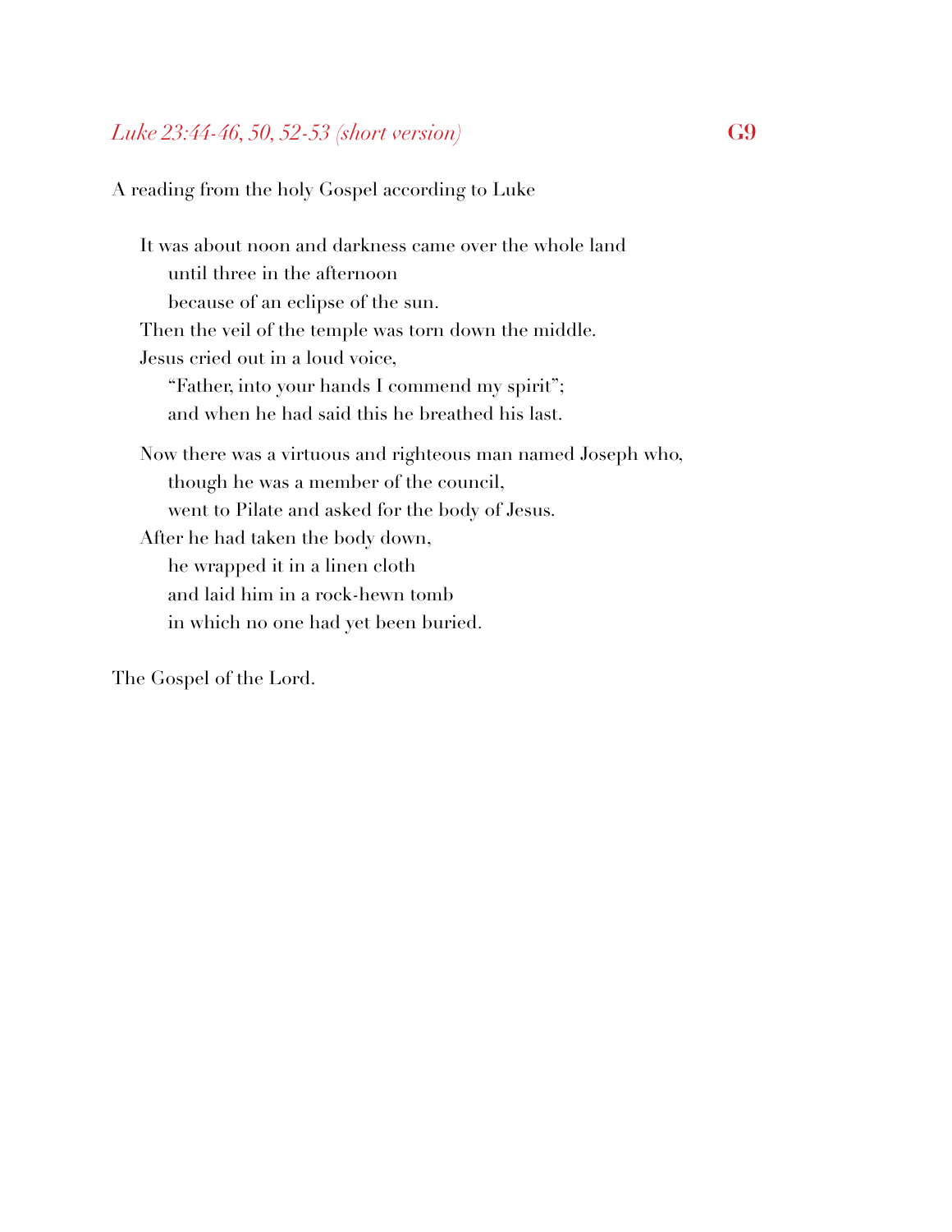*Luke 23:44-46, 50, 52-53 (short version)* **G9**

A reading from the holy Gospel according to Luke

It was about noon and darkness came over the whole land
until three in the afternoon
because of an eclipse of the sun.
Then the veil of the temple was torn down the middle.
Jesus cried out in a loud voice,
"Father, into your hands I commend my spirit";
and when he had said this he breathed his last.

Now there was a virtuous and righteous man named Joseph who,
though he was a member of the council,
went to Pilate and asked for the body of Jesus.
After he had taken the body down,
he wrapped it in a linen cloth
and laid him in a rock-hewn tomb
in which no one had yet been buried.

The Gospel of the Lord.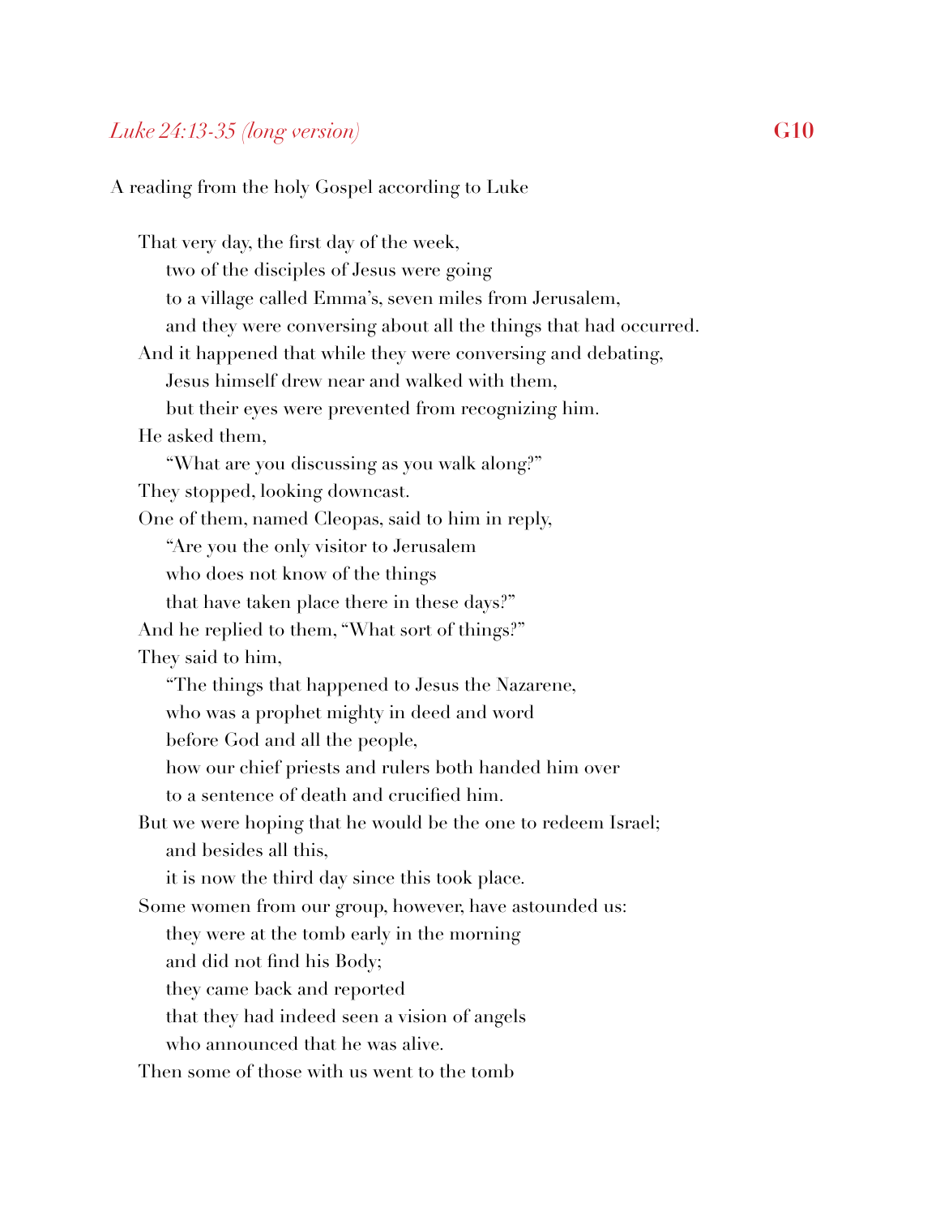*Luke 24:13-35 (long version)* **G10**

A reading from the holy Gospel according to Luke

That very day, the first day of the week,
two of the disciples of Jesus were going
to a village called Emma's, seven miles from Jerusalem,
and they were conversing about all the things that had occurred.
And it happened that while they were conversing and debating,
Jesus himself drew near and walked with them,
but their eyes were prevented from recognizing him.
He asked them,
"What are you discussing as you walk along?"
They stopped, looking downcast.
One of them, named Cleopas, said to him in reply,
"Are you the only visitor to Jerusalem
who does not know of the things
that have taken place there in these days?"
And he replied to them, "What sort of things?"
They said to him,
"The things that happened to Jesus the Nazarene,
who was a prophet mighty in deed and word
before God and all the people,
how our chief priests and rulers both handed him over
to a sentence of death and crucified him.
But we were hoping that he would be the one to redeem Israel;
and besides all this,
it is now the third day since this took place.
Some women from our group, however, have astounded us:
they were at the tomb early in the morning
and did not find his Body;
they came back and reported
that they had indeed seen a vision of angels
who announced that he was alive.
Then some of those with us went to the tomb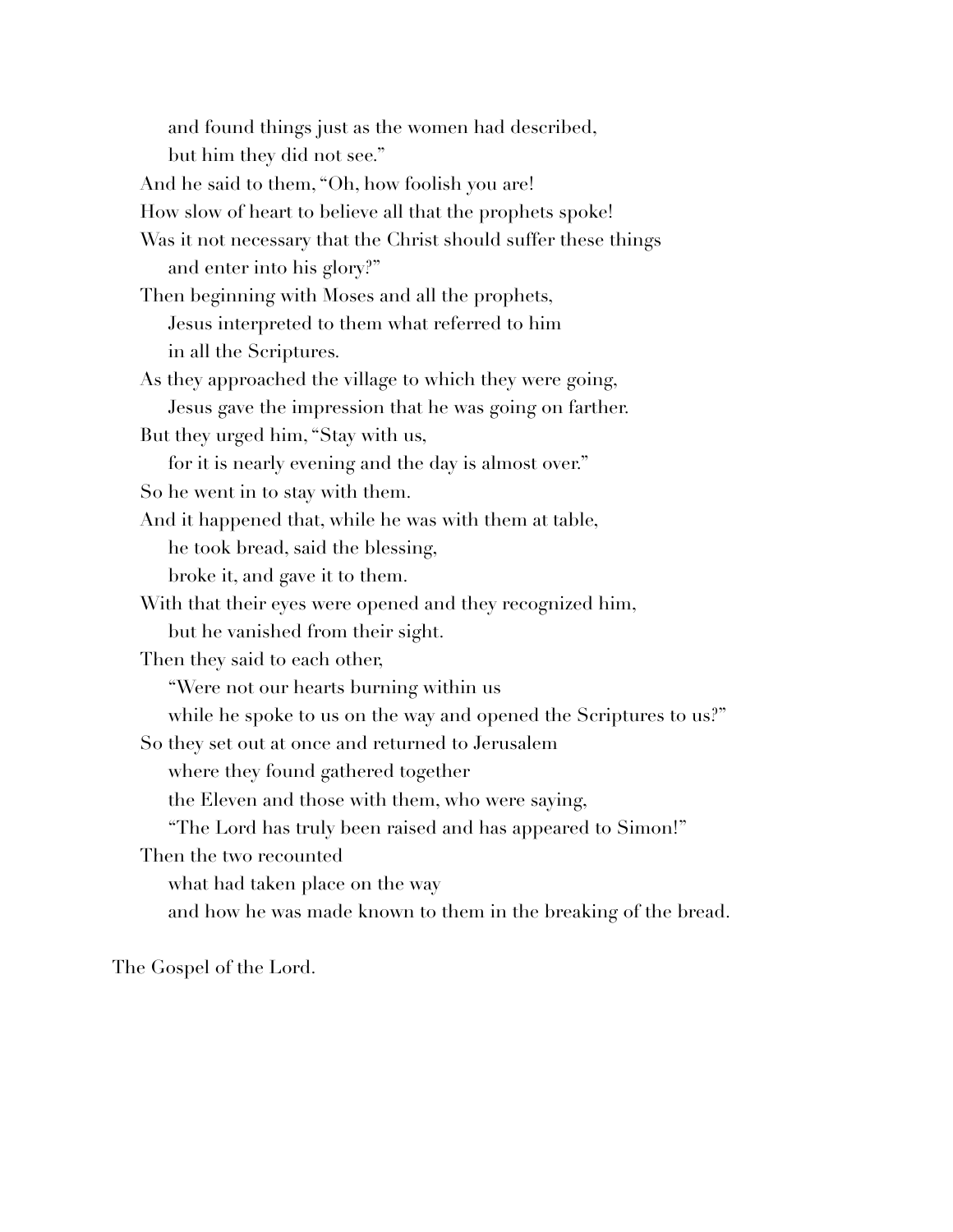and found things just as the women had described,
but him they did not see."

And he said to them, "Oh, how foolish you are!
How slow of heart to believe all that the prophets spoke!
Was it not necessary that the Christ should suffer these things
and enter into his glory?"

Then beginning with Moses and all the prophets,
Jesus interpreted to them what referred to him
in all the Scriptures.

As they approached the village to which they were going,
Jesus gave the impression that he was going on farther.

But they urged him, "Stay with us,
for it is nearly evening and the day is almost over."

So he went in to stay with them.

And it happened that, while he was with them at table,
he took bread, said the blessing,
broke it, and gave it to them.

With that their eyes were opened and they recognized him,
but he vanished from their sight.

Then they said to each other,
"Were not our hearts burning within us
while he spoke to us on the way and opened the Scriptures to us?"

So they set out at once and returned to Jerusalem
where they found gathered together
the Eleven and those with them, who were saying,
"The Lord has truly been raised and has appeared to Simon!"

Then the two recounted
what had taken place on the way
and how he was made known to them in the breaking of the bread.

The Gospel of the Lord.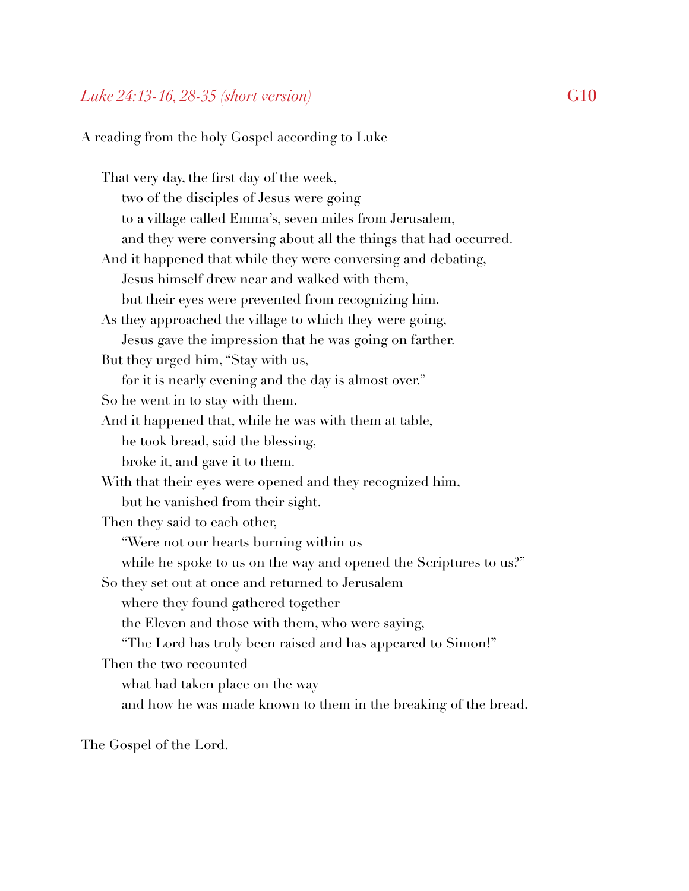*Luke 24:13-16, 28-35 (short version)* **G10**

A reading from the holy Gospel according to Luke

That very day, the first day of the week,
two of the disciples of Jesus were going
to a village called Emma's, seven miles from Jerusalem,
and they were conversing about all the things that had occurred.
And it happened that while they were conversing and debating,
Jesus himself drew near and walked with them,
but their eyes were prevented from recognizing him.
As they approached the village to which they were going,
Jesus gave the impression that he was going on farther.
But they urged him, "Stay with us,
for it is nearly evening and the day is almost over."
So he went in to stay with them.
And it happened that, while he was with them at table,
he took bread, said the blessing,
broke it, and gave it to them.
With that their eyes were opened and they recognized him,
but he vanished from their sight.
Then they said to each other,
"Were not our hearts burning within us
while he spoke to us on the way and opened the Scriptures to us?"
So they set out at once and returned to Jerusalem
where they found gathered together
the Eleven and those with them, who were saying,
"The Lord has truly been raised and has appeared to Simon!"
Then the two recounted
what had taken place on the way
and how he was made known to them in the breaking of the bread.

The Gospel of the Lord.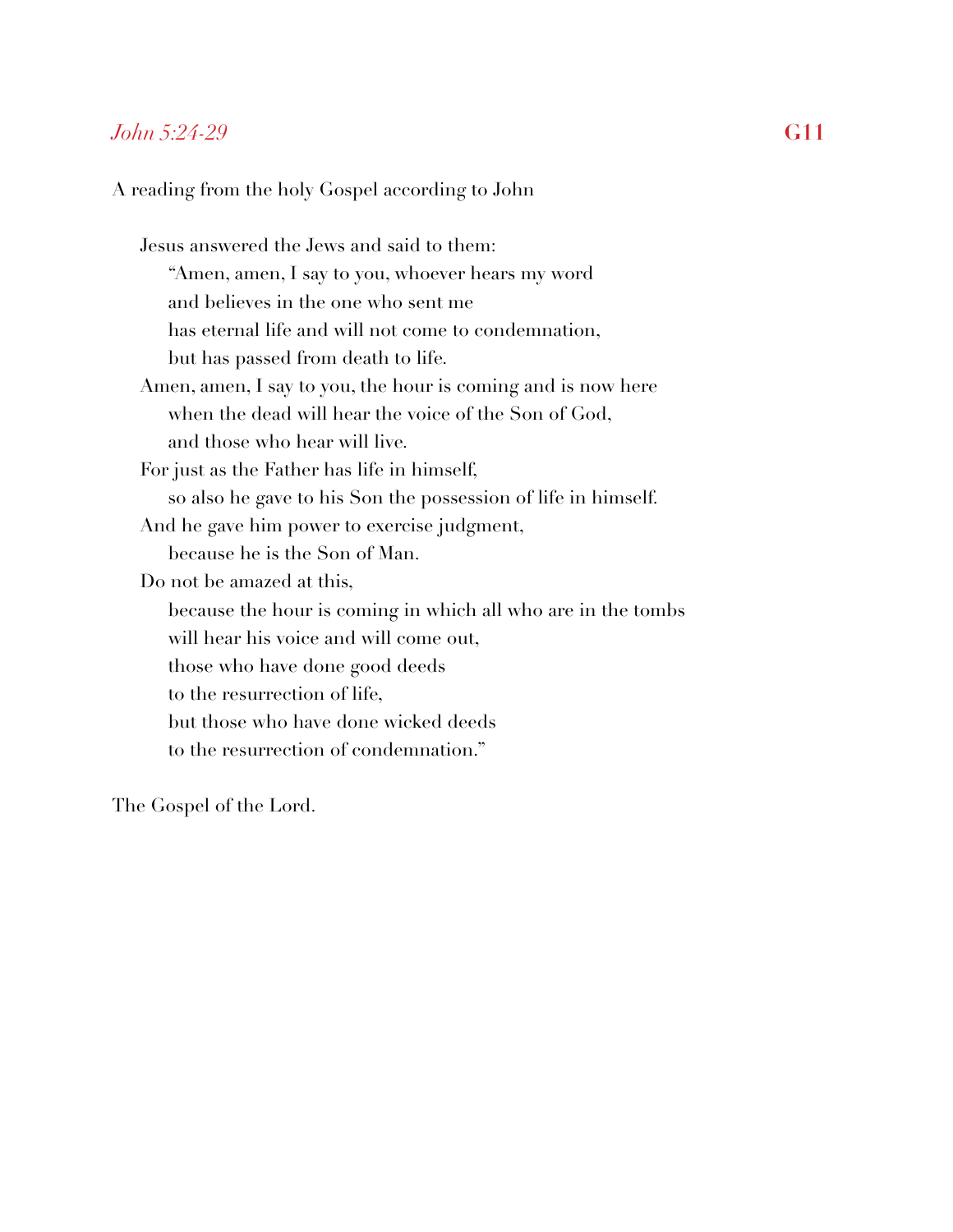*John 5:24-29* **G11**

A reading from the holy Gospel according to John

Jesus answered the Jews and said to them:
"Amen, amen, I say to you, whoever hears my word
and believes in the one who sent me
has eternal life and will not come to condemnation,
but has passed from death to life.
Amen, amen, I say to you, the hour is coming and is now here
when the dead will hear the voice of the Son of God,
and those who hear will live.
For just as the Father has life in himself,
so also he gave to his Son the possession of life in himself.
And he gave him power to exercise judgment,
because he is the Son of Man.
Do not be amazed at this,
because the hour is coming in which all who are in the tombs
will hear his voice and will come out,
those who have done good deeds
to the resurrection of life,
but those who have done wicked deeds
to the resurrection of condemnation."

The Gospel of the Lord.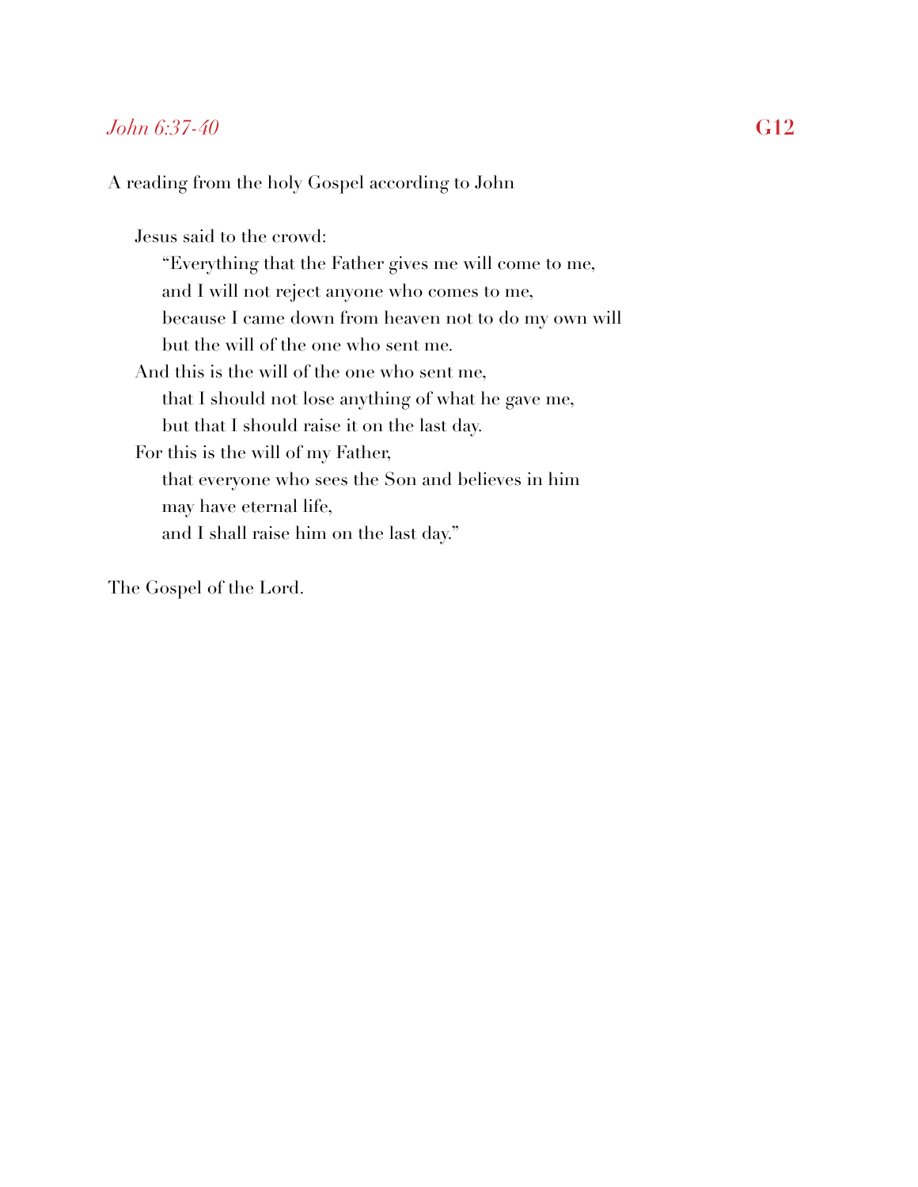## *John 6:37-40* **G12**

A reading from the holy Gospel according to John

Jesus said to the crowd:
"Everything that the Father gives me will come to me,
and I will not reject anyone who comes to me,
because I came down from heaven not to do my own will
but the will of the one who sent me.
And this is the will of the one who sent me,
that I should not lose anything of what he gave me,
but that I should raise it on the last day.
For this is the will of my Father,
that everyone who sees the Son and believes in him
may have eternal life,
and I shall raise him on the last day."

The Gospel of the Lord.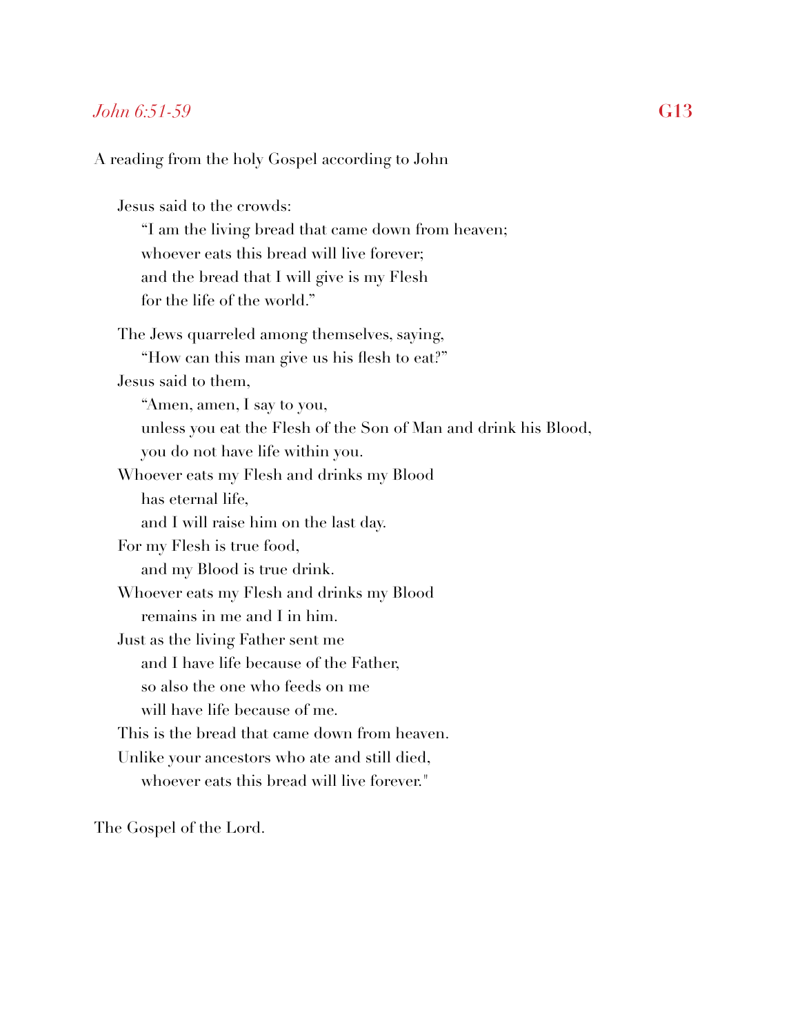*John 6:51-59* **G13**

A reading from the holy Gospel according to John

Jesus said to the crowds:
"I am the living bread that came down from heaven;
whoever eats this bread will live forever;
and the bread that I will give is my Flesh
for the life of the world."

The Jews quarreled among themselves, saying,
"How can this man give us his flesh to eat?"
Jesus said to them,
"Amen, amen, I say to you,
unless you eat the Flesh of the Son of Man and drink his Blood,
you do not have life within you.
Whoever eats my Flesh and drinks my Blood
has eternal life,
and I will raise him on the last day.
For my Flesh is true food,
and my Blood is true drink.
Whoever eats my Flesh and drinks my Blood
remains in me and I in him.
Just as the living Father sent me
and I have life because of the Father,
so also the one who feeds on me
will have life because of me.
This is the bread that came down from heaven.
Unlike your ancestors who ate and still died,
whoever eats this bread will live forever."

The Gospel of the Lord.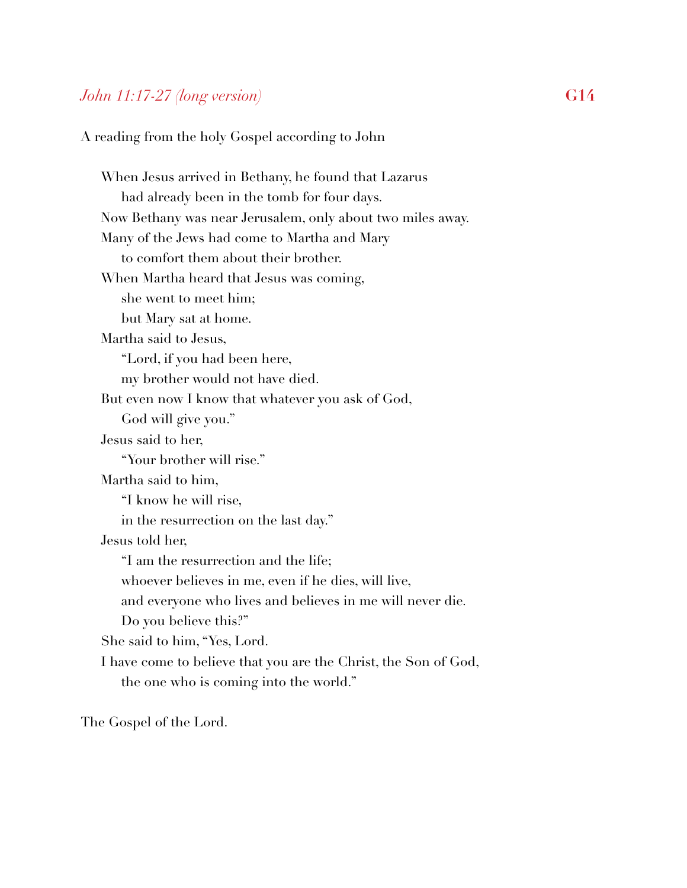*John 11:17-27 (long version)* **G14**

A reading from the holy Gospel according to John

When Jesus arrived in Bethany, he found that Lazarus
had already been in the tomb for four days.
Now Bethany was near Jerusalem, only about two miles away.
Many of the Jews had come to Martha and Mary
to comfort them about their brother.
When Martha heard that Jesus was coming,
she went to meet him;
but Mary sat at home.
Martha said to Jesus,
"Lord, if you had been here,
my brother would not have died.
But even now I know that whatever you ask of God,
God will give you."
Jesus said to her,
"Your brother will rise."
Martha said to him,
"I know he will rise,
in the resurrection on the last day."
Jesus told her,
"I am the resurrection and the life;
whoever believes in me, even if he dies, will live,
and everyone who lives and believes in me will never die.
Do you believe this?"
She said to him, "Yes, Lord.
I have come to believe that you are the Christ, the Son of God,
the one who is coming into the world."

The Gospel of the Lord.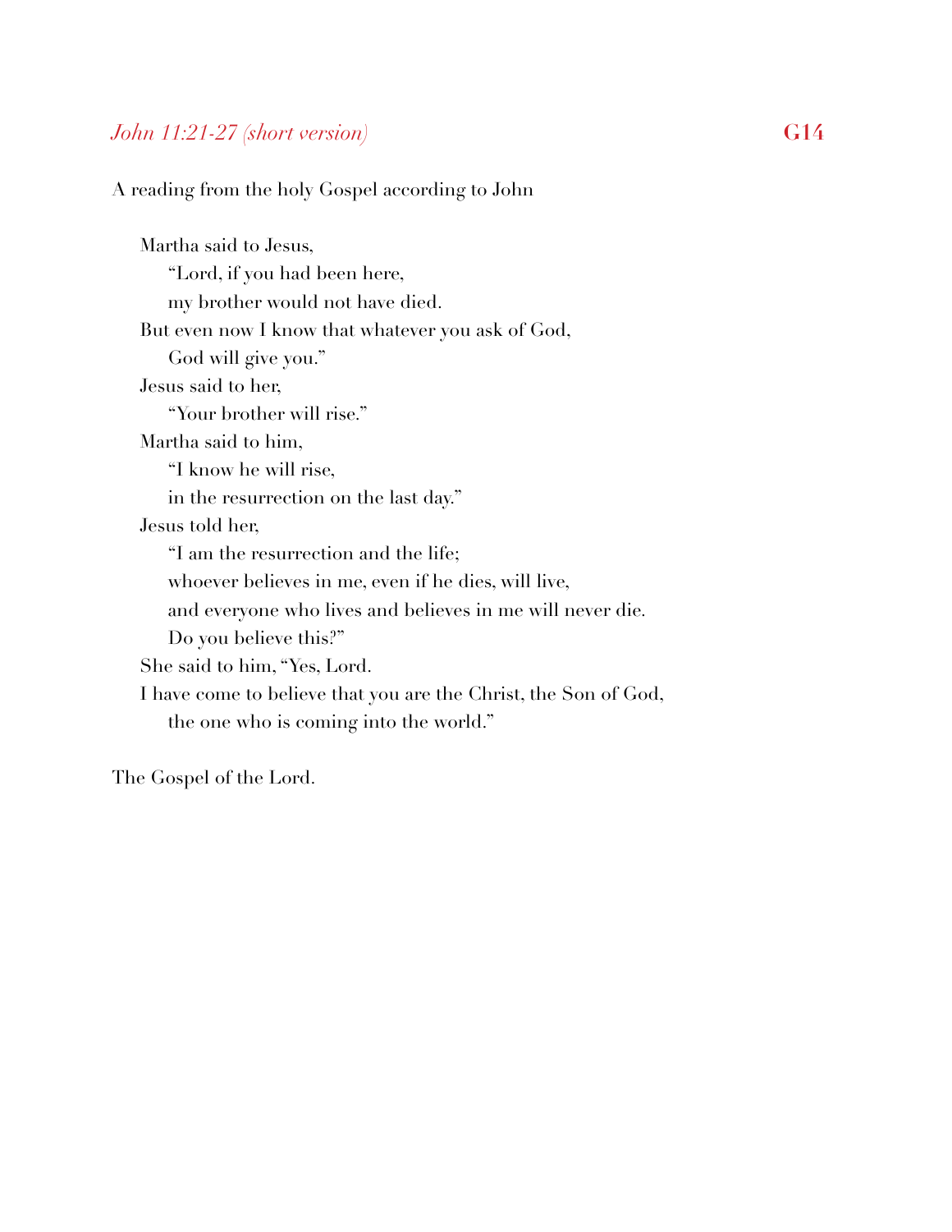## *John 11:21-27 (short version)* **G14**

A reading from the holy Gospel according to John

Martha said to Jesus,
"Lord, if you had been here,
my brother would not have died.
But even now I know that whatever you ask of God,
God will give you."
Jesus said to her,
"Your brother will rise."
Martha said to him,
"I know he will rise,
in the resurrection on the last day."
Jesus told her,
"I am the resurrection and the life;
whoever believes in me, even if he dies, will live,
and everyone who lives and believes in me will never die.
Do you believe this?"
She said to him, "Yes, Lord.
I have come to believe that you are the Christ, the Son of God,
the one who is coming into the world."

The Gospel of the Lord.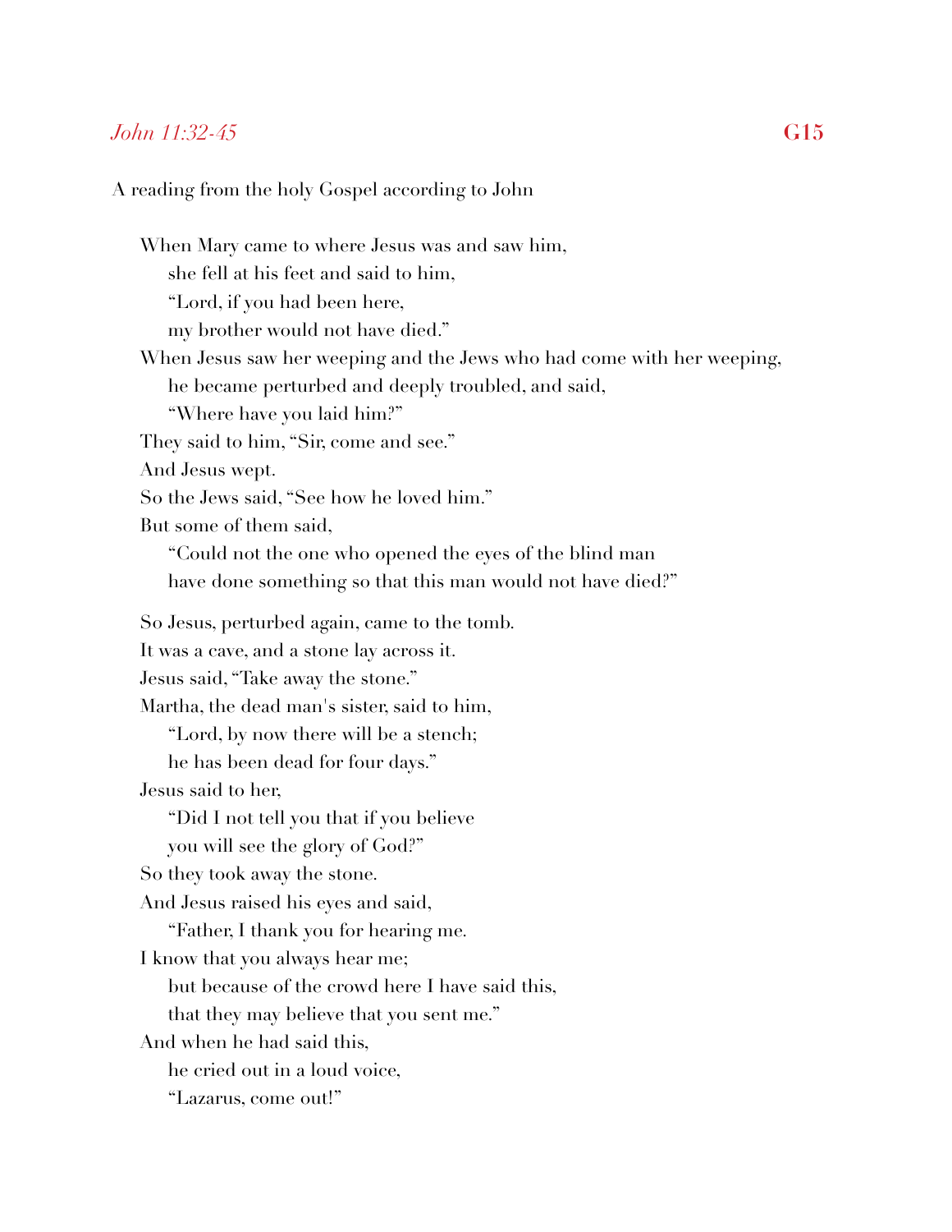*John 11:32-45* **G15**

A reading from the holy Gospel according to John

When Mary came to where Jesus was and saw him,
she fell at his feet and said to him,
"Lord, if you had been here,
my brother would not have died."
When Jesus saw her weeping and the Jews who had come with her weeping,
he became perturbed and deeply troubled, and said,
"Where have you laid him?"
They said to him, "Sir, come and see."
And Jesus wept.
So the Jews said, "See how he loved him."
But some of them said,
"Could not the one who opened the eyes of the blind man
have done something so that this man would not have died?"

So Jesus, perturbed again, came to the tomb.
It was a cave, and a stone lay across it.
Jesus said, "Take away the stone."
Martha, the dead man's sister, said to him,
"Lord, by now there will be a stench;
he has been dead for four days."
Jesus said to her,
"Did I not tell you that if you believe
you will see the glory of God?"
So they took away the stone.
And Jesus raised his eyes and said,
"Father, I thank you for hearing me.
I know that you always hear me;
but because of the crowd here I have said this,
that they may believe that you sent me."
And when he had said this,
he cried out in a loud voice,
"Lazarus, come out!"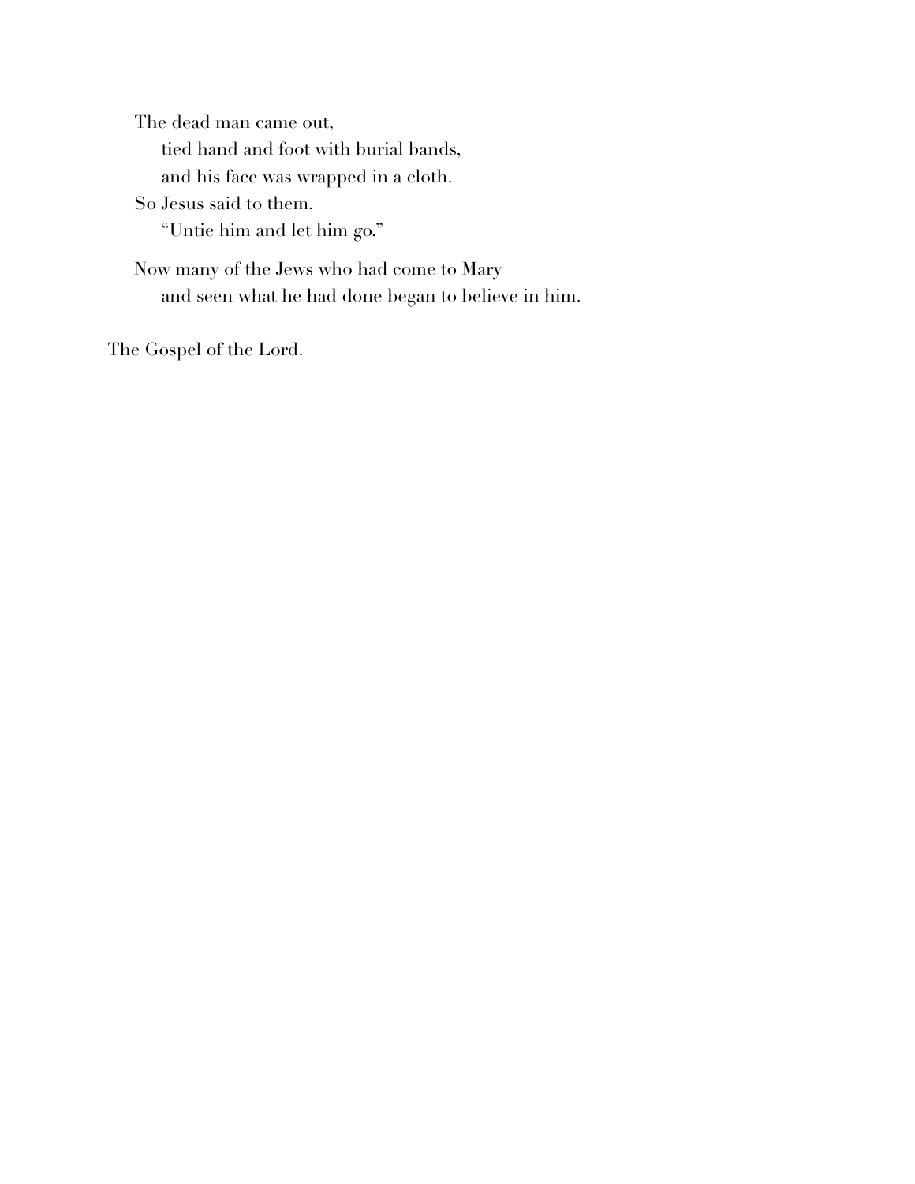The dead man came out,
  tied hand and foot with burial bands,
  and his face was wrapped in a cloth.
So Jesus said to them,
  "Untie him and let him go."

Now many of the Jews who had come to Mary
  and seen what he had done began to believe in him.

The Gospel of the Lord.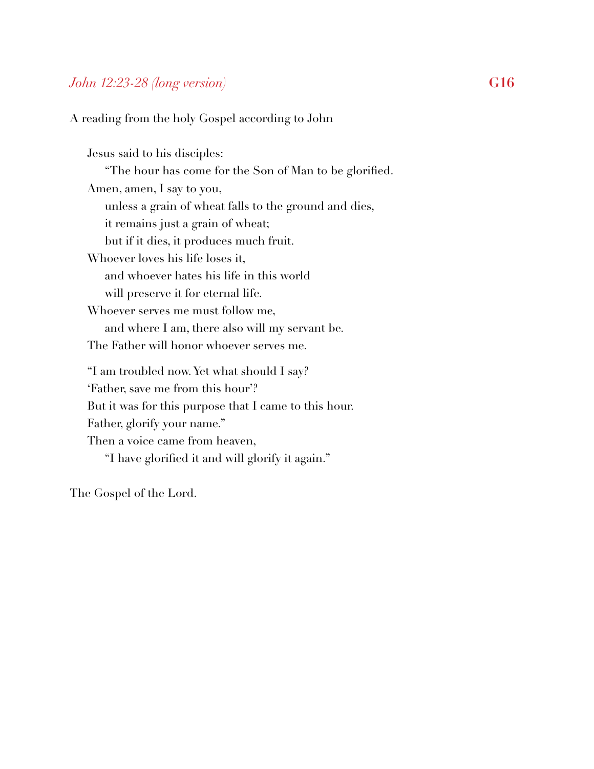*John 12:23-28 (long version)* **G16**

A reading from the holy Gospel according to John

Jesus said to his disciples:
"The hour has come for the Son of Man to be glorified.
Amen, amen, I say to you,
unless a grain of wheat falls to the ground and dies,
it remains just a grain of wheat;
but if it dies, it produces much fruit.
Whoever loves his life loses it,
and whoever hates his life in this world
will preserve it for eternal life.
Whoever serves me must follow me,
and where I am, there also will my servant be.
The Father will honor whoever serves me.

"I am troubled now. Yet what should I say?
'Father, save me from this hour'?
But it was for this purpose that I came to this hour.
Father, glorify your name."
Then a voice came from heaven,
"I have glorified it and will glorify it again."

The Gospel of the Lord.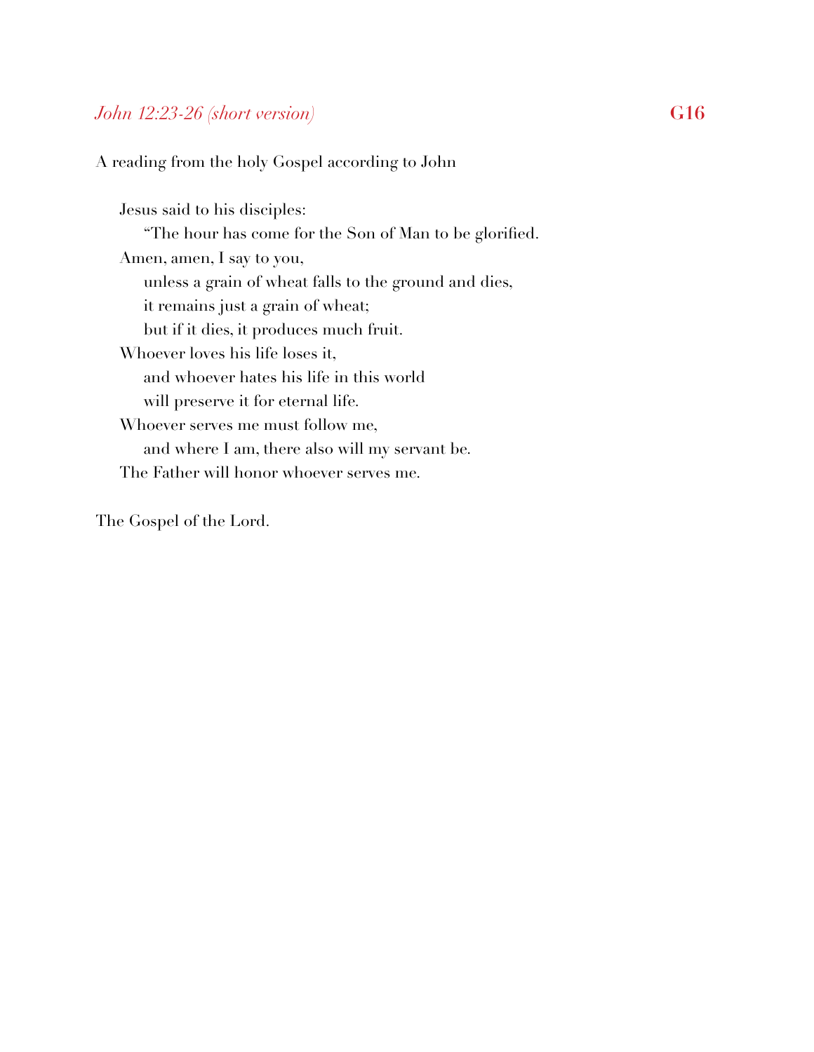*John 12:23-26 (short version)* **G16**

A reading from the holy Gospel according to John

Jesus said to his disciples:
  "The hour has come for the Son of Man to be glorified.
Amen, amen, I say to you,
  unless a grain of wheat falls to the ground and dies,
  it remains just a grain of wheat;
  but if it dies, it produces much fruit.
Whoever loves his life loses it,
  and whoever hates his life in this world
  will preserve it for eternal life.
Whoever serves me must follow me,
  and where I am, there also will my servant be.
The Father will honor whoever serves me.

The Gospel of the Lord.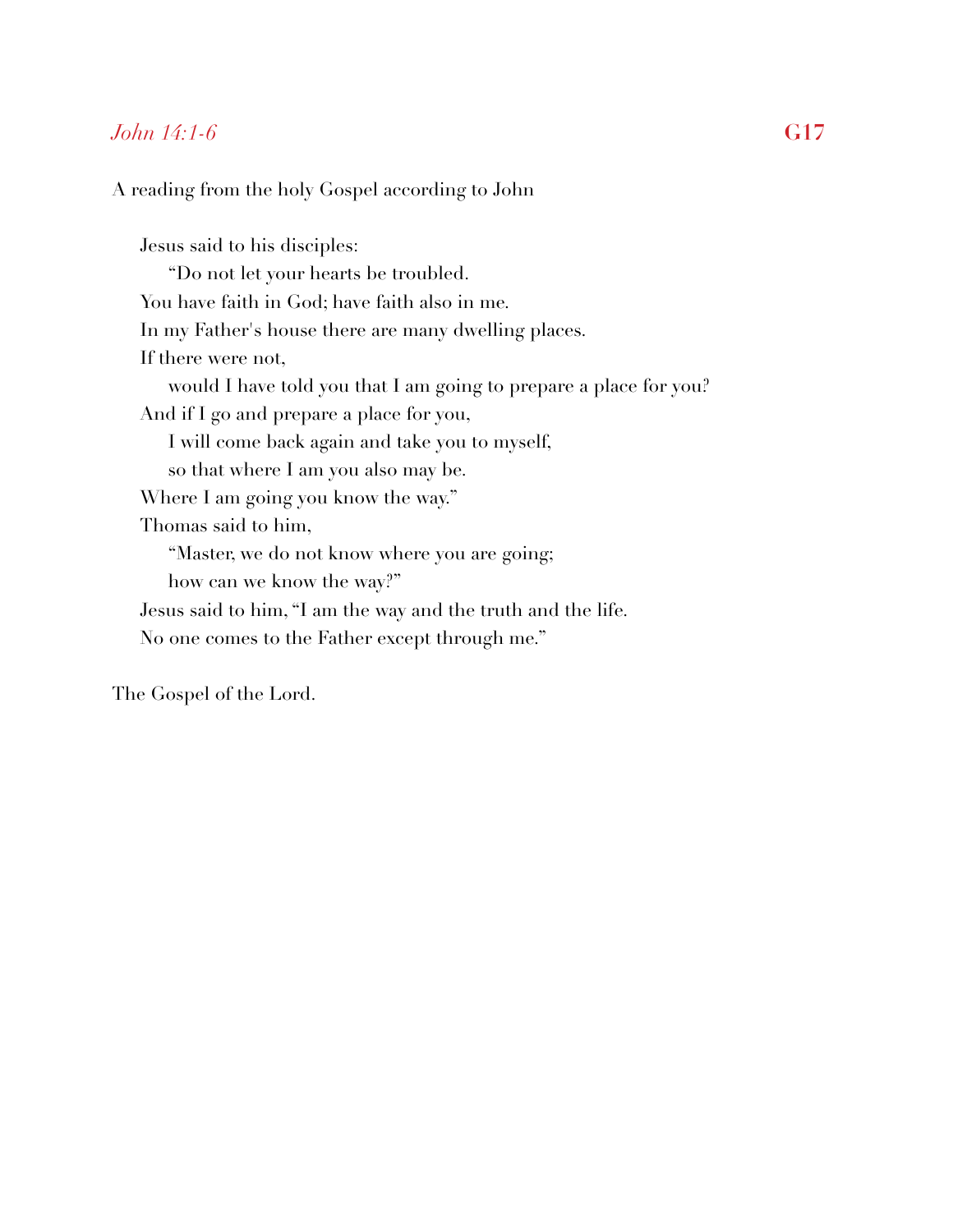*John 14:1-6* **G17**

A reading from the holy Gospel according to John

Jesus said to his disciples:
"Do not let your hearts be troubled.
You have faith in God; have faith also in me.
In my Father's house there are many dwelling places.
If there were not,
would I have told you that I am going to prepare a place for you?
And if I go and prepare a place for you,
I will come back again and take you to myself,
so that where I am you also may be.
Where I am going you know the way."
Thomas said to him,
"Master, we do not know where you are going;
how can we know the way?"
Jesus said to him, "I am the way and the truth and the life.
No one comes to the Father except through me."

The Gospel of the Lord.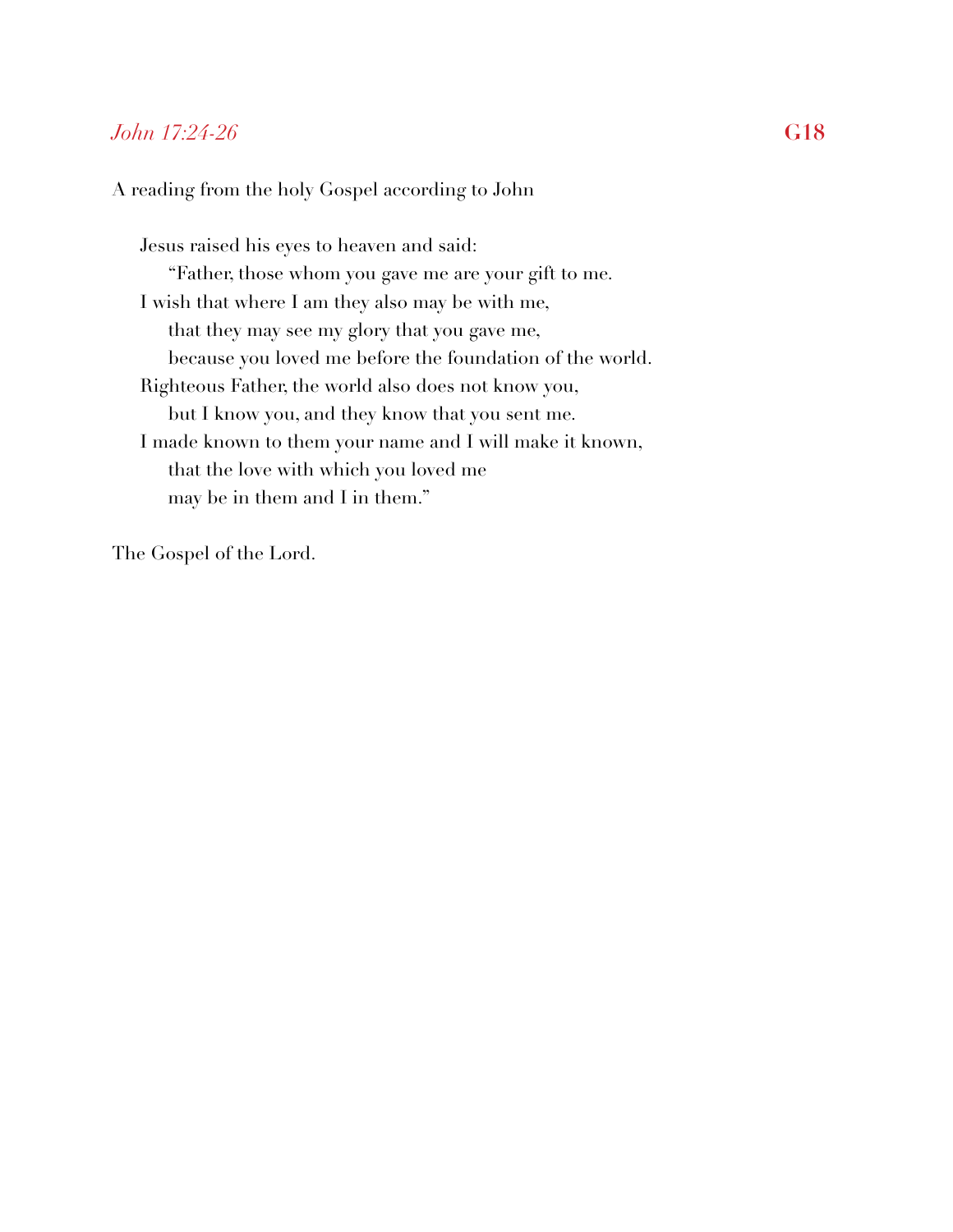*John 17:24-26* **G18**

A reading from the holy Gospel according to John

Jesus raised his eyes to heaven and said:
"Father, those whom you gave me are your gift to me.
I wish that where I am they also may be with me,
that they may see my glory that you gave me,
because you loved me before the foundation of the world.
Righteous Father, the world also does not know you,
but I know you, and they know that you sent me.
I made known to them your name and I will make it known,
that the love with which you loved me
may be in them and I in them."

The Gospel of the Lord.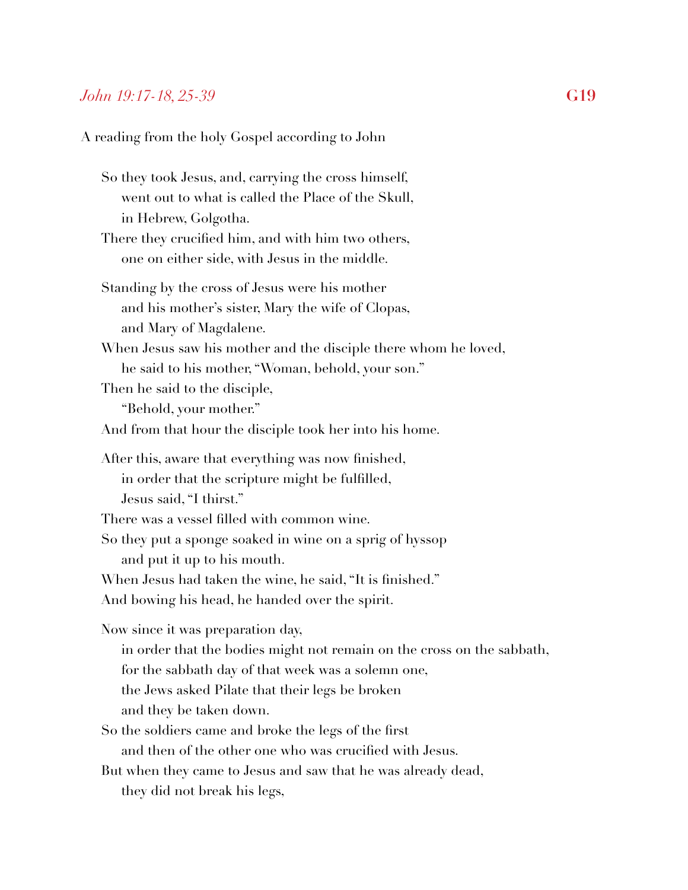## *John 19:17-18, 25-39* **G19**

A reading from the holy Gospel according to John

So they took Jesus, and, carrying the cross himself,
went out to what is called the Place of the Skull,
in Hebrew, Golgotha.
There they crucified him, and with him two others,
one on either side, with Jesus in the middle.

Standing by the cross of Jesus were his mother
and his mother's sister, Mary the wife of Clopas,
and Mary of Magdalene.
When Jesus saw his mother and the disciple there whom he loved,
he said to his mother, "Woman, behold, your son."
Then he said to the disciple,
"Behold, your mother."
And from that hour the disciple took her into his home.

After this, aware that everything was now finished,
in order that the scripture might be fulfilled,
Jesus said, "I thirst."
There was a vessel filled with common wine.
So they put a sponge soaked in wine on a sprig of hyssop
and put it up to his mouth.
When Jesus had taken the wine, he said, "It is finished."
And bowing his head, he handed over the spirit.

Now since it was preparation day,
in order that the bodies might not remain on the cross on the sabbath,
for the sabbath day of that week was a solemn one,
the Jews asked Pilate that their legs be broken
and they be taken down.
So the soldiers came and broke the legs of the first
and then of the other one who was crucified with Jesus.
But when they came to Jesus and saw that he was already dead,
they did not break his legs,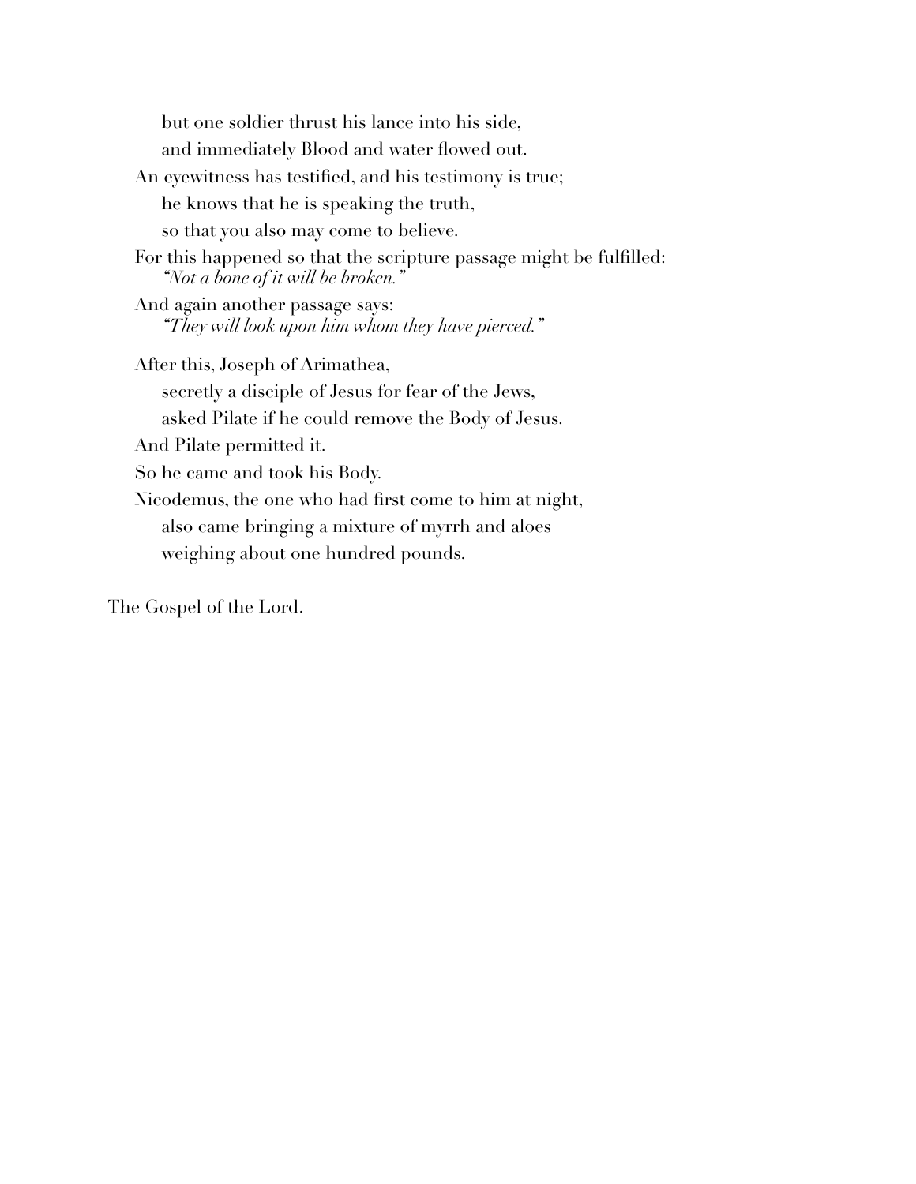but one soldier thrust his lance into his side,
and immediately Blood and water flowed out.

An eyewitness has testified, and his testimony is true;
he knows that he is speaking the truth,
so that you also may come to believe.

For this happened so that the scripture passage might be fulfilled:
*"Not a bone of it will be broken."*

And again another passage says:
*"They will look upon him whom they have pierced."*

After this, Joseph of Arimathea,
secretly a disciple of Jesus for fear of the Jews,
asked Pilate if he could remove the Body of Jesus.

And Pilate permitted it.

So he came and took his Body.

Nicodemus, the one who had first come to him at night,
also came bringing a mixture of myrrh and aloes
weighing about one hundred pounds.

The Gospel of the Lord.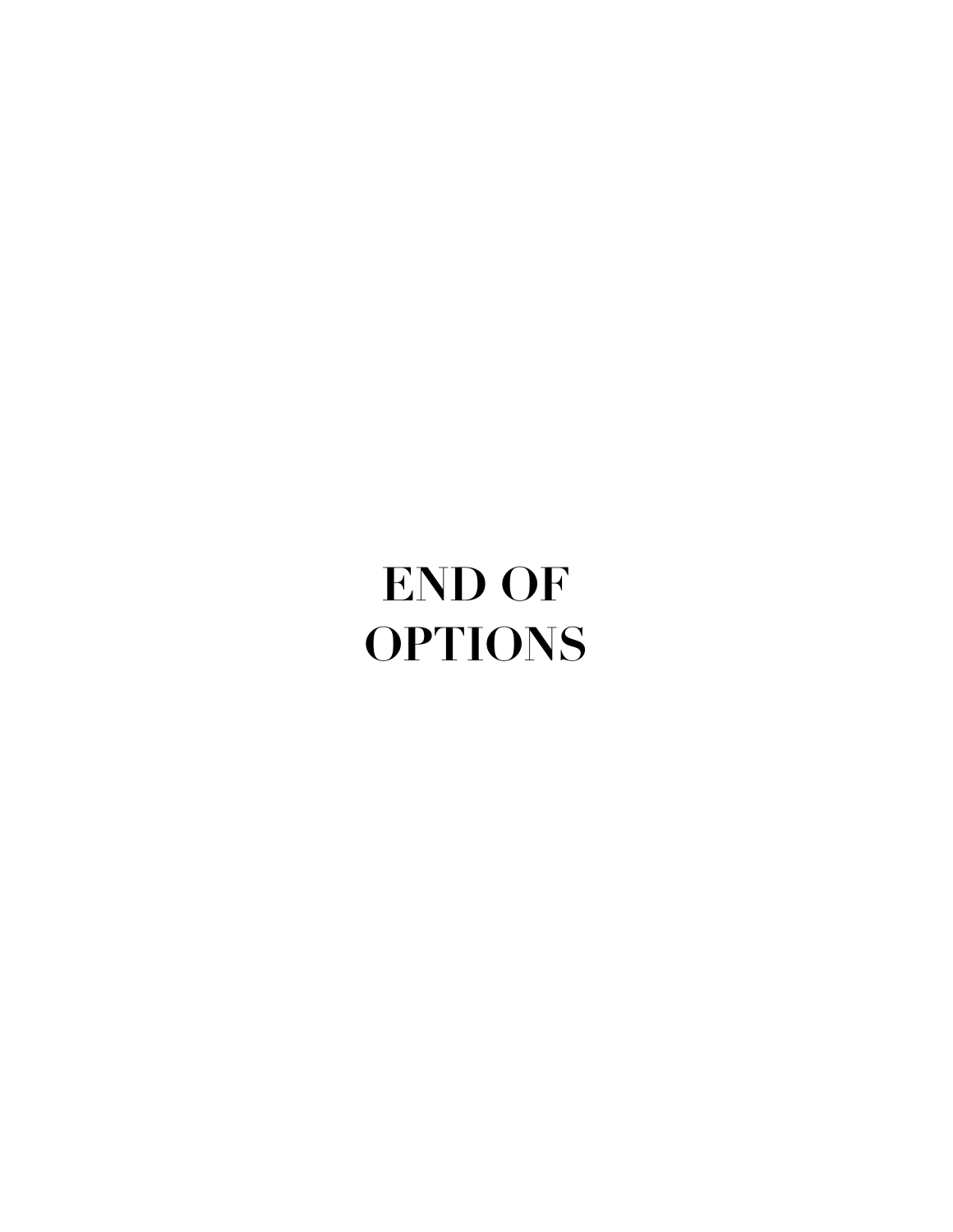# END OF OPTIONS